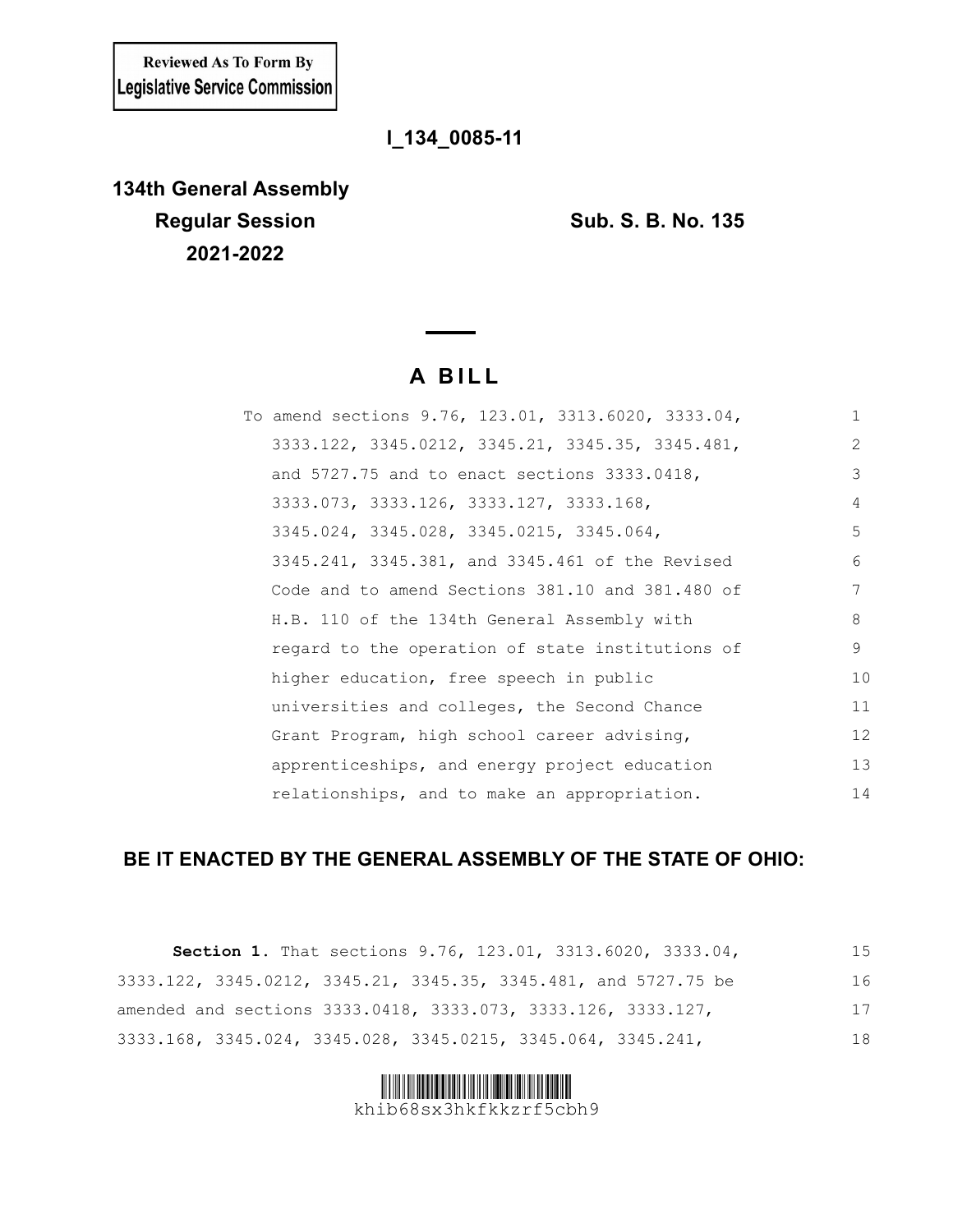Reviewed As To Form By
Legislative Service Commission

**I_134_0085-11**

**134th General Assembly**
**Regular Session**
**2021-2022**

**Sub. S. B. No. 135**

# A BILL

To amend sections 9.76, 123.01, 3313.6020, 3333.04, 3333.122, 3345.0212, 3345.21, 3345.35, 3345.481, and 5727.75 and to enact sections 3333.0418, 3333.073, 3333.126, 3333.127, 3333.168, 3345.024, 3345.028, 3345.0215, 3345.064, 3345.241, 3345.381, and 3345.461 of the Revised Code and to amend Sections 381.10 and 381.480 of H.B. 110 of the 134th General Assembly with regard to the operation of state institutions of higher education, free speech in public universities and colleges, the Second Chance Grant Program, high school career advising, apprenticeships, and energy project education relationships, and to make an appropriation.

**BE IT ENACTED BY THE GENERAL ASSEMBLY OF THE STATE OF OHIO:**

**Section 1.** That sections 9.76, 123.01, 3313.6020, 3333.04, 3333.122, 3345.0212, 3345.21, 3345.35, 3345.481, and 5727.75 be amended and sections 3333.0418, 3333.073, 3333.126, 3333.127, 3333.168, 3345.024, 3345.028, 3345.0215, 3345.064, 3345.241,

khib68sx3hkfkkzrf5cbh9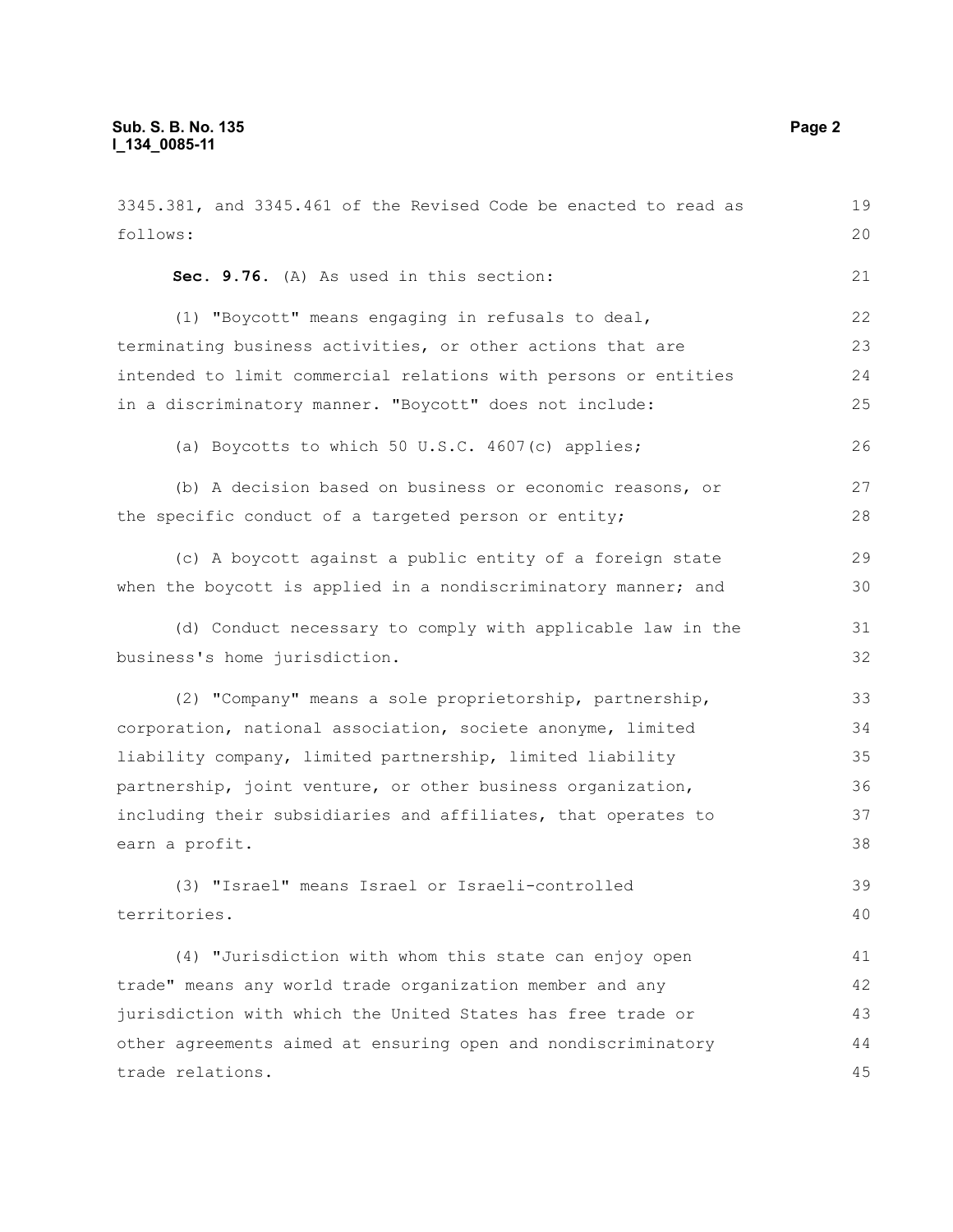3345.381, and 3345.461 of the Revised Code be enacted to read as follows:

**Sec. 9.76.** (A) As used in this section:

(1) "Boycott" means engaging in refusals to deal, terminating business activities, or other actions that are intended to limit commercial relations with persons or entities in a discriminatory manner. "Boycott" does not include:

(a) Boycotts to which 50 U.S.C. 4607(c) applies;

(b) A decision based on business or economic reasons, or the specific conduct of a targeted person or entity;

(c) A boycott against a public entity of a foreign state when the boycott is applied in a nondiscriminatory manner; and

(d) Conduct necessary to comply with applicable law in the business's home jurisdiction.

(2) "Company" means a sole proprietorship, partnership, corporation, national association, societe anonyme, limited liability company, limited partnership, limited liability partnership, joint venture, or other business organization, including their subsidiaries and affiliates, that operates to earn a profit.

(3) "Israel" means Israel or Israeli-controlled territories.

(4) "Jurisdiction with whom this state can enjoy open trade" means any world trade organization member and any jurisdiction with which the United States has free trade or other agreements aimed at ensuring open and nondiscriminatory trade relations.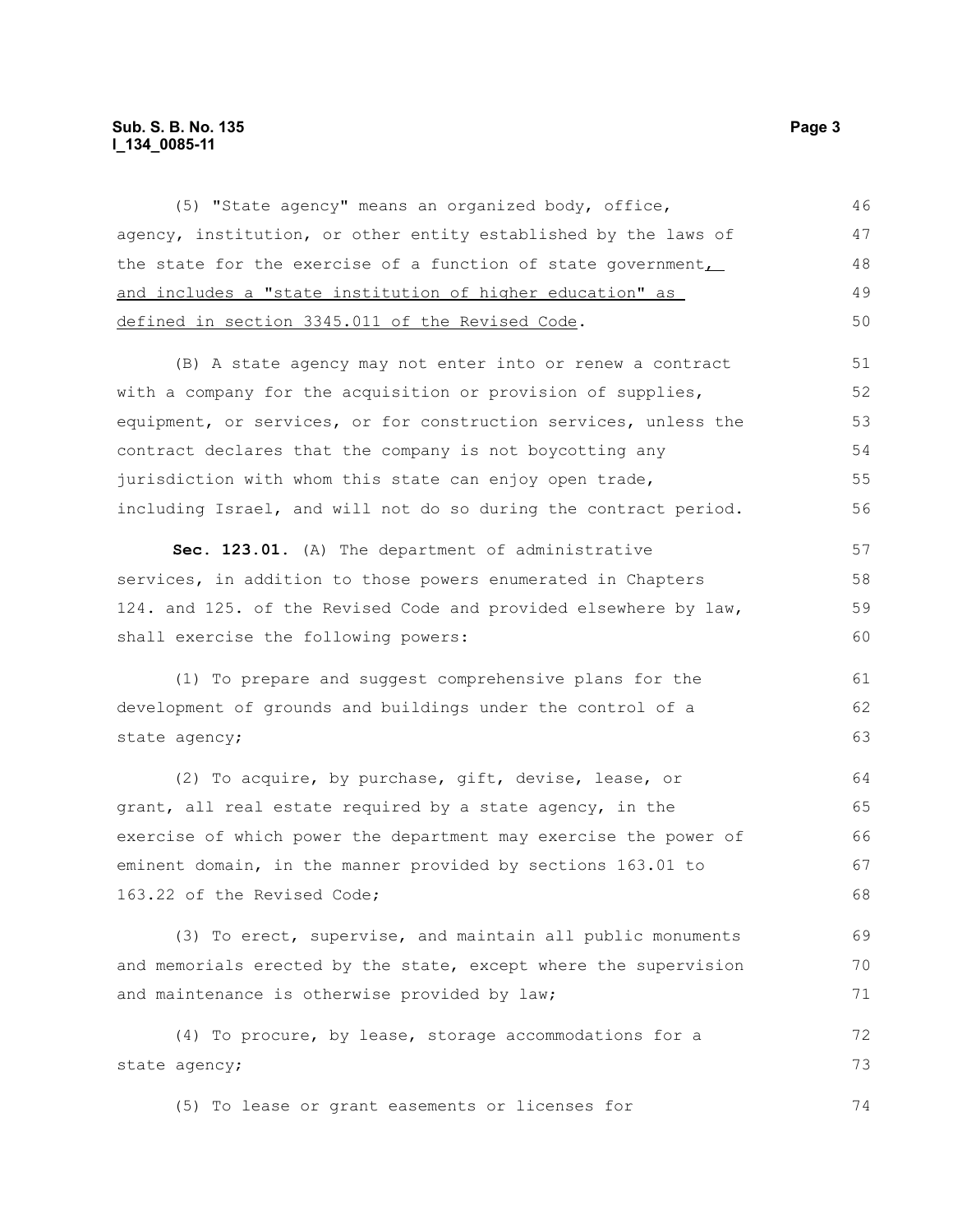(5) "State agency" means an organized body, office, agency, institution, or other entity established by the laws of the state for the exercise of a function of state government, and includes a "state institution of higher education" as defined in section 3345.011 of the Revised Code.

(B) A state agency may not enter into or renew a contract with a company for the acquisition or provision of supplies, equipment, or services, or for construction services, unless the contract declares that the company is not boycotting any jurisdiction with whom this state can enjoy open trade, including Israel, and will not do so during the contract period.

**Sec. 123.01.** (A) The department of administrative services, in addition to those powers enumerated in Chapters 124. and 125. of the Revised Code and provided elsewhere by law, shall exercise the following powers:

(1) To prepare and suggest comprehensive plans for the development of grounds and buildings under the control of a state agency;

(2) To acquire, by purchase, gift, devise, lease, or grant, all real estate required by a state agency, in the exercise of which power the department may exercise the power of eminent domain, in the manner provided by sections 163.01 to 163.22 of the Revised Code;

(3) To erect, supervise, and maintain all public monuments and memorials erected by the state, except where the supervision and maintenance is otherwise provided by law;

(4) To procure, by lease, storage accommodations for a state agency;

(5) To lease or grant easements or licenses for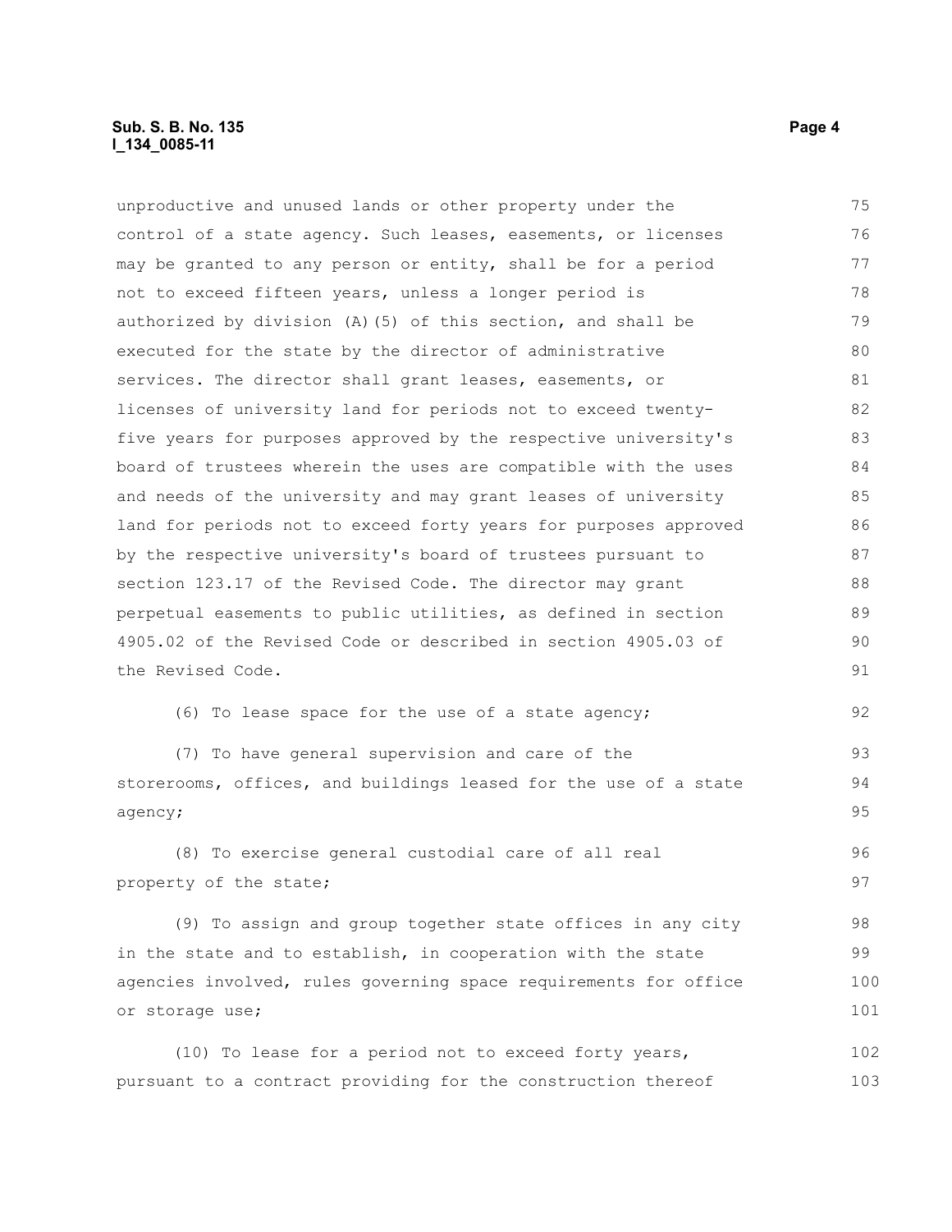unproductive and unused lands or other property under the control of a state agency. Such leases, easements, or licenses may be granted to any person or entity, shall be for a period not to exceed fifteen years, unless a longer period is authorized by division (A)(5) of this section, and shall be executed for the state by the director of administrative services. The director shall grant leases, easements, or licenses of university land for periods not to exceed twenty-five years for purposes approved by the respective university's board of trustees wherein the uses are compatible with the uses and needs of the university and may grant leases of university land for periods not to exceed forty years for purposes approved by the respective university's board of trustees pursuant to section 123.17 of the Revised Code. The director may grant perpetual easements to public utilities, as defined in section 4905.02 of the Revised Code or described in section 4905.03 of the Revised Code.

(6) To lease space for the use of a state agency;

(7) To have general supervision and care of the storerooms, offices, and buildings leased for the use of a state agency;

(8) To exercise general custodial care of all real property of the state;

(9) To assign and group together state offices in any city in the state and to establish, in cooperation with the state agencies involved, rules governing space requirements for office or storage use;

(10) To lease for a period not to exceed forty years, pursuant to a contract providing for the construction thereof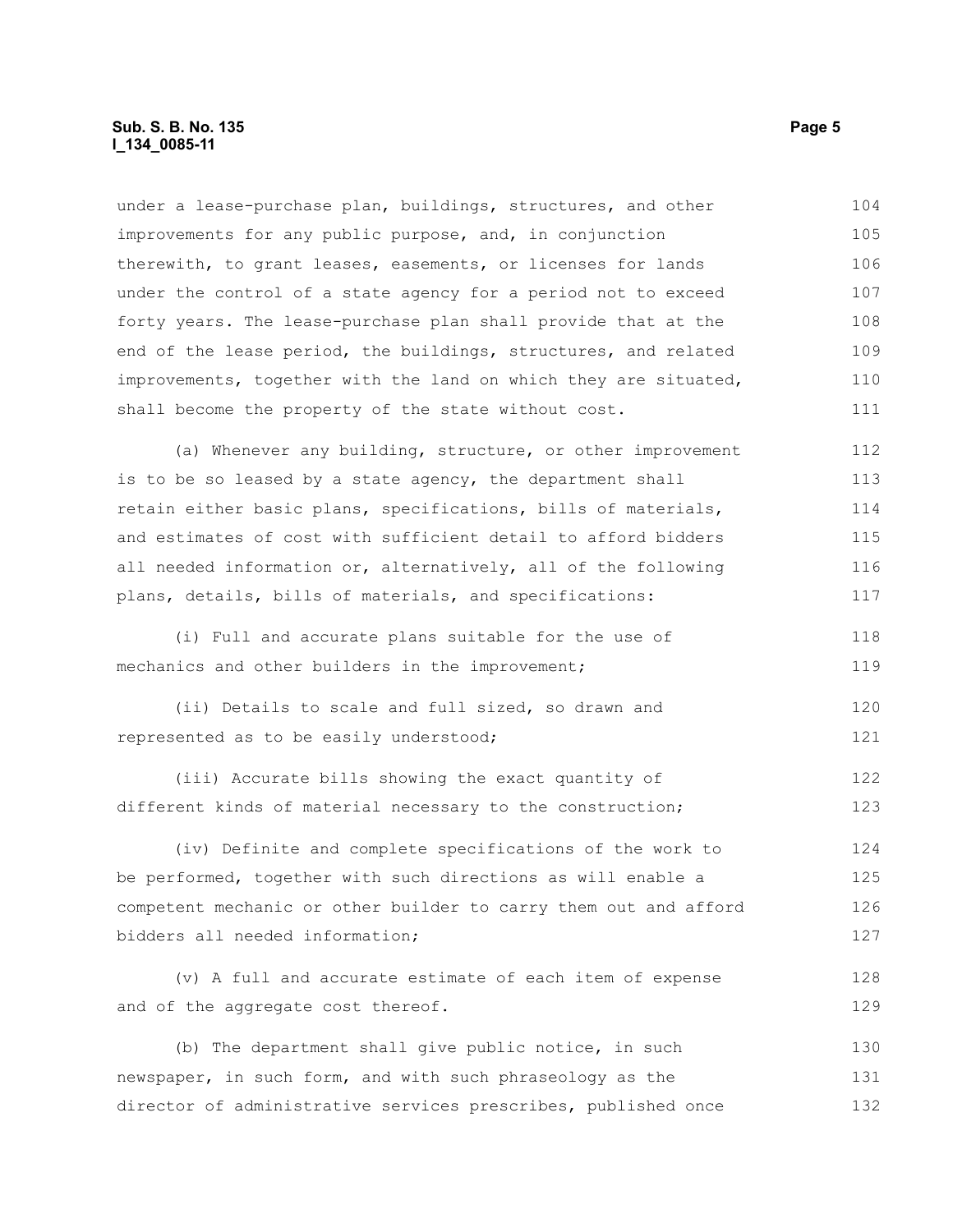under a lease-purchase plan, buildings, structures, and other improvements for any public purpose, and, in conjunction therewith, to grant leases, easements, or licenses for lands under the control of a state agency for a period not to exceed forty years. The lease-purchase plan shall provide that at the end of the lease period, the buildings, structures, and related improvements, together with the land on which they are situated, shall become the property of the state without cost.

(a) Whenever any building, structure, or other improvement is to be so leased by a state agency, the department shall retain either basic plans, specifications, bills of materials, and estimates of cost with sufficient detail to afford bidders all needed information or, alternatively, all of the following plans, details, bills of materials, and specifications:

(i) Full and accurate plans suitable for the use of mechanics and other builders in the improvement;

(ii) Details to scale and full sized, so drawn and represented as to be easily understood;

(iii) Accurate bills showing the exact quantity of different kinds of material necessary to the construction;

(iv) Definite and complete specifications of the work to be performed, together with such directions as will enable a competent mechanic or other builder to carry them out and afford bidders all needed information;

(v) A full and accurate estimate of each item of expense and of the aggregate cost thereof.

(b) The department shall give public notice, in such newspaper, in such form, and with such phraseology as the director of administrative services prescribes, published once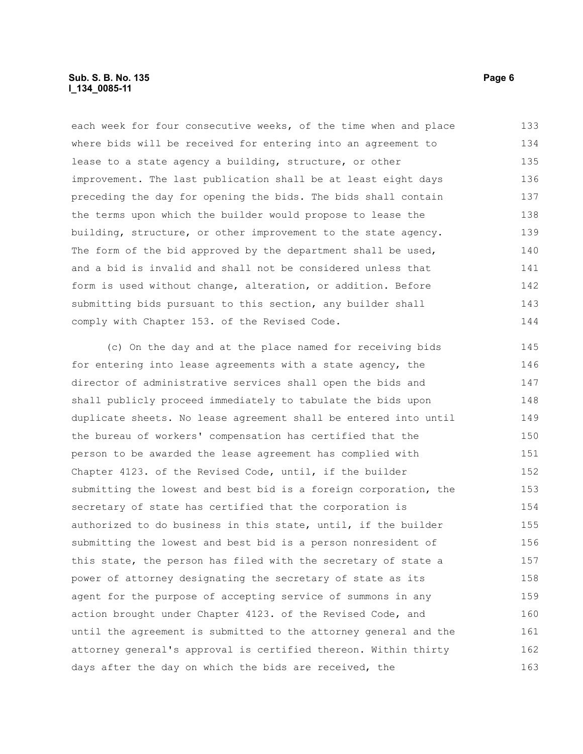each week for four consecutive weeks, of the time when and place where bids will be received for entering into an agreement to lease to a state agency a building, structure, or other improvement. The last publication shall be at least eight days preceding the day for opening the bids. The bids shall contain the terms upon which the builder would propose to lease the building, structure, or other improvement to the state agency. The form of the bid approved by the department shall be used, and a bid is invalid and shall not be considered unless that form is used without change, alteration, or addition. Before submitting bids pursuant to this section, any builder shall comply with Chapter 153. of the Revised Code.

(c) On the day and at the place named for receiving bids for entering into lease agreements with a state agency, the director of administrative services shall open the bids and shall publicly proceed immediately to tabulate the bids upon duplicate sheets. No lease agreement shall be entered into until the bureau of workers' compensation has certified that the person to be awarded the lease agreement has complied with Chapter 4123. of the Revised Code, until, if the builder submitting the lowest and best bid is a foreign corporation, the secretary of state has certified that the corporation is authorized to do business in this state, until, if the builder submitting the lowest and best bid is a person nonresident of this state, the person has filed with the secretary of state a power of attorney designating the secretary of state as its agent for the purpose of accepting service of summons in any action brought under Chapter 4123. of the Revised Code, and until the agreement is submitted to the attorney general and the attorney general's approval is certified thereon. Within thirty days after the day on which the bids are received, the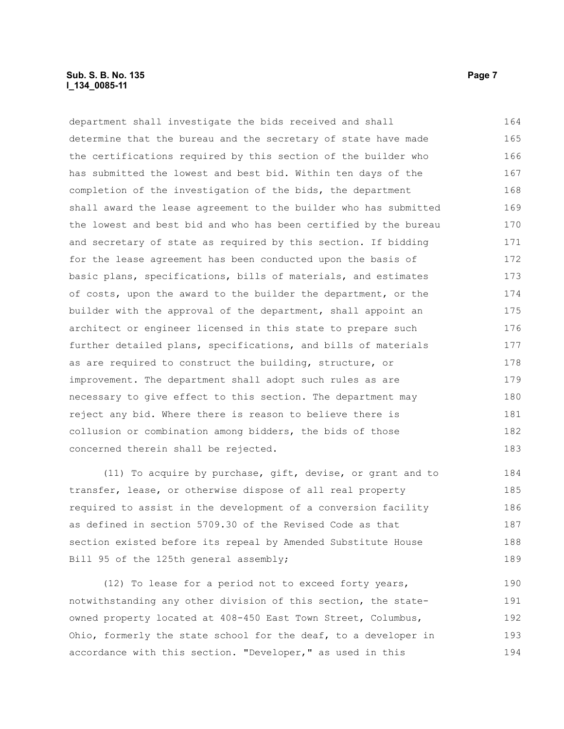department shall investigate the bids received and shall determine that the bureau and the secretary of state have made the certifications required by this section of the builder who has submitted the lowest and best bid. Within ten days of the completion of the investigation of the bids, the department shall award the lease agreement to the builder who has submitted the lowest and best bid and who has been certified by the bureau and secretary of state as required by this section. If bidding for the lease agreement has been conducted upon the basis of basic plans, specifications, bills of materials, and estimates of costs, upon the award to the builder the department, or the builder with the approval of the department, shall appoint an architect or engineer licensed in this state to prepare such further detailed plans, specifications, and bills of materials as are required to construct the building, structure, or improvement. The department shall adopt such rules as are necessary to give effect to this section. The department may reject any bid. Where there is reason to believe there is collusion or combination among bidders, the bids of those concerned therein shall be rejected.

(11) To acquire by purchase, gift, devise, or grant and to transfer, lease, or otherwise dispose of all real property required to assist in the development of a conversion facility as defined in section 5709.30 of the Revised Code as that section existed before its repeal by Amended Substitute House Bill 95 of the 125th general assembly;

(12) To lease for a period not to exceed forty years, notwithstanding any other division of this section, the state-owned property located at 408-450 East Town Street, Columbus, Ohio, formerly the state school for the deaf, to a developer in accordance with this section. "Developer," as used in this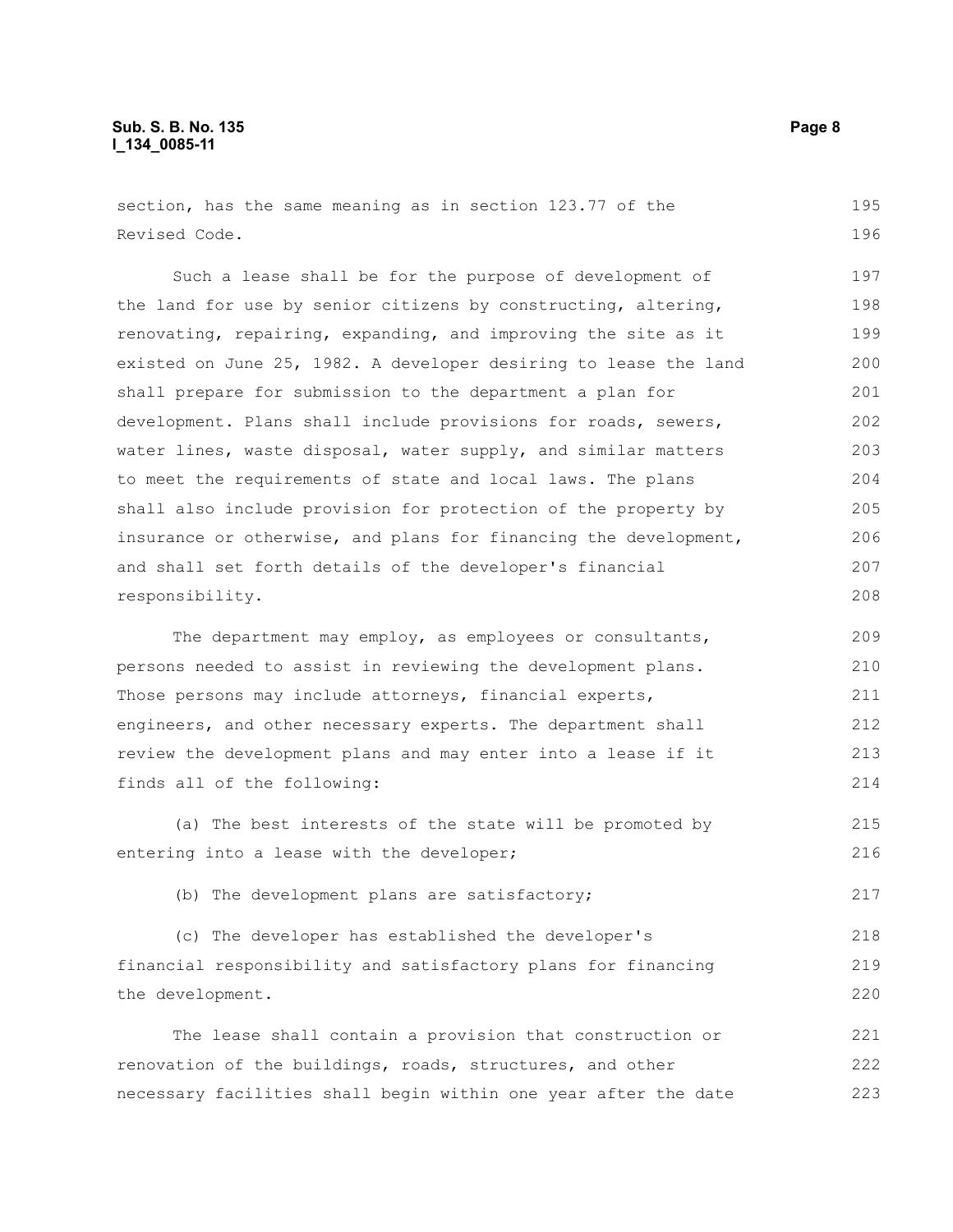section, has the same meaning as in section 123.77 of the Revised Code.

Such a lease shall be for the purpose of development of the land for use by senior citizens by constructing, altering, renovating, repairing, expanding, and improving the site as it existed on June 25, 1982. A developer desiring to lease the land shall prepare for submission to the department a plan for development. Plans shall include provisions for roads, sewers, water lines, waste disposal, water supply, and similar matters to meet the requirements of state and local laws. The plans shall also include provision for protection of the property by insurance or otherwise, and plans for financing the development, and shall set forth details of the developer's financial responsibility.

The department may employ, as employees or consultants, persons needed to assist in reviewing the development plans. Those persons may include attorneys, financial experts, engineers, and other necessary experts. The department shall review the development plans and may enter into a lease if it finds all of the following:

(a) The best interests of the state will be promoted by entering into a lease with the developer;

(b) The development plans are satisfactory;

(c) The developer has established the developer's financial responsibility and satisfactory plans for financing the development.

The lease shall contain a provision that construction or renovation of the buildings, roads, structures, and other necessary facilities shall begin within one year after the date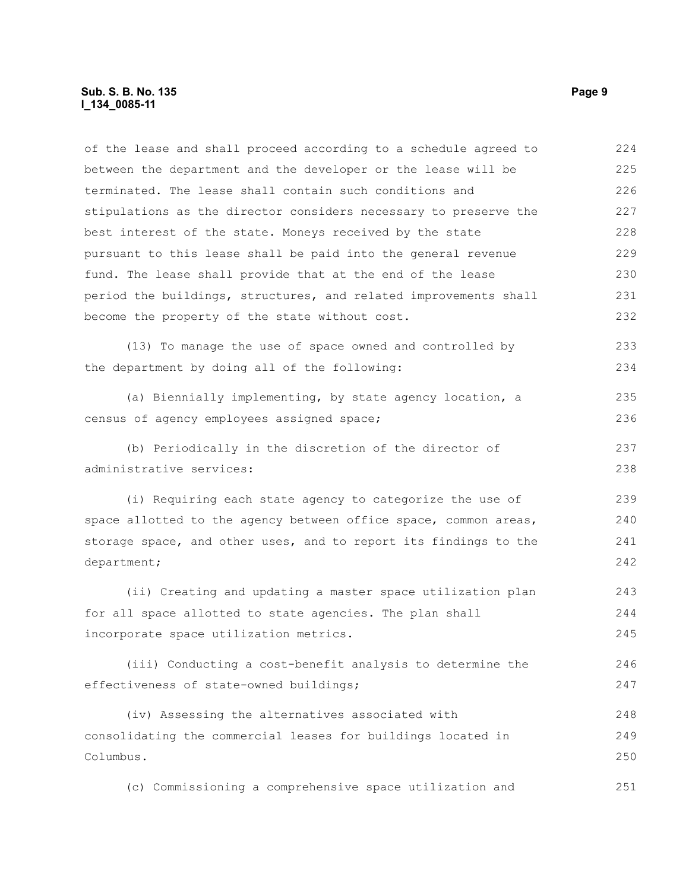of the lease and shall proceed according to a schedule agreed to between the department and the developer or the lease will be terminated. The lease shall contain such conditions and stipulations as the director considers necessary to preserve the best interest of the state. Moneys received by the state pursuant to this lease shall be paid into the general revenue fund. The lease shall provide that at the end of the lease period the buildings, structures, and related improvements shall become the property of the state without cost.

(13) To manage the use of space owned and controlled by the department by doing all of the following:

(a) Biennially implementing, by state agency location, a census of agency employees assigned space;

(b) Periodically in the discretion of the director of administrative services:

(i) Requiring each state agency to categorize the use of space allotted to the agency between office space, common areas, storage space, and other uses, and to report its findings to the department;

(ii) Creating and updating a master space utilization plan for all space allotted to state agencies. The plan shall incorporate space utilization metrics.

(iii) Conducting a cost-benefit analysis to determine the effectiveness of state-owned buildings;

(iv) Assessing the alternatives associated with consolidating the commercial leases for buildings located in Columbus.

(c) Commissioning a comprehensive space utilization and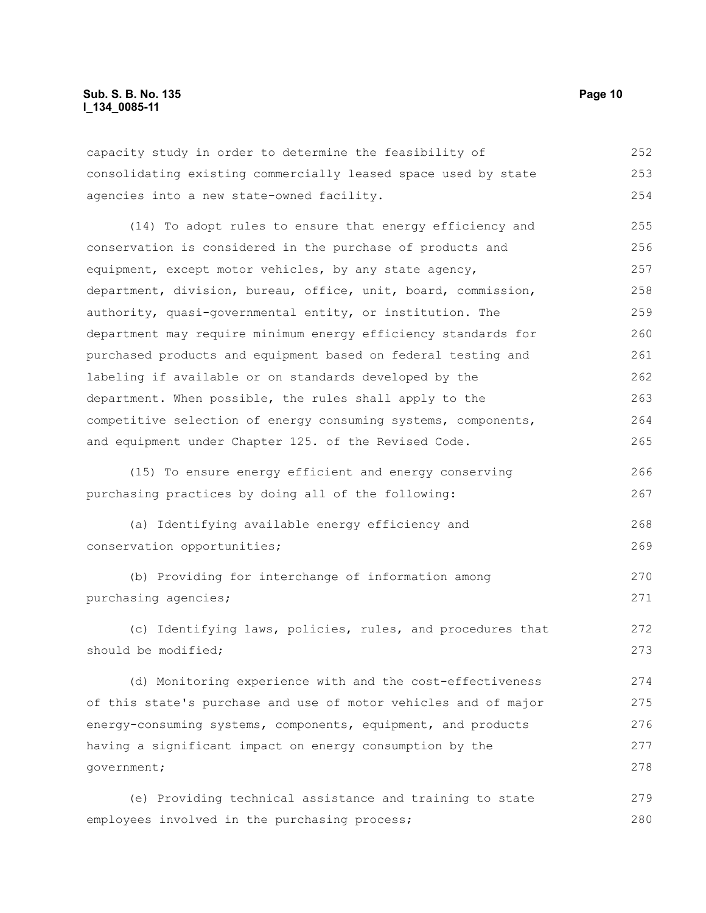capacity study in order to determine the feasibility of consolidating existing commercially leased space used by state agencies into a new state-owned facility.

(14) To adopt rules to ensure that energy efficiency and conservation is considered in the purchase of products and equipment, except motor vehicles, by any state agency, department, division, bureau, office, unit, board, commission, authority, quasi-governmental entity, or institution. The department may require minimum energy efficiency standards for purchased products and equipment based on federal testing and labeling if available or on standards developed by the department. When possible, the rules shall apply to the competitive selection of energy consuming systems, components, and equipment under Chapter 125. of the Revised Code.

(15) To ensure energy efficient and energy conserving purchasing practices by doing all of the following:

(a) Identifying available energy efficiency and conservation opportunities;

(b) Providing for interchange of information among purchasing agencies;

(c) Identifying laws, policies, rules, and procedures that should be modified;

(d) Monitoring experience with and the cost-effectiveness of this state's purchase and use of motor vehicles and of major energy-consuming systems, components, equipment, and products having a significant impact on energy consumption by the government;

(e) Providing technical assistance and training to state employees involved in the purchasing process;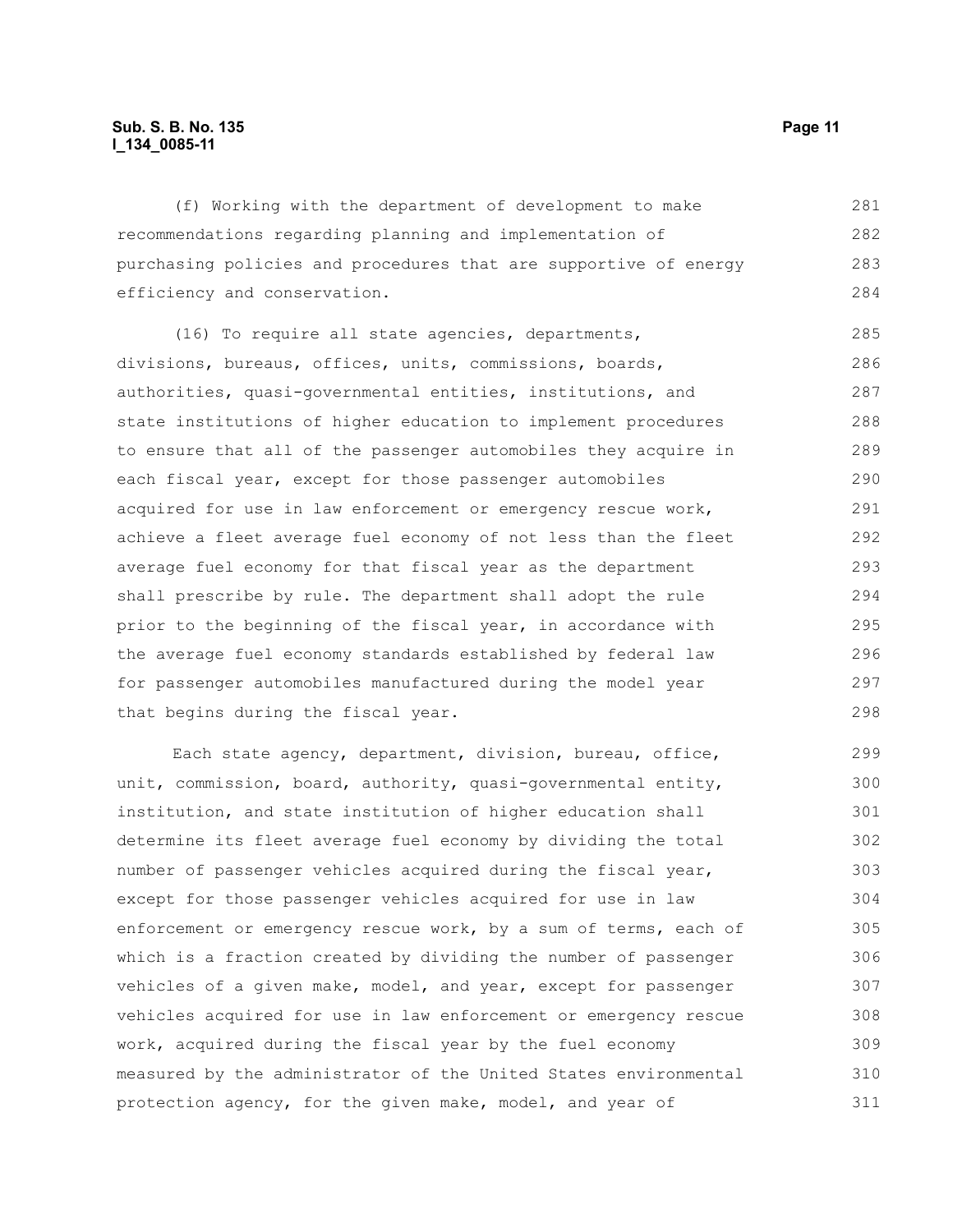(f) Working with the department of development to make recommendations regarding planning and implementation of purchasing policies and procedures that are supportive of energy efficiency and conservation.

(16) To require all state agencies, departments, divisions, bureaus, offices, units, commissions, boards, authorities, quasi-governmental entities, institutions, and state institutions of higher education to implement procedures to ensure that all of the passenger automobiles they acquire in each fiscal year, except for those passenger automobiles acquired for use in law enforcement or emergency rescue work, achieve a fleet average fuel economy of not less than the fleet average fuel economy for that fiscal year as the department shall prescribe by rule. The department shall adopt the rule prior to the beginning of the fiscal year, in accordance with the average fuel economy standards established by federal law for passenger automobiles manufactured during the model year that begins during the fiscal year.

Each state agency, department, division, bureau, office, unit, commission, board, authority, quasi-governmental entity, institution, and state institution of higher education shall determine its fleet average fuel economy by dividing the total number of passenger vehicles acquired during the fiscal year, except for those passenger vehicles acquired for use in law enforcement or emergency rescue work, by a sum of terms, each of which is a fraction created by dividing the number of passenger vehicles of a given make, model, and year, except for passenger vehicles acquired for use in law enforcement or emergency rescue work, acquired during the fiscal year by the fuel economy measured by the administrator of the United States environmental protection agency, for the given make, model, and year of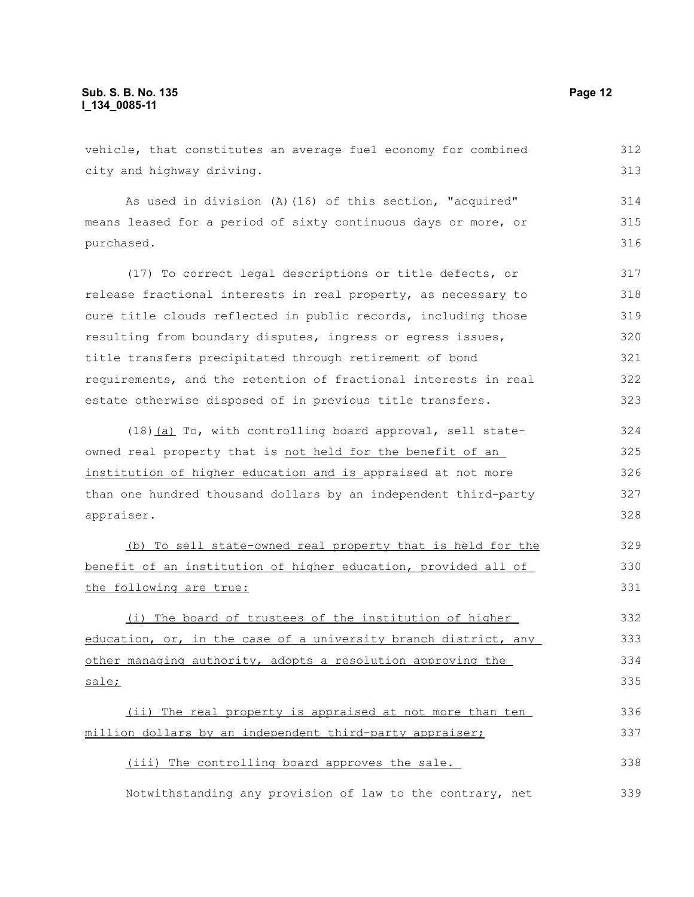vehicle, that constitutes an average fuel economy for combined city and highway driving.

As used in division (A)(16) of this section, "acquired" means leased for a period of sixty continuous days or more, or purchased.

(17) To correct legal descriptions or title defects, or release fractional interests in real property, as necessary to cure title clouds reflected in public records, including those resulting from boundary disputes, ingress or egress issues, title transfers precipitated through retirement of bond requirements, and the retention of fractional interests in real estate otherwise disposed of in previous title transfers.

(18)(a) To, with controlling board approval, sell state-owned real property that is not held for the benefit of an institution of higher education and is appraised at not more than one hundred thousand dollars by an independent third-party appraiser.

(b) To sell state-owned real property that is held for the benefit of an institution of higher education, provided all of the following are true:

(i) The board of trustees of the institution of higher education, or, in the case of a university branch district, any other managing authority, adopts a resolution approving the sale;

(ii) The real property is appraised at not more than ten million dollars by an independent third-party appraiser;

(iii) The controlling board approves the sale.

Notwithstanding any provision of law to the contrary, net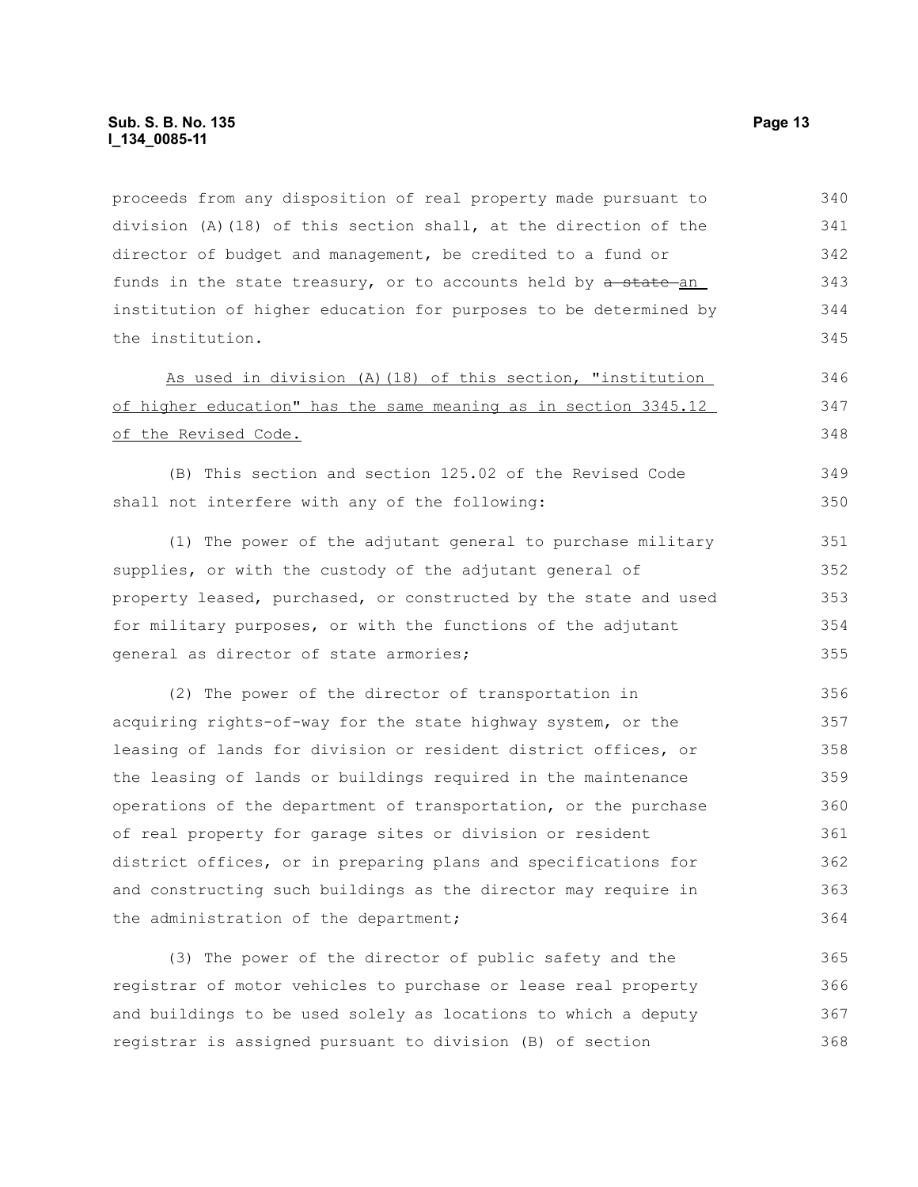proceeds from any disposition of real property made pursuant to division (A)(18) of this section shall, at the direction of the director of budget and management, be credited to a fund or funds in the state treasury, or to accounts held by ~~a state~~ an institution of higher education for purposes to be determined by the institution.

As used in division (A)(18) of this section, "institution of higher education" has the same meaning as in section 3345.12 of the Revised Code.

(B) This section and section 125.02 of the Revised Code shall not interfere with any of the following:

(1) The power of the adjutant general to purchase military supplies, or with the custody of the adjutant general of property leased, purchased, or constructed by the state and used for military purposes, or with the functions of the adjutant general as director of state armories;

(2) The power of the director of transportation in acquiring rights-of-way for the state highway system, or the leasing of lands for division or resident district offices, or the leasing of lands or buildings required in the maintenance operations of the department of transportation, or the purchase of real property for garage sites or division or resident district offices, or in preparing plans and specifications for and constructing such buildings as the director may require in the administration of the department;

(3) The power of the director of public safety and the registrar of motor vehicles to purchase or lease real property and buildings to be used solely as locations to which a deputy registrar is assigned pursuant to division (B) of section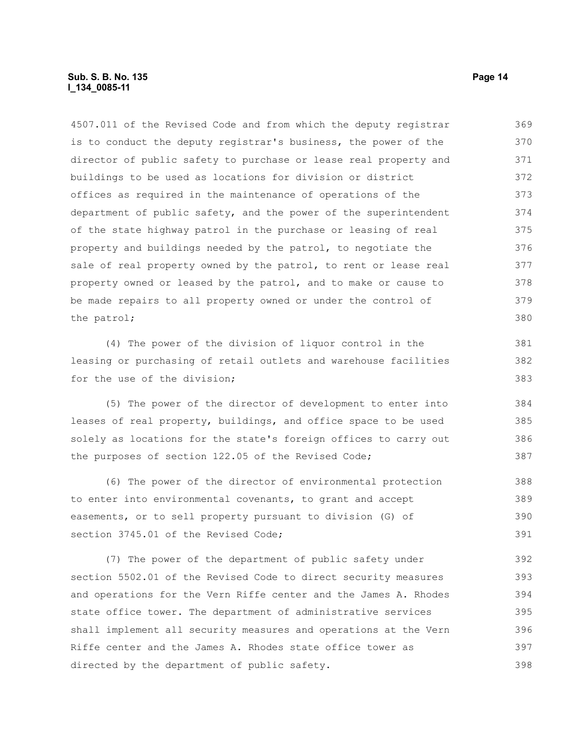4507.011 of the Revised Code and from which the deputy registrar is to conduct the deputy registrar's business, the power of the director of public safety to purchase or lease real property and buildings to be used as locations for division or district offices as required in the maintenance of operations of the department of public safety, and the power of the superintendent of the state highway patrol in the purchase or leasing of real property and buildings needed by the patrol, to negotiate the sale of real property owned by the patrol, to rent or lease real property owned or leased by the patrol, and to make or cause to be made repairs to all property owned or under the control of the patrol;

(4) The power of the division of liquor control in the leasing or purchasing of retail outlets and warehouse facilities for the use of the division;

(5) The power of the director of development to enter into leases of real property, buildings, and office space to be used solely as locations for the state's foreign offices to carry out the purposes of section 122.05 of the Revised Code;

(6) The power of the director of environmental protection to enter into environmental covenants, to grant and accept easements, or to sell property pursuant to division (G) of section 3745.01 of the Revised Code;

(7) The power of the department of public safety under section 5502.01 of the Revised Code to direct security measures and operations for the Vern Riffe center and the James A. Rhodes state office tower. The department of administrative services shall implement all security measures and operations at the Vern Riffe center and the James A. Rhodes state office tower as directed by the department of public safety.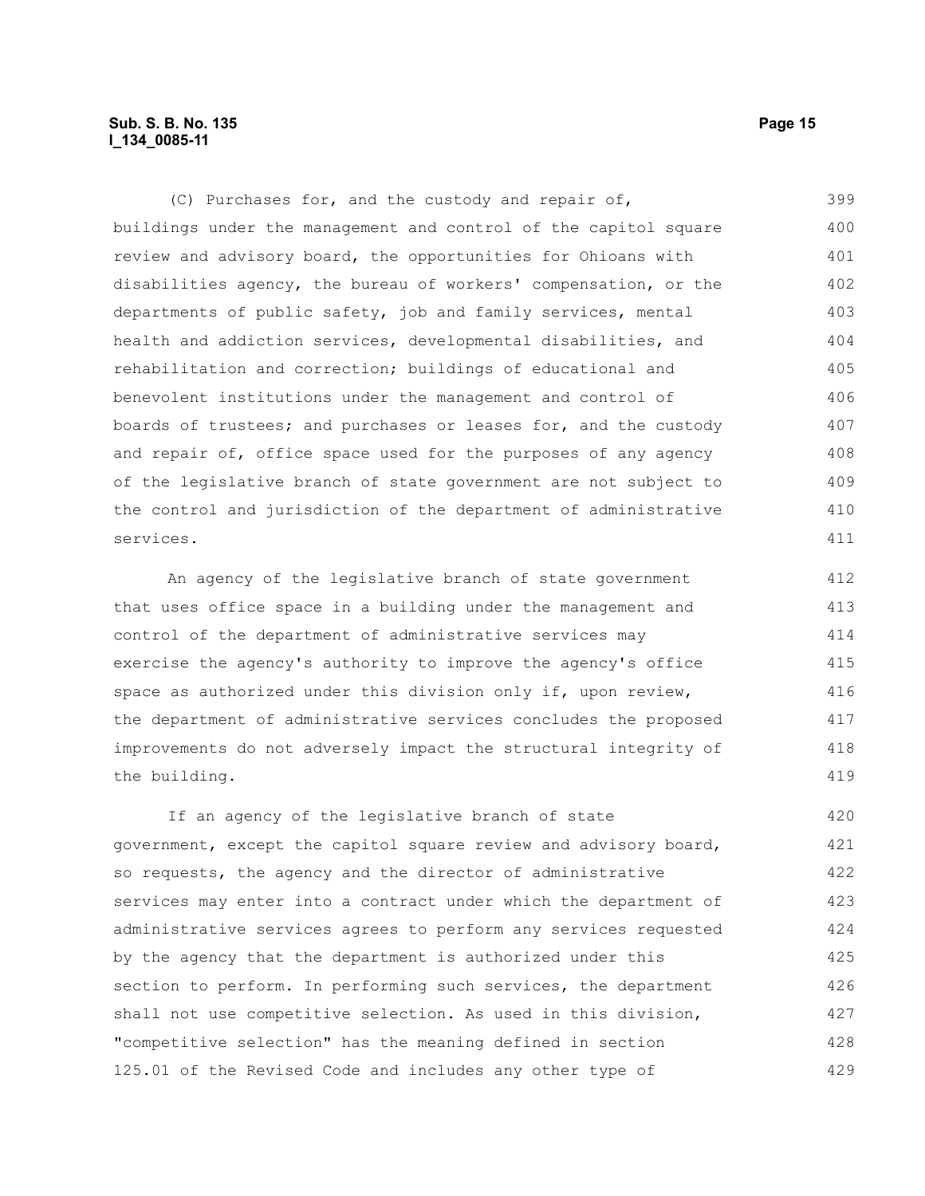(C) Purchases for, and the custody and repair of, buildings under the management and control of the capitol square review and advisory board, the opportunities for Ohioans with disabilities agency, the bureau of workers' compensation, or the departments of public safety, job and family services, mental health and addiction services, developmental disabilities, and rehabilitation and correction; buildings of educational and benevolent institutions under the management and control of boards of trustees; and purchases or leases for, and the custody and repair of, office space used for the purposes of any agency of the legislative branch of state government are not subject to the control and jurisdiction of the department of administrative services.

An agency of the legislative branch of state government that uses office space in a building under the management and control of the department of administrative services may exercise the agency's authority to improve the agency's office space as authorized under this division only if, upon review, the department of administrative services concludes the proposed improvements do not adversely impact the structural integrity of the building.

If an agency of the legislative branch of state government, except the capitol square review and advisory board, so requests, the agency and the director of administrative services may enter into a contract under which the department of administrative services agrees to perform any services requested by the agency that the department is authorized under this section to perform. In performing such services, the department shall not use competitive selection. As used in this division, "competitive selection" has the meaning defined in section 125.01 of the Revised Code and includes any other type of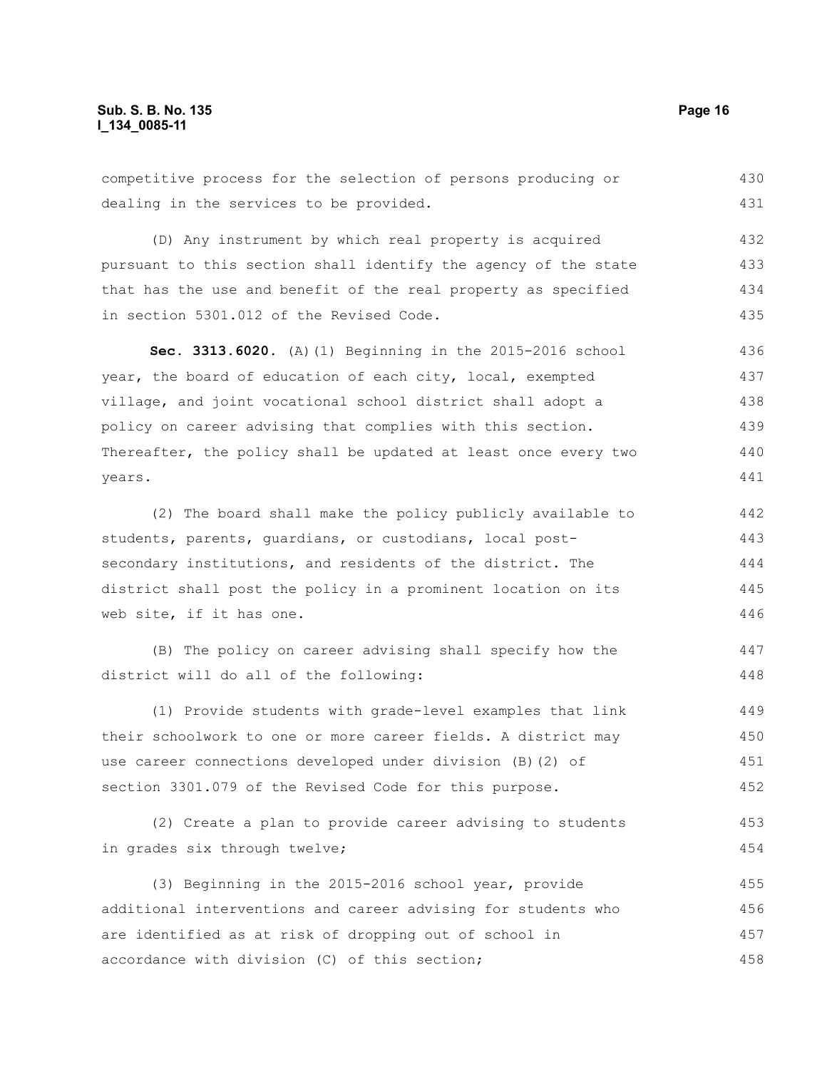competitive process for the selection of persons producing or dealing in the services to be provided.

(D) Any instrument by which real property is acquired pursuant to this section shall identify the agency of the state that has the use and benefit of the real property as specified in section 5301.012 of the Revised Code.

**Sec. 3313.6020.** (A)(1) Beginning in the 2015-2016 school year, the board of education of each city, local, exempted village, and joint vocational school district shall adopt a policy on career advising that complies with this section. Thereafter, the policy shall be updated at least once every two years.

(2) The board shall make the policy publicly available to students, parents, guardians, or custodians, local post-secondary institutions, and residents of the district. The district shall post the policy in a prominent location on its web site, if it has one.

(B) The policy on career advising shall specify how the district will do all of the following:

(1) Provide students with grade-level examples that link their schoolwork to one or more career fields. A district may use career connections developed under division (B)(2) of section 3301.079 of the Revised Code for this purpose.

(2) Create a plan to provide career advising to students in grades six through twelve;

(3) Beginning in the 2015-2016 school year, provide additional interventions and career advising for students who are identified as at risk of dropping out of school in accordance with division (C) of this section;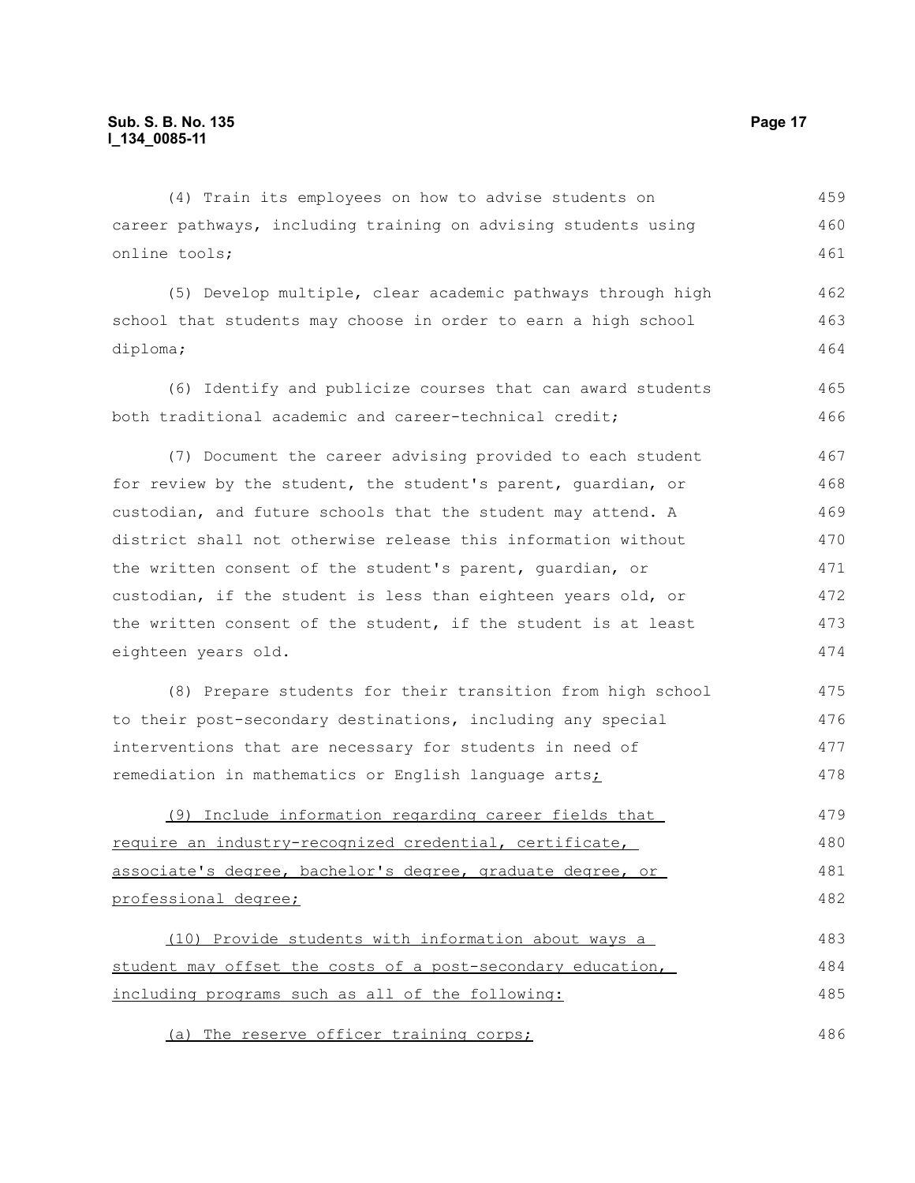(4) Train its employees on how to advise students on career pathways, including training on advising students using online tools;

(5) Develop multiple, clear academic pathways through high school that students may choose in order to earn a high school diploma;

(6) Identify and publicize courses that can award students both traditional academic and career-technical credit;

(7) Document the career advising provided to each student for review by the student, the student's parent, guardian, or custodian, and future schools that the student may attend. A district shall not otherwise release this information without the written consent of the student's parent, guardian, or custodian, if the student is less than eighteen years old, or the written consent of the student, if the student is at least eighteen years old.

(8) Prepare students for their transition from high school to their post-secondary destinations, including any special interventions that are necessary for students in need of remediation in mathematics or English language arts<u>;</u>

<u>(9) Include information regarding career fields that require an industry-recognized credential, certificate, associate's degree, bachelor's degree, graduate degree, or professional degree;</u>

<u>(10) Provide students with information about ways a student may offset the costs of a post-secondary education, including programs such as all of the following:</u>

<u>(a) The reserve officer training corps;</u>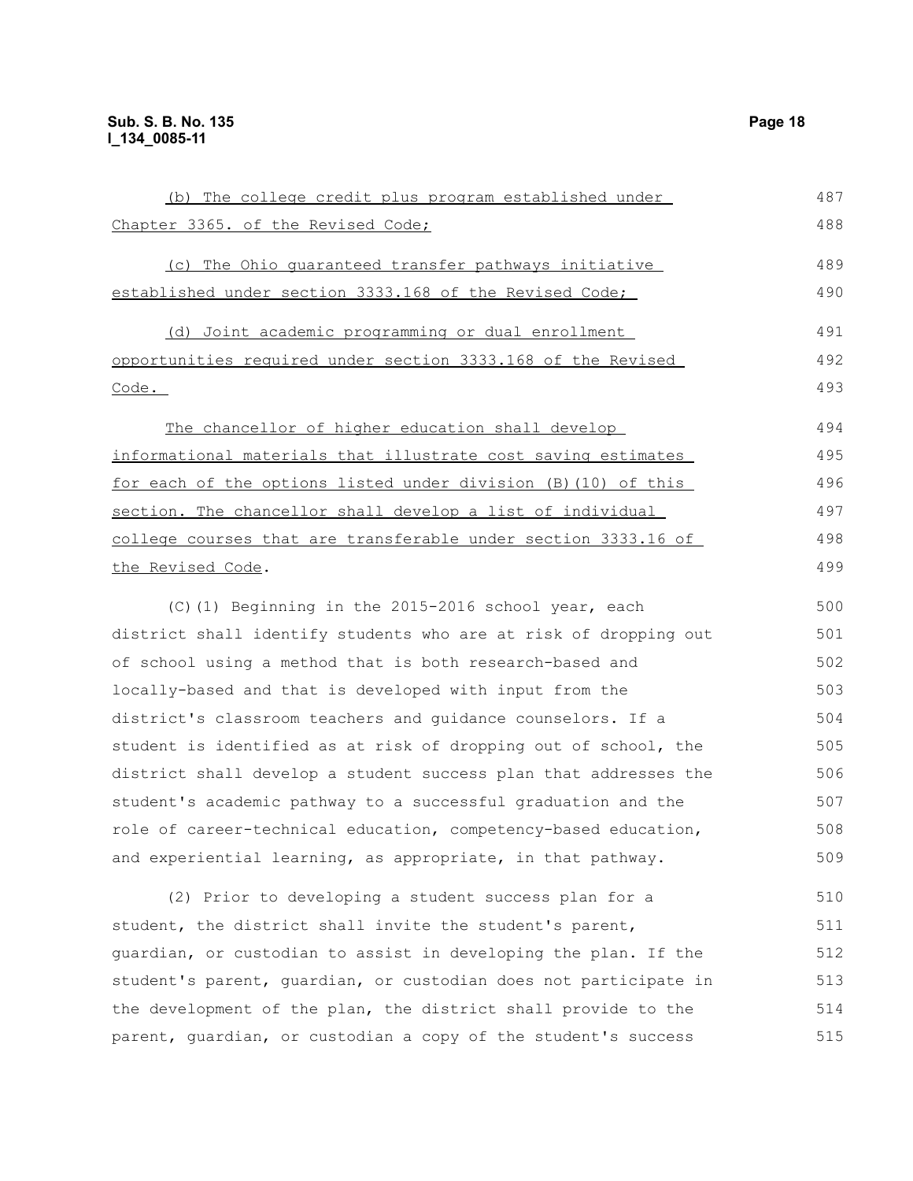(b) The college credit plus program established under Chapter 3365. of the Revised Code;

(c) The Ohio guaranteed transfer pathways initiative established under section 3333.168 of the Revised Code;

(d) Joint academic programming or dual enrollment opportunities required under section 3333.168 of the Revised Code.

The chancellor of higher education shall develop informational materials that illustrate cost saving estimates for each of the options listed under division (B)(10) of this section. The chancellor shall develop a list of individual college courses that are transferable under section 3333.16 of the Revised Code.

(C)(1) Beginning in the 2015-2016 school year, each district shall identify students who are at risk of dropping out of school using a method that is both research-based and locally-based and that is developed with input from the district's classroom teachers and guidance counselors. If a student is identified as at risk of dropping out of school, the district shall develop a student success plan that addresses the student's academic pathway to a successful graduation and the role of career-technical education, competency-based education, and experiential learning, as appropriate, in that pathway.

(2) Prior to developing a student success plan for a student, the district shall invite the student's parent, guardian, or custodian to assist in developing the plan. If the student's parent, guardian, or custodian does not participate in the development of the plan, the district shall provide to the parent, guardian, or custodian a copy of the student's success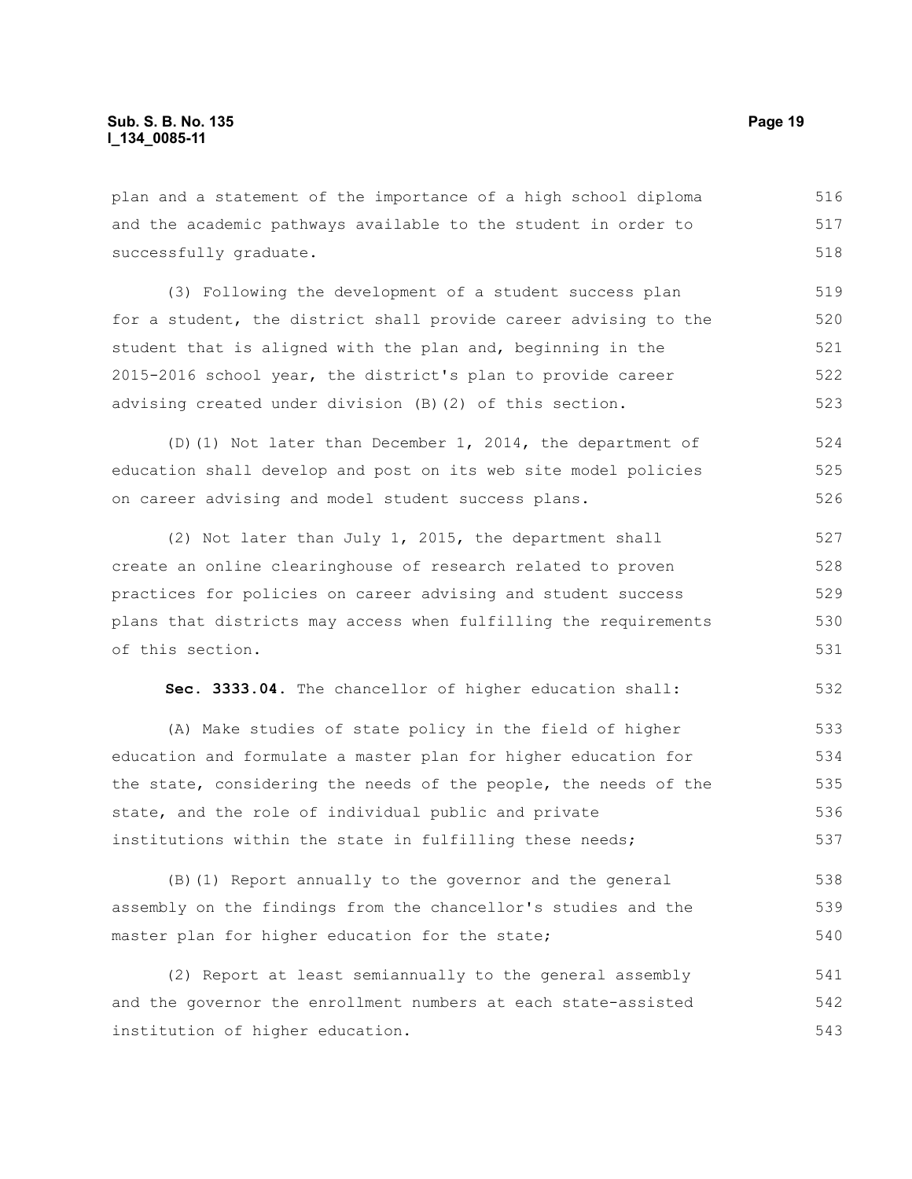plan and a statement of the importance of a high school diploma and the academic pathways available to the student in order to successfully graduate.

(3) Following the development of a student success plan for a student, the district shall provide career advising to the student that is aligned with the plan and, beginning in the 2015-2016 school year, the district's plan to provide career advising created under division (B)(2) of this section.

(D)(1) Not later than December 1, 2014, the department of education shall develop and post on its web site model policies on career advising and model student success plans.

(2) Not later than July 1, 2015, the department shall create an online clearinghouse of research related to proven practices for policies on career advising and student success plans that districts may access when fulfilling the requirements of this section.

**Sec. 3333.04.** The chancellor of higher education shall:

(A) Make studies of state policy in the field of higher education and formulate a master plan for higher education for the state, considering the needs of the people, the needs of the state, and the role of individual public and private institutions within the state in fulfilling these needs;

(B)(1) Report annually to the governor and the general assembly on the findings from the chancellor's studies and the master plan for higher education for the state;

(2) Report at least semiannually to the general assembly and the governor the enrollment numbers at each state-assisted institution of higher education.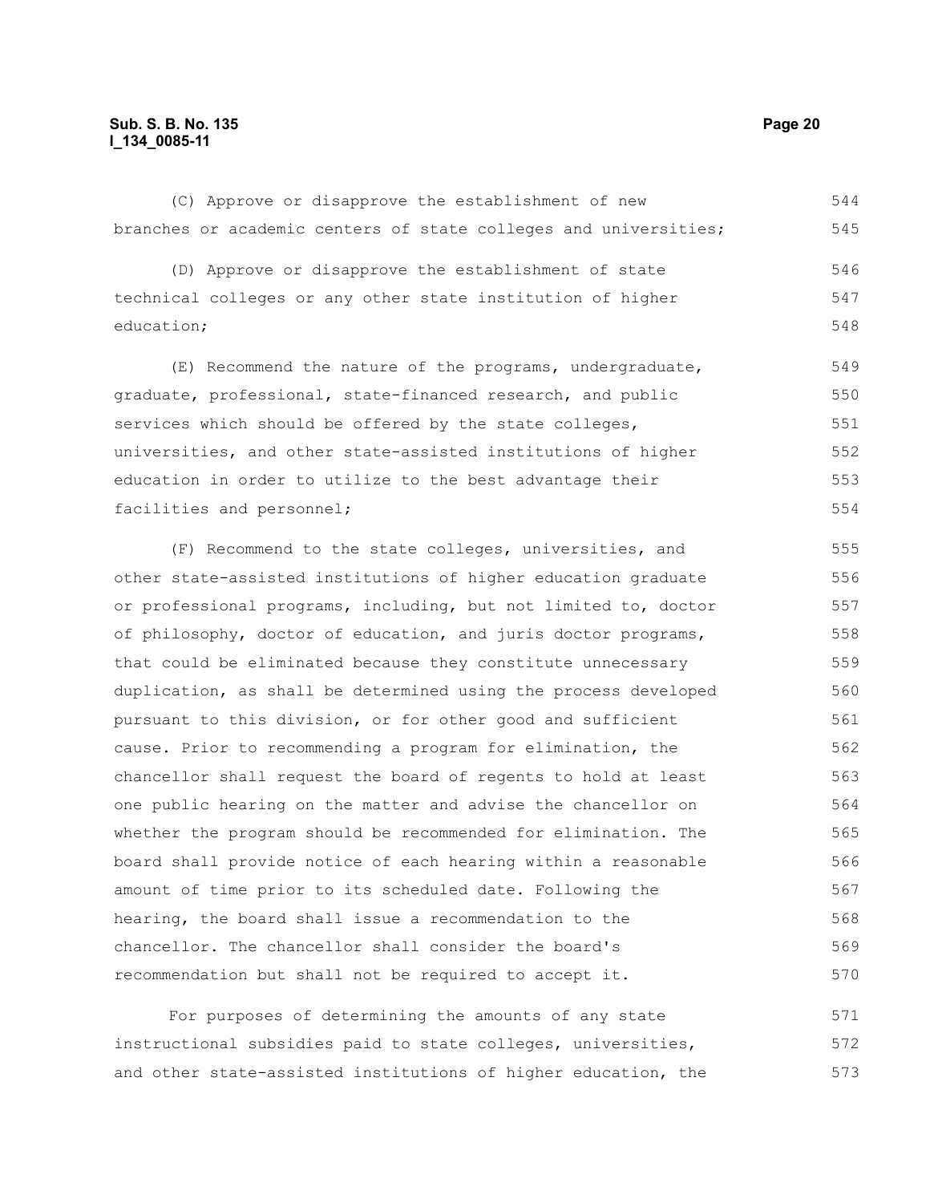(C) Approve or disapprove the establishment of new branches or academic centers of state colleges and universities;

(D) Approve or disapprove the establishment of state technical colleges or any other state institution of higher education;

(E) Recommend the nature of the programs, undergraduate, graduate, professional, state-financed research, and public services which should be offered by the state colleges, universities, and other state-assisted institutions of higher education in order to utilize to the best advantage their facilities and personnel;

(F) Recommend to the state colleges, universities, and other state-assisted institutions of higher education graduate or professional programs, including, but not limited to, doctor of philosophy, doctor of education, and juris doctor programs, that could be eliminated because they constitute unnecessary duplication, as shall be determined using the process developed pursuant to this division, or for other good and sufficient cause. Prior to recommending a program for elimination, the chancellor shall request the board of regents to hold at least one public hearing on the matter and advise the chancellor on whether the program should be recommended for elimination. The board shall provide notice of each hearing within a reasonable amount of time prior to its scheduled date. Following the hearing, the board shall issue a recommendation to the chancellor. The chancellor shall consider the board's recommendation but shall not be required to accept it.

For purposes of determining the amounts of any state instructional subsidies paid to state colleges, universities, and other state-assisted institutions of higher education, the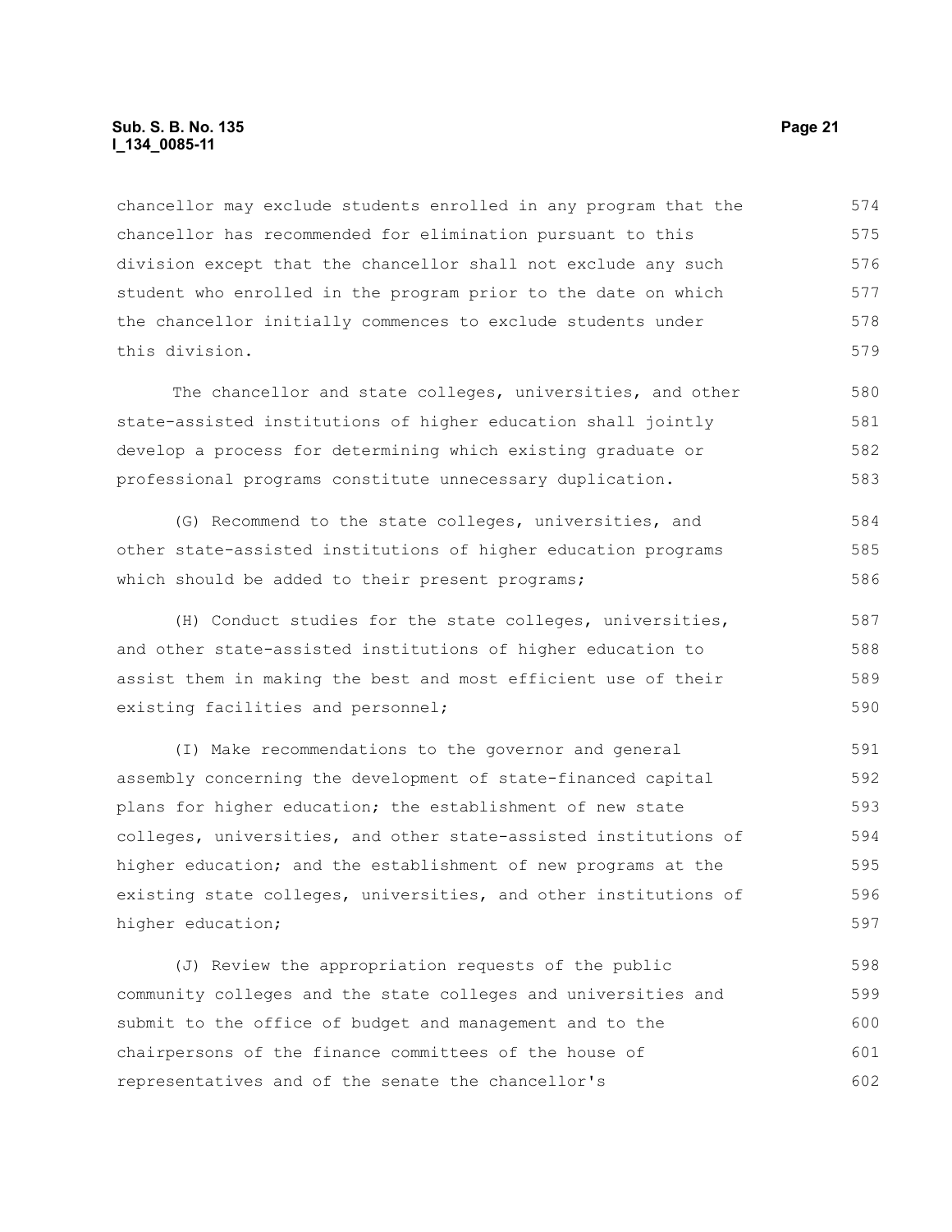chancellor may exclude students enrolled in any program that the chancellor has recommended for elimination pursuant to this division except that the chancellor shall not exclude any such student who enrolled in the program prior to the date on which the chancellor initially commences to exclude students under this division.

The chancellor and state colleges, universities, and other state-assisted institutions of higher education shall jointly develop a process for determining which existing graduate or professional programs constitute unnecessary duplication.

(G) Recommend to the state colleges, universities, and other state-assisted institutions of higher education programs which should be added to their present programs;

(H) Conduct studies for the state colleges, universities, and other state-assisted institutions of higher education to assist them in making the best and most efficient use of their existing facilities and personnel;

(I) Make recommendations to the governor and general assembly concerning the development of state-financed capital plans for higher education; the establishment of new state colleges, universities, and other state-assisted institutions of higher education; and the establishment of new programs at the existing state colleges, universities, and other institutions of higher education;

(J) Review the appropriation requests of the public community colleges and the state colleges and universities and submit to the office of budget and management and to the chairpersons of the finance committees of the house of representatives and of the senate the chancellor's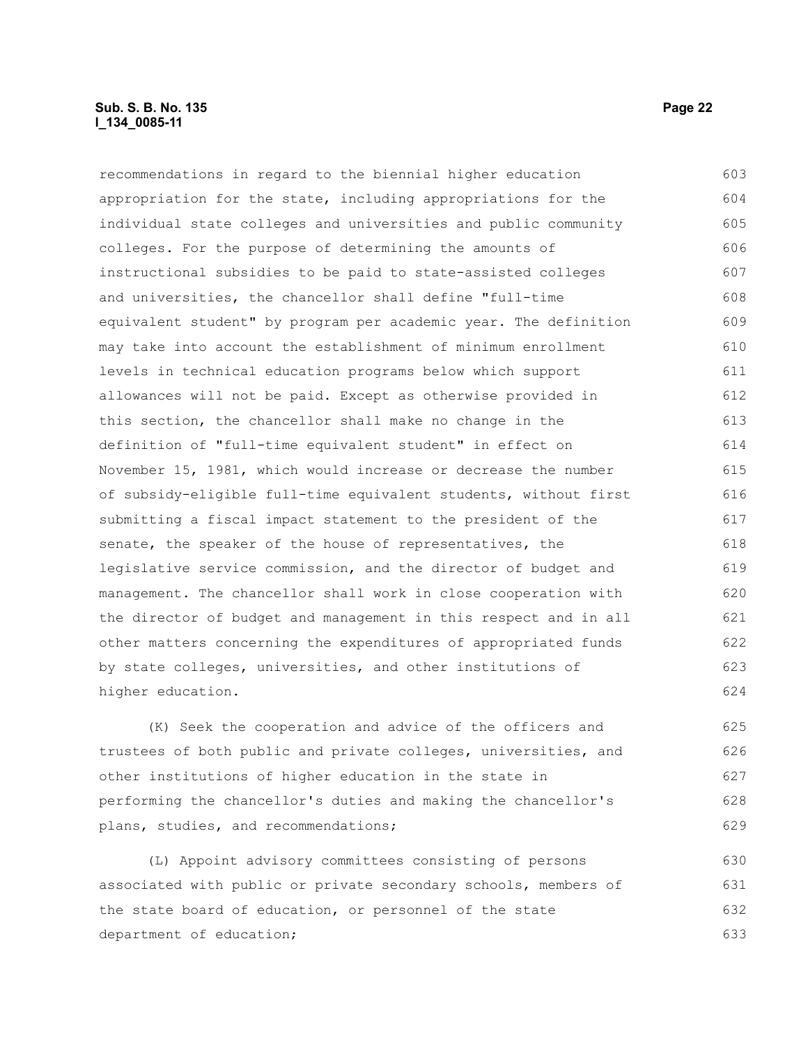recommendations in regard to the biennial higher education appropriation for the state, including appropriations for the individual state colleges and universities and public community colleges. For the purpose of determining the amounts of instructional subsidies to be paid to state-assisted colleges and universities, the chancellor shall define "full-time equivalent student" by program per academic year. The definition may take into account the establishment of minimum enrollment levels in technical education programs below which support allowances will not be paid. Except as otherwise provided in this section, the chancellor shall make no change in the definition of "full-time equivalent student" in effect on November 15, 1981, which would increase or decrease the number of subsidy-eligible full-time equivalent students, without first submitting a fiscal impact statement to the president of the senate, the speaker of the house of representatives, the legislative service commission, and the director of budget and management. The chancellor shall work in close cooperation with the director of budget and management in this respect and in all other matters concerning the expenditures of appropriated funds by state colleges, universities, and other institutions of higher education.

(K) Seek the cooperation and advice of the officers and trustees of both public and private colleges, universities, and other institutions of higher education in the state in performing the chancellor's duties and making the chancellor's plans, studies, and recommendations;

(L) Appoint advisory committees consisting of persons associated with public or private secondary schools, members of the state board of education, or personnel of the state department of education;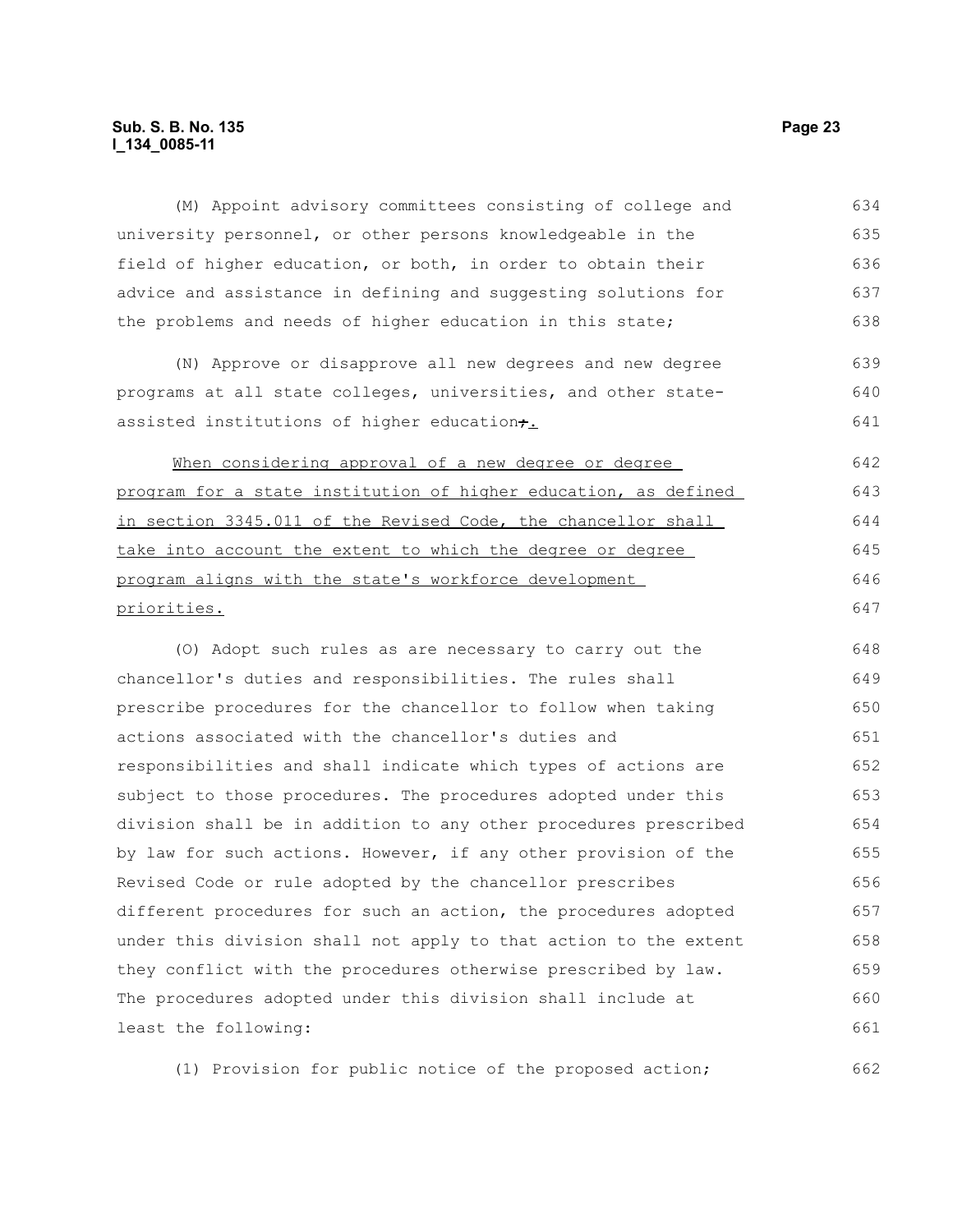(M) Appoint advisory committees consisting of college and university personnel, or other persons knowledgeable in the field of higher education, or both, in order to obtain their advice and assistance in defining and suggesting solutions for the problems and needs of higher education in this state;

(N) Approve or disapprove all new degrees and new degree programs at all state colleges, universities, and other state-assisted institutions of higher education~~;~~.

When considering approval of a new degree or degree program for a state institution of higher education, as defined in section 3345.011 of the Revised Code, the chancellor shall take into account the extent to which the degree or degree program aligns with the state's workforce development priorities.

(O) Adopt such rules as are necessary to carry out the chancellor's duties and responsibilities. The rules shall prescribe procedures for the chancellor to follow when taking actions associated with the chancellor's duties and responsibilities and shall indicate which types of actions are subject to those procedures. The procedures adopted under this division shall be in addition to any other procedures prescribed by law for such actions. However, if any other provision of the Revised Code or rule adopted by the chancellor prescribes different procedures for such an action, the procedures adopted under this division shall not apply to that action to the extent they conflict with the procedures otherwise prescribed by law. The procedures adopted under this division shall include at least the following:

(1) Provision for public notice of the proposed action;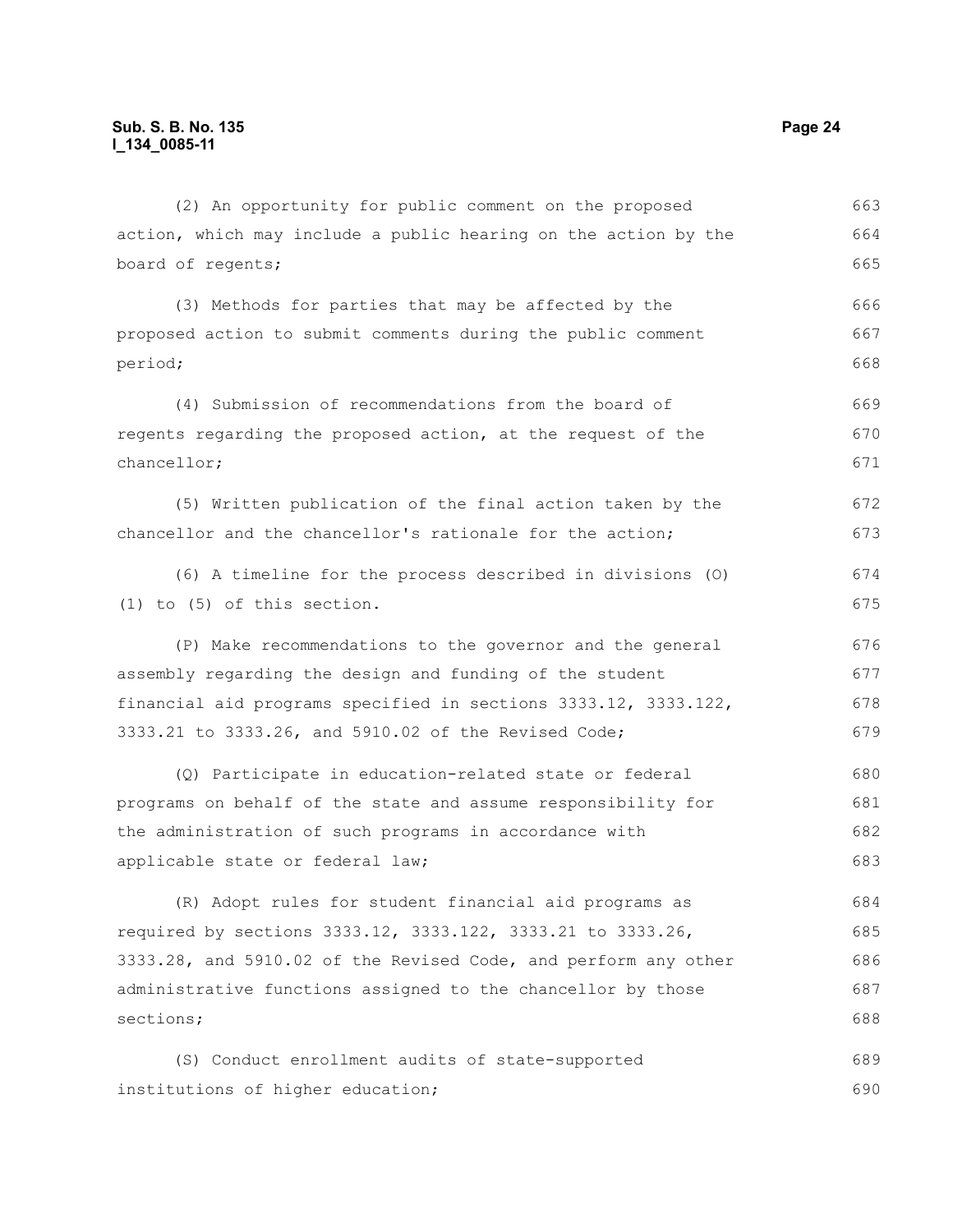(2) An opportunity for public comment on the proposed action, which may include a public hearing on the action by the board of regents;

(3) Methods for parties that may be affected by the proposed action to submit comments during the public comment period;

(4) Submission of recommendations from the board of regents regarding the proposed action, at the request of the chancellor;

(5) Written publication of the final action taken by the chancellor and the chancellor's rationale for the action;

(6) A timeline for the process described in divisions (O)(1) to (5) of this section.

(P) Make recommendations to the governor and the general assembly regarding the design and funding of the student financial aid programs specified in sections 3333.12, 3333.122, 3333.21 to 3333.26, and 5910.02 of the Revised Code;

(Q) Participate in education-related state or federal programs on behalf of the state and assume responsibility for the administration of such programs in accordance with applicable state or federal law;

(R) Adopt rules for student financial aid programs as required by sections 3333.12, 3333.122, 3333.21 to 3333.26, 3333.28, and 5910.02 of the Revised Code, and perform any other administrative functions assigned to the chancellor by those sections;

(S) Conduct enrollment audits of state-supported institutions of higher education;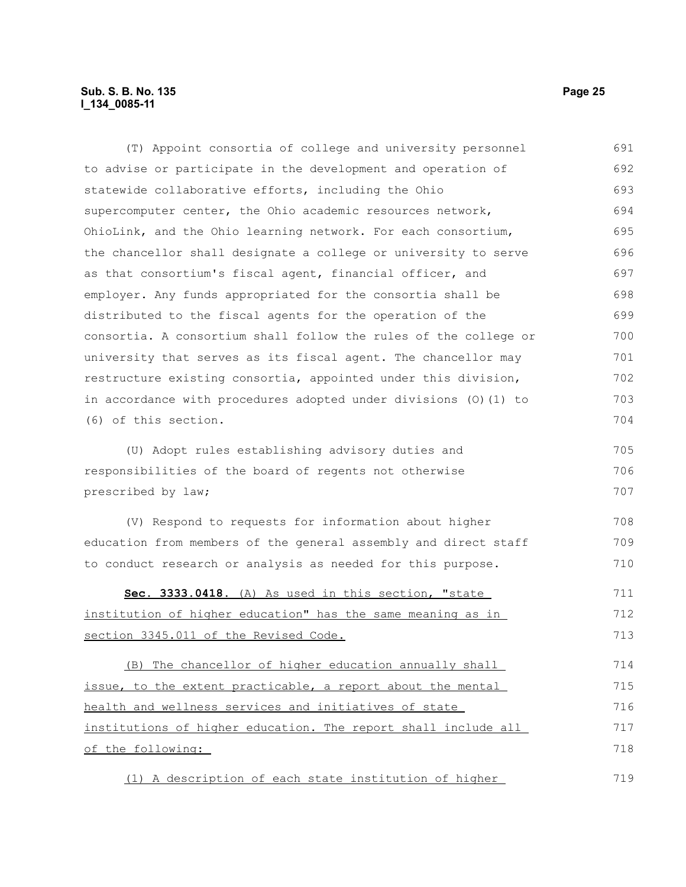(T) Appoint consortia of college and university personnel to advise or participate in the development and operation of statewide collaborative efforts, including the Ohio supercomputer center, the Ohio academic resources network, OhioLink, and the Ohio learning network. For each consortium, the chancellor shall designate a college or university to serve as that consortium's fiscal agent, financial officer, and employer. Any funds appropriated for the consortia shall be distributed to the fiscal agents for the operation of the consortia. A consortium shall follow the rules of the college or university that serves as its fiscal agent. The chancellor may restructure existing consortia, appointed under this division, in accordance with procedures adopted under divisions (O)(1) to (6) of this section.

(U) Adopt rules establishing advisory duties and responsibilities of the board of regents not otherwise prescribed by law;

(V) Respond to requests for information about higher education from members of the general assembly and direct staff to conduct research or analysis as needed for this purpose.

**Sec. 3333.0418.** (A) As used in this section, "state institution of higher education" has the same meaning as in section 3345.011 of the Revised Code.

(B) The chancellor of higher education annually shall issue, to the extent practicable, a report about the mental health and wellness services and initiatives of state institutions of higher education. The report shall include all of the following:

(1) A description of each state institution of higher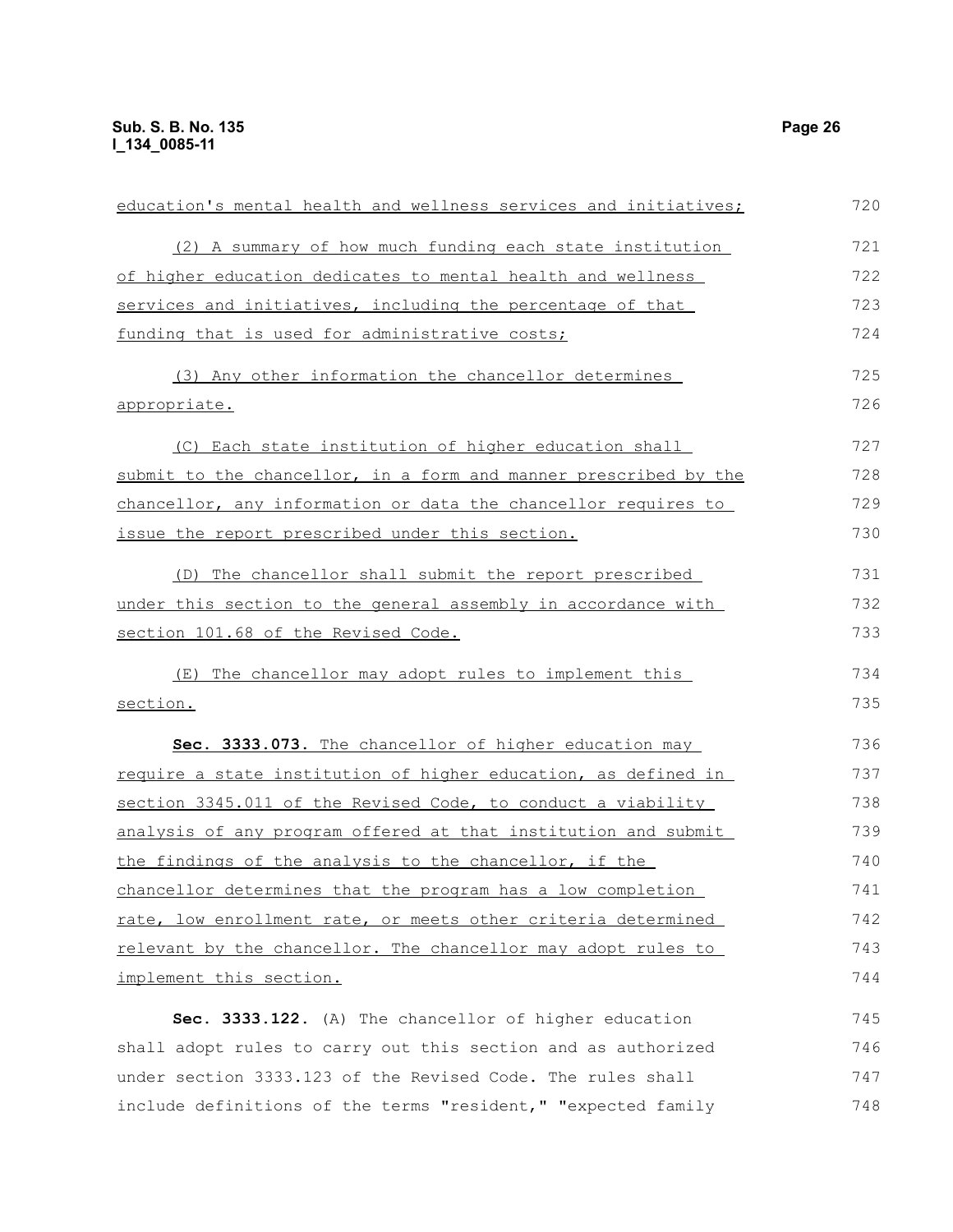education's mental health and wellness services and initiatives;

(2) A summary of how much funding each state institution of higher education dedicates to mental health and wellness services and initiatives, including the percentage of that funding that is used for administrative costs;

(3) Any other information the chancellor determines appropriate.

(C) Each state institution of higher education shall submit to the chancellor, in a form and manner prescribed by the chancellor, any information or data the chancellor requires to issue the report prescribed under this section.

(D) The chancellor shall submit the report prescribed under this section to the general assembly in accordance with section 101.68 of the Revised Code.

(E) The chancellor may adopt rules to implement this section.

**Sec. 3333.073.** The chancellor of higher education may require a state institution of higher education, as defined in section 3345.011 of the Revised Code, to conduct a viability analysis of any program offered at that institution and submit the findings of the analysis to the chancellor, if the chancellor determines that the program has a low completion rate, low enrollment rate, or meets other criteria determined relevant by the chancellor. The chancellor may adopt rules to implement this section.

**Sec. 3333.122.** (A) The chancellor of higher education shall adopt rules to carry out this section and as authorized under section 3333.123 of the Revised Code. The rules shall include definitions of the terms "resident," "expected family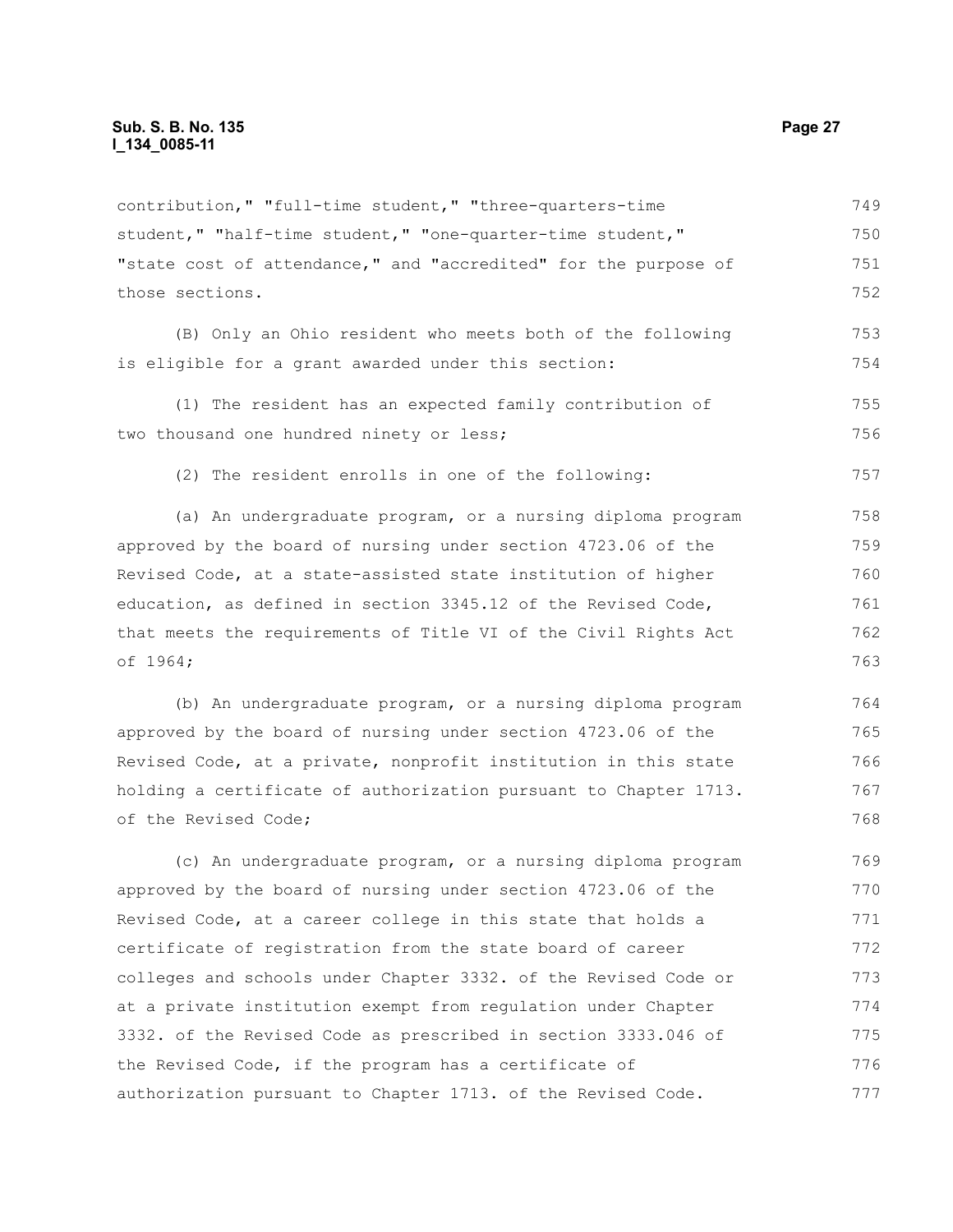contribution," "full-time student," "three-quarters-time student," "half-time student," "one-quarter-time student," "state cost of attendance," and "accredited" for the purpose of those sections.

(B) Only an Ohio resident who meets both of the following is eligible for a grant awarded under this section:

(1) The resident has an expected family contribution of two thousand one hundred ninety or less;

(2) The resident enrolls in one of the following:

(a) An undergraduate program, or a nursing diploma program approved by the board of nursing under section 4723.06 of the Revised Code, at a state-assisted state institution of higher education, as defined in section 3345.12 of the Revised Code, that meets the requirements of Title VI of the Civil Rights Act of 1964;

(b) An undergraduate program, or a nursing diploma program approved by the board of nursing under section 4723.06 of the Revised Code, at a private, nonprofit institution in this state holding a certificate of authorization pursuant to Chapter 1713. of the Revised Code;

(c) An undergraduate program, or a nursing diploma program approved by the board of nursing under section 4723.06 of the Revised Code, at a career college in this state that holds a certificate of registration from the state board of career colleges and schools under Chapter 3332. of the Revised Code or at a private institution exempt from regulation under Chapter 3332. of the Revised Code as prescribed in section 3333.046 of the Revised Code, if the program has a certificate of authorization pursuant to Chapter 1713. of the Revised Code.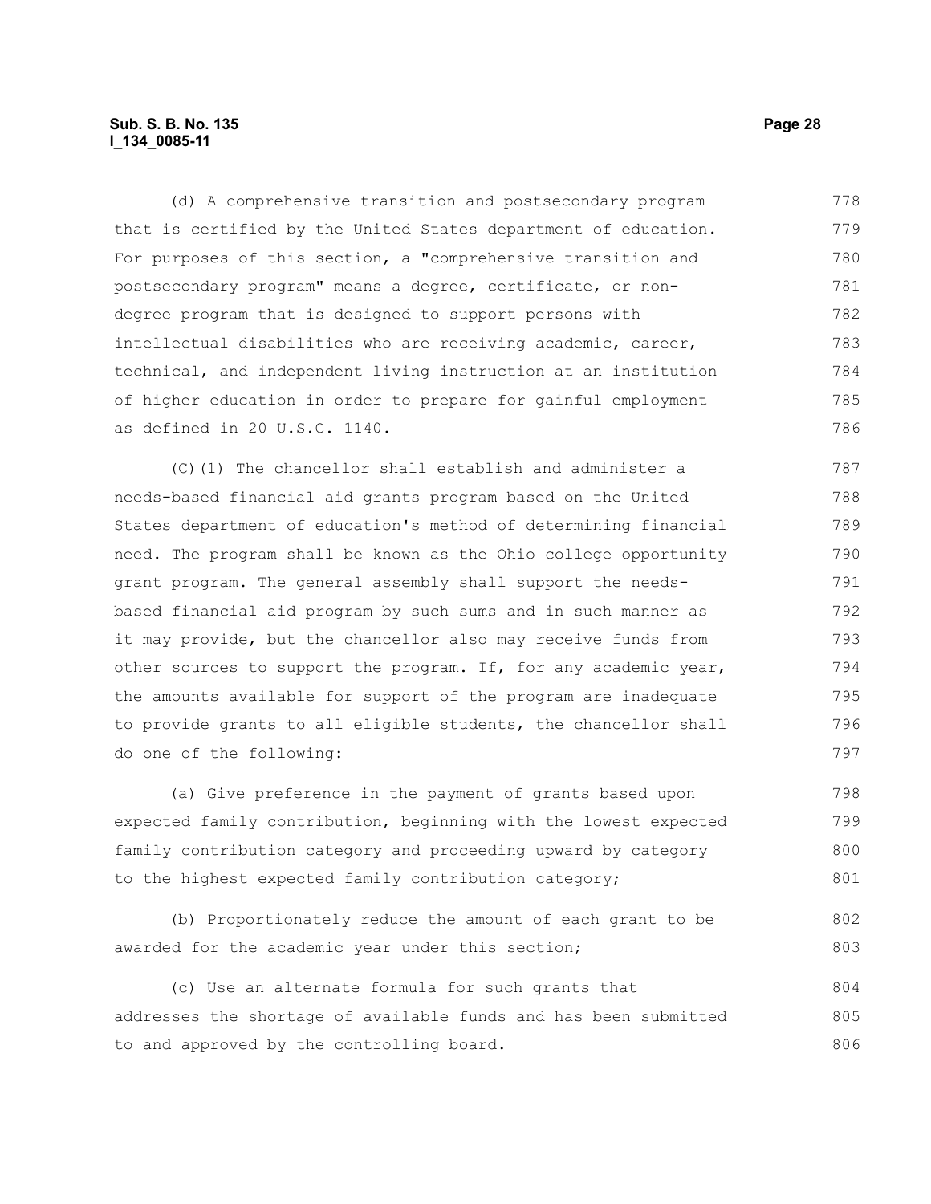(d) A comprehensive transition and postsecondary program that is certified by the United States department of education. For purposes of this section, a "comprehensive transition and postsecondary program" means a degree, certificate, or non-degree program that is designed to support persons with intellectual disabilities who are receiving academic, career, technical, and independent living instruction at an institution of higher education in order to prepare for gainful employment as defined in 20 U.S.C. 1140.

(C)(1) The chancellor shall establish and administer a needs-based financial aid grants program based on the United States department of education's method of determining financial need. The program shall be known as the Ohio college opportunity grant program. The general assembly shall support the needs-based financial aid program by such sums and in such manner as it may provide, but the chancellor also may receive funds from other sources to support the program. If, for any academic year, the amounts available for support of the program are inadequate to provide grants to all eligible students, the chancellor shall do one of the following:

(a) Give preference in the payment of grants based upon expected family contribution, beginning with the lowest expected family contribution category and proceeding upward by category to the highest expected family contribution category;

(b) Proportionately reduce the amount of each grant to be awarded for the academic year under this section;

(c) Use an alternate formula for such grants that addresses the shortage of available funds and has been submitted to and approved by the controlling board.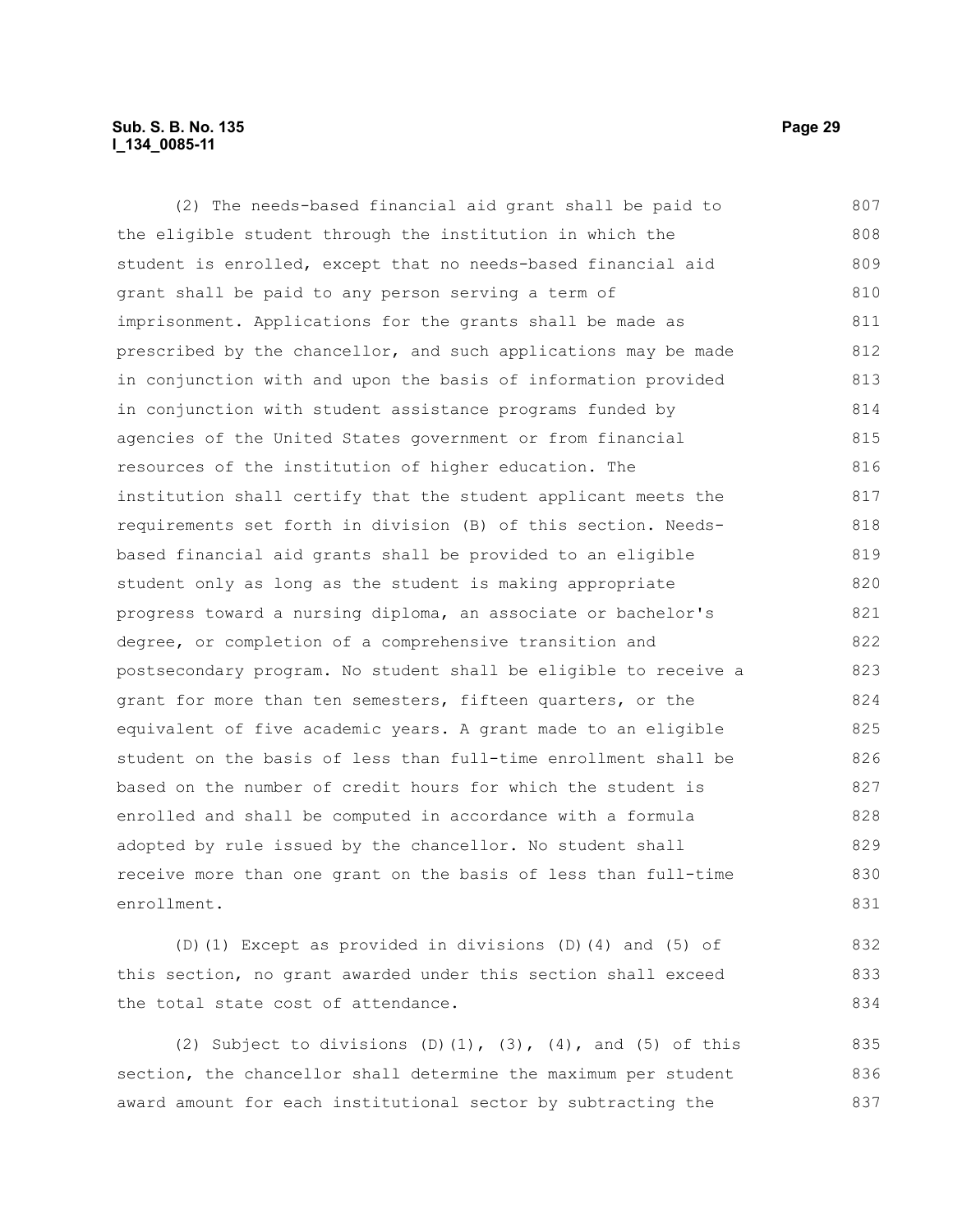(2) The needs-based financial aid grant shall be paid to the eligible student through the institution in which the student is enrolled, except that no needs-based financial aid grant shall be paid to any person serving a term of imprisonment. Applications for the grants shall be made as prescribed by the chancellor, and such applications may be made in conjunction with and upon the basis of information provided in conjunction with student assistance programs funded by agencies of the United States government or from financial resources of the institution of higher education. The institution shall certify that the student applicant meets the requirements set forth in division (B) of this section. Needs-based financial aid grants shall be provided to an eligible student only as long as the student is making appropriate progress toward a nursing diploma, an associate or bachelor's degree, or completion of a comprehensive transition and postsecondary program. No student shall be eligible to receive a grant for more than ten semesters, fifteen quarters, or the equivalent of five academic years. A grant made to an eligible student on the basis of less than full-time enrollment shall be based on the number of credit hours for which the student is enrolled and shall be computed in accordance with a formula adopted by rule issued by the chancellor. No student shall receive more than one grant on the basis of less than full-time enrollment.

(D)(1) Except as provided in divisions (D)(4) and (5) of this section, no grant awarded under this section shall exceed the total state cost of attendance.

(2) Subject to divisions (D)(1), (3), (4), and (5) of this section, the chancellor shall determine the maximum per student award amount for each institutional sector by subtracting the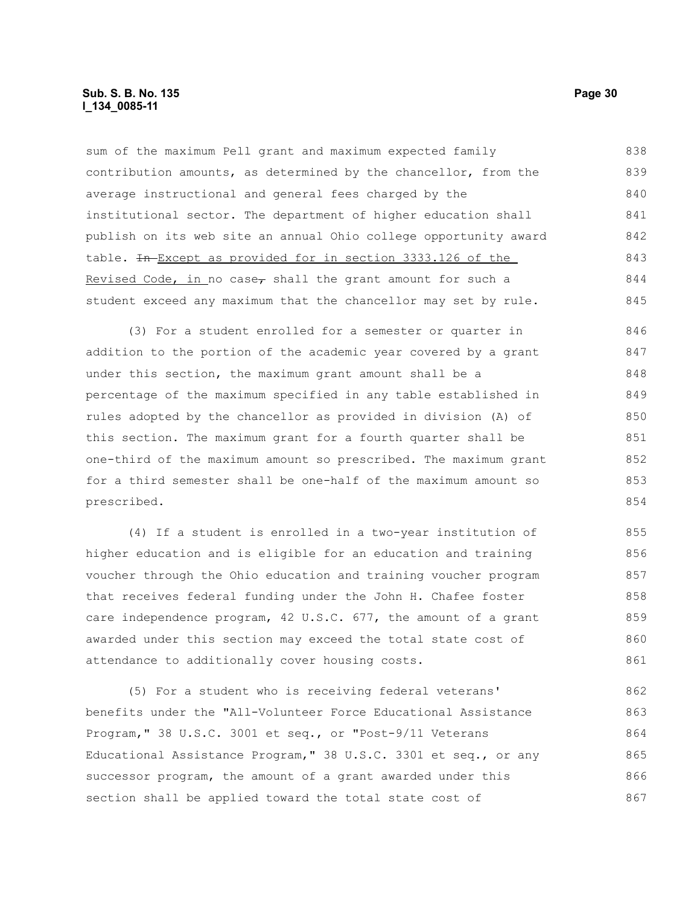sum of the maximum Pell grant and maximum expected family contribution amounts, as determined by the chancellor, from the average instructional and general fees charged by the institutional sector. The department of higher education shall publish on its web site an annual Ohio college opportunity award table. ~~In~~ Except as provided for in section 3333.126 of the Revised Code, in no case~~,~~ shall the grant amount for such a student exceed any maximum that the chancellor may set by rule.

(3) For a student enrolled for a semester or quarter in addition to the portion of the academic year covered by a grant under this section, the maximum grant amount shall be a percentage of the maximum specified in any table established in rules adopted by the chancellor as provided in division (A) of this section. The maximum grant for a fourth quarter shall be one-third of the maximum amount so prescribed. The maximum grant for a third semester shall be one-half of the maximum amount so prescribed.

(4) If a student is enrolled in a two-year institution of higher education and is eligible for an education and training voucher through the Ohio education and training voucher program that receives federal funding under the John H. Chafee foster care independence program, 42 U.S.C. 677, the amount of a grant awarded under this section may exceed the total state cost of attendance to additionally cover housing costs.

(5) For a student who is receiving federal veterans' benefits under the "All-Volunteer Force Educational Assistance Program," 38 U.S.C. 3001 et seq., or "Post-9/11 Veterans Educational Assistance Program," 38 U.S.C. 3301 et seq., or any successor program, the amount of a grant awarded under this section shall be applied toward the total state cost of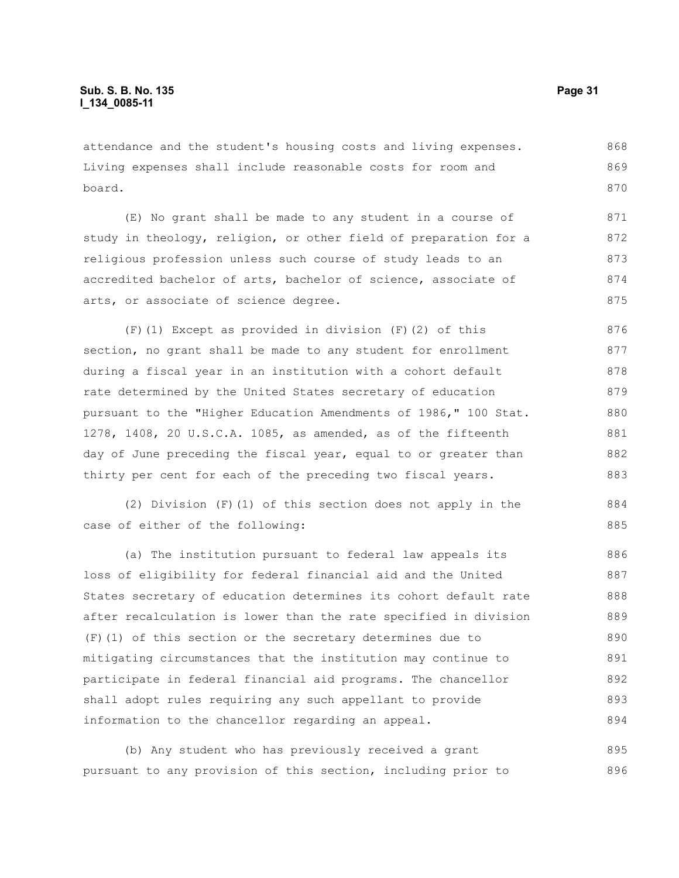attendance and the student's housing costs and living expenses. Living expenses shall include reasonable costs for room and board.

(E) No grant shall be made to any student in a course of study in theology, religion, or other field of preparation for a religious profession unless such course of study leads to an accredited bachelor of arts, bachelor of science, associate of arts, or associate of science degree.

(F)(1) Except as provided in division (F)(2) of this section, no grant shall be made to any student for enrollment during a fiscal year in an institution with a cohort default rate determined by the United States secretary of education pursuant to the "Higher Education Amendments of 1986," 100 Stat. 1278, 1408, 20 U.S.C.A. 1085, as amended, as of the fifteenth day of June preceding the fiscal year, equal to or greater than thirty per cent for each of the preceding two fiscal years.

(2) Division (F)(1) of this section does not apply in the case of either of the following:

(a) The institution pursuant to federal law appeals its loss of eligibility for federal financial aid and the United States secretary of education determines its cohort default rate after recalculation is lower than the rate specified in division (F)(1) of this section or the secretary determines due to mitigating circumstances that the institution may continue to participate in federal financial aid programs. The chancellor shall adopt rules requiring any such appellant to provide information to the chancellor regarding an appeal.

(b) Any student who has previously received a grant pursuant to any provision of this section, including prior to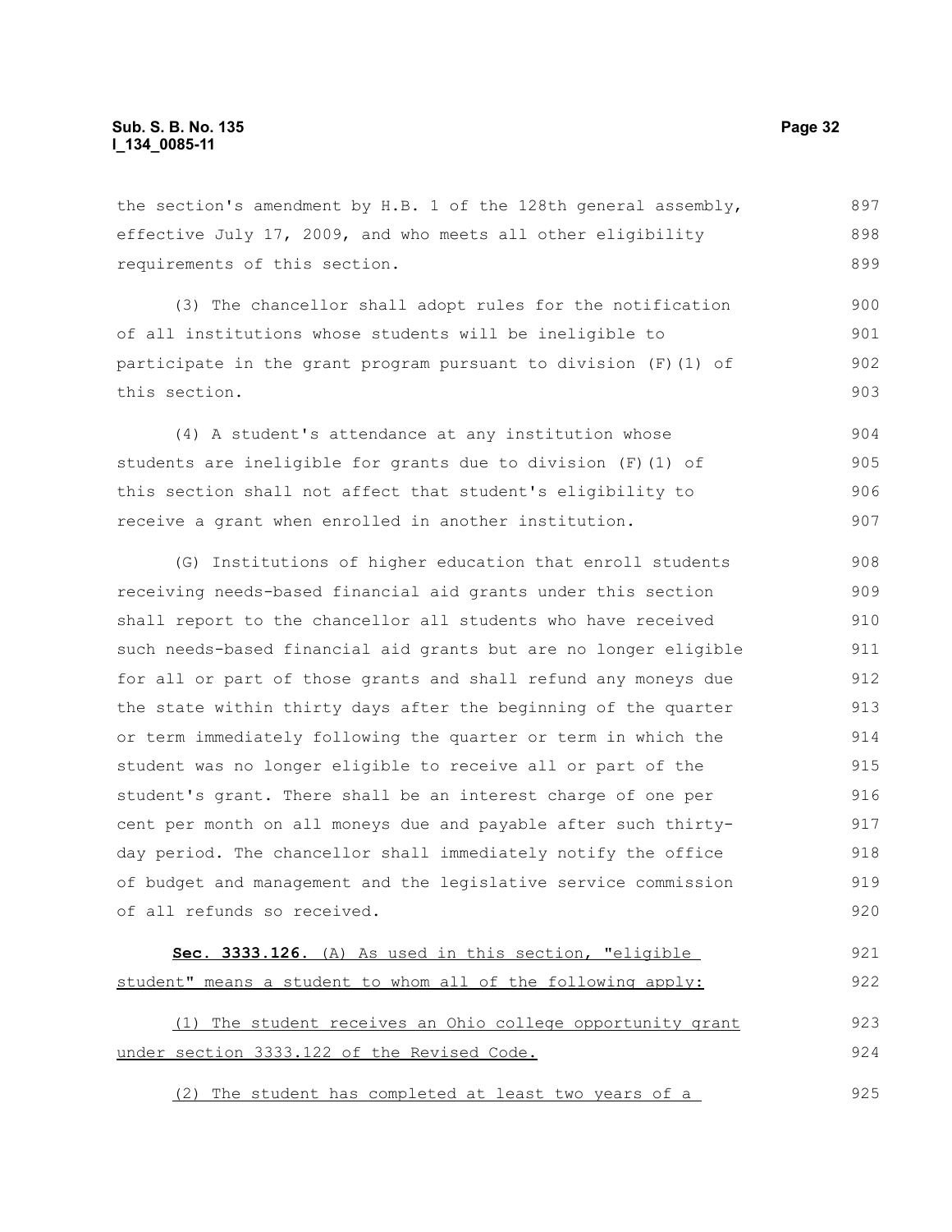the section's amendment by H.B. 1 of the 128th general assembly, effective July 17, 2009, and who meets all other eligibility requirements of this section.

(3) The chancellor shall adopt rules for the notification of all institutions whose students will be ineligible to participate in the grant program pursuant to division (F)(1) of this section.

(4) A student's attendance at any institution whose students are ineligible for grants due to division (F)(1) of this section shall not affect that student's eligibility to receive a grant when enrolled in another institution.

(G) Institutions of higher education that enroll students receiving needs-based financial aid grants under this section shall report to the chancellor all students who have received such needs-based financial aid grants but are no longer eligible for all or part of those grants and shall refund any moneys due the state within thirty days after the beginning of the quarter or term immediately following the quarter or term in which the student was no longer eligible to receive all or part of the student's grant. There shall be an interest charge of one per cent per month on all moneys due and payable after such thirty-day period. The chancellor shall immediately notify the office of budget and management and the legislative service commission of all refunds so received.

**Sec. 3333.126.** <u>(A) As used in this section, "eligible student" means a student to whom all of the following apply:</u>

<u>(1) The student receives an Ohio college opportunity grant under section 3333.122 of the Revised Code.</u>

<u>(2) The student has completed at least two years of a</u>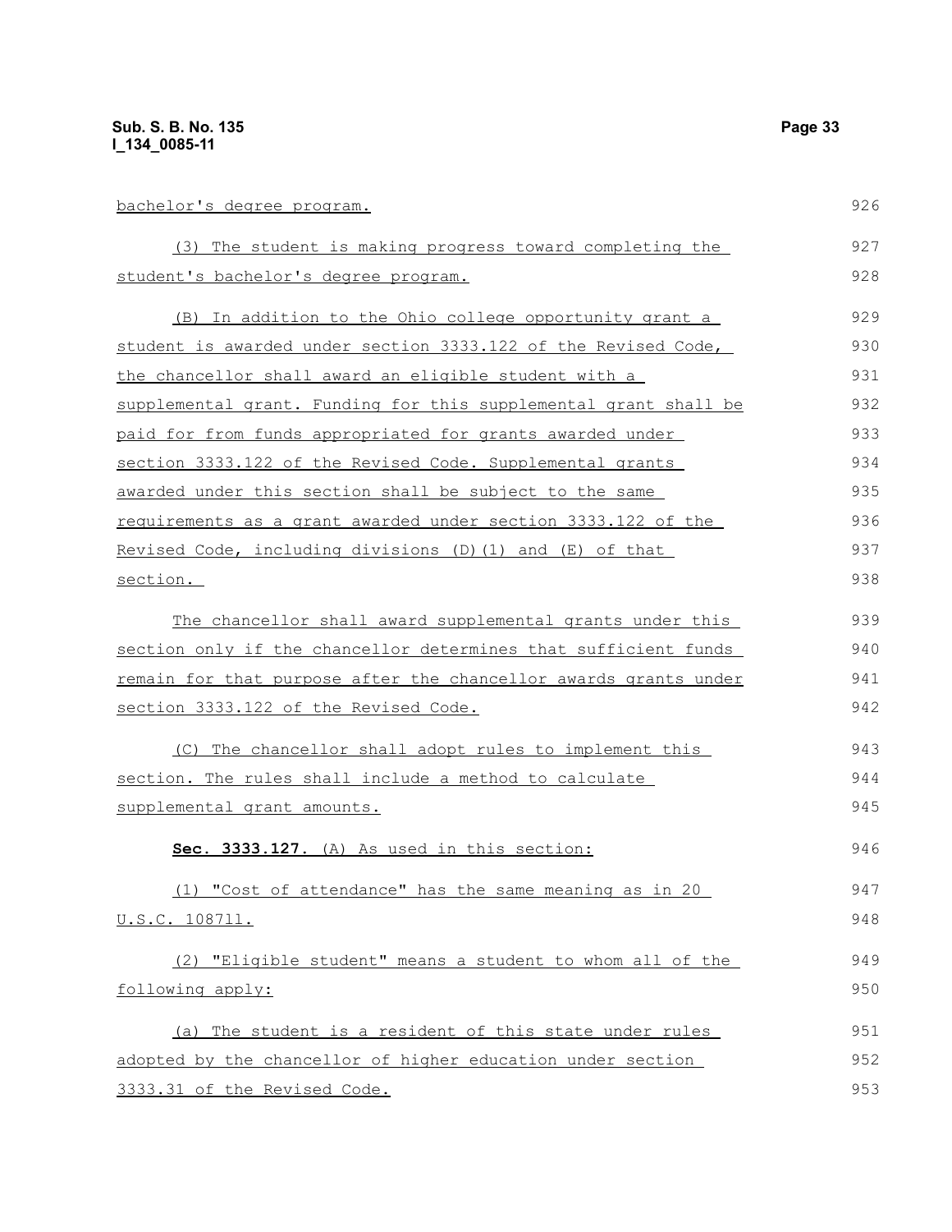bachelor's degree program.

(3) The student is making progress toward completing the student's bachelor's degree program.

(B) In addition to the Ohio college opportunity grant a student is awarded under section 3333.122 of the Revised Code, the chancellor shall award an eligible student with a supplemental grant. Funding for this supplemental grant shall be paid for from funds appropriated for grants awarded under section 3333.122 of the Revised Code. Supplemental grants awarded under this section shall be subject to the same requirements as a grant awarded under section 3333.122 of the Revised Code, including divisions (D)(1) and (E) of that section.

The chancellor shall award supplemental grants under this section only if the chancellor determines that sufficient funds remain for that purpose after the chancellor awards grants under section 3333.122 of the Revised Code.

(C) The chancellor shall adopt rules to implement this section. The rules shall include a method to calculate supplemental grant amounts.

**Sec. 3333.127.** (A) As used in this section:

(1) "Cost of attendance" has the same meaning as in 20 U.S.C. 1087ll.

(2) "Eligible student" means a student to whom all of the following apply:

(a) The student is a resident of this state under rules adopted by the chancellor of higher education under section 3333.31 of the Revised Code.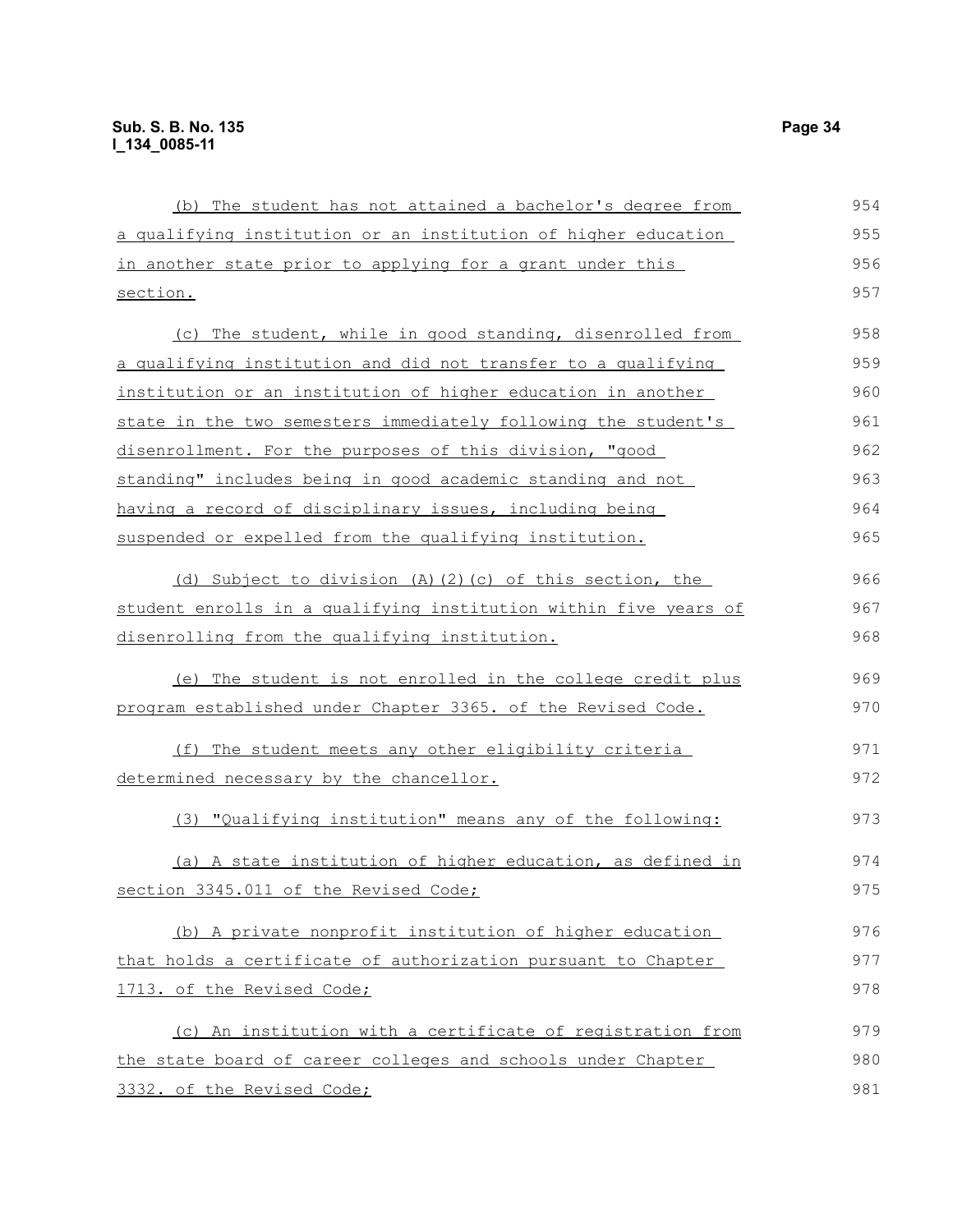(b) The student has not attained a bachelor's degree from a qualifying institution or an institution of higher education in another state prior to applying for a grant under this section.

(c) The student, while in good standing, disenrolled from a qualifying institution and did not transfer to a qualifying institution or an institution of higher education in another state in the two semesters immediately following the student's disenrollment. For the purposes of this division, "good standing" includes being in good academic standing and not having a record of disciplinary issues, including being suspended or expelled from the qualifying institution.

(d) Subject to division (A)(2)(c) of this section, the student enrolls in a qualifying institution within five years of disenrolling from the qualifying institution.

(e) The student is not enrolled in the college credit plus program established under Chapter 3365. of the Revised Code.

(f) The student meets any other eligibility criteria determined necessary by the chancellor.

(3) "Qualifying institution" means any of the following:

(a) A state institution of higher education, as defined in section 3345.011 of the Revised Code;

(b) A private nonprofit institution of higher education that holds a certificate of authorization pursuant to Chapter 1713. of the Revised Code;

(c) An institution with a certificate of registration from the state board of career colleges and schools under Chapter 3332. of the Revised Code;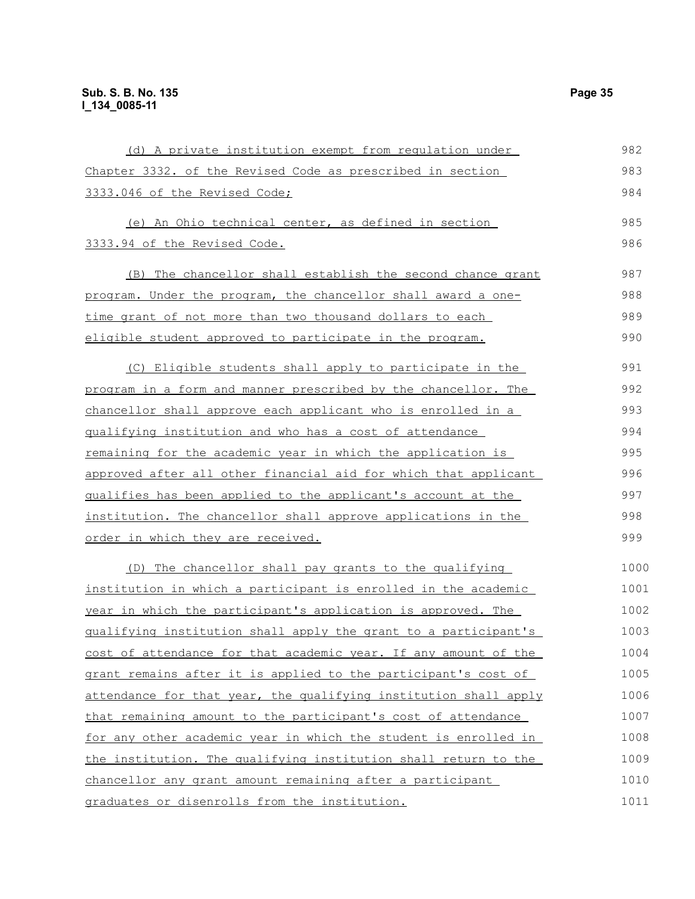(d) A private institution exempt from regulation under Chapter 3332. of the Revised Code as prescribed in section 3333.046 of the Revised Code;

(e) An Ohio technical center, as defined in section 3333.94 of the Revised Code.

(B) The chancellor shall establish the second chance grant program. Under the program, the chancellor shall award a one-time grant of not more than two thousand dollars to each eligible student approved to participate in the program.

(C) Eligible students shall apply to participate in the program in a form and manner prescribed by the chancellor. The chancellor shall approve each applicant who is enrolled in a qualifying institution and who has a cost of attendance remaining for the academic year in which the application is approved after all other financial aid for which that applicant qualifies has been applied to the applicant's account at the institution. The chancellor shall approve applications in the order in which they are received.

(D) The chancellor shall pay grants to the qualifying institution in which a participant is enrolled in the academic year in which the participant's application is approved. The qualifying institution shall apply the grant to a participant's cost of attendance for that academic year. If any amount of the grant remains after it is applied to the participant's cost of attendance for that year, the qualifying institution shall apply that remaining amount to the participant's cost of attendance for any other academic year in which the student is enrolled in the institution. The qualifying institution shall return to the chancellor any grant amount remaining after a participant graduates or disenrolls from the institution.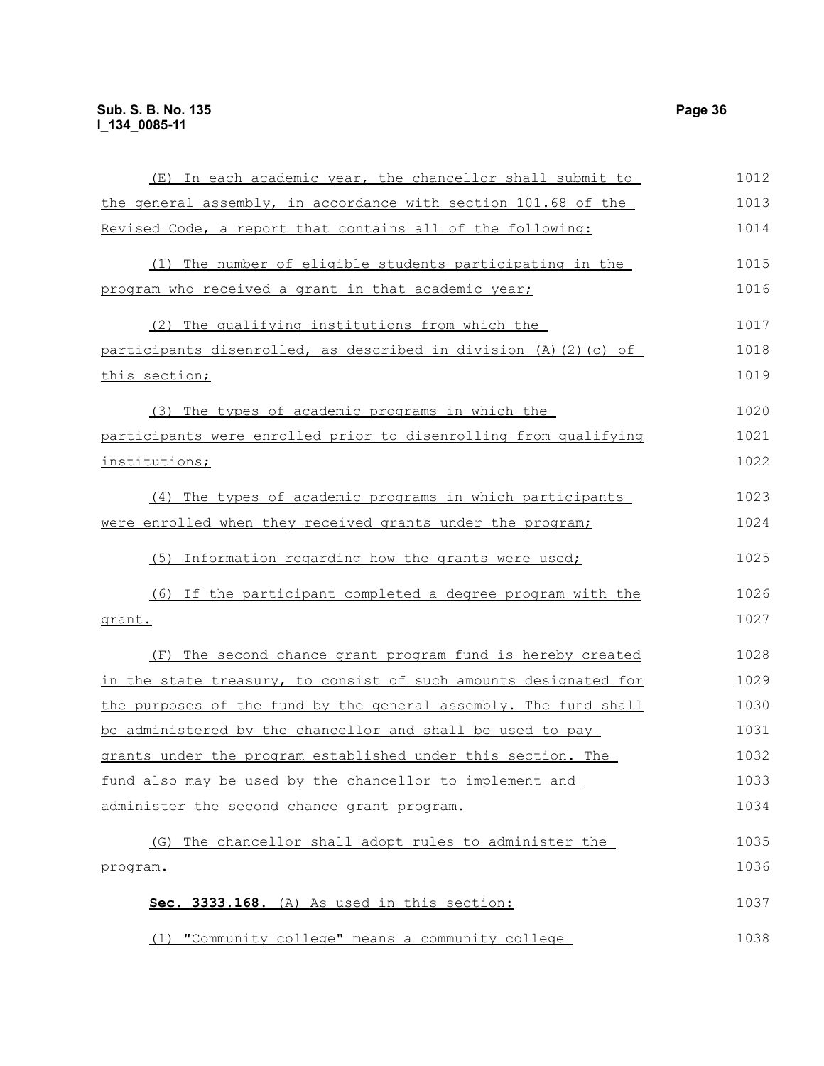(E) In each academic year, the chancellor shall submit to the general assembly, in accordance with section 101.68 of the Revised Code, a report that contains all of the following:

(1) The number of eligible students participating in the program who received a grant in that academic year;

(2) The qualifying institutions from which the participants disenrolled, as described in division (A)(2)(c) of this section;

(3) The types of academic programs in which the participants were enrolled prior to disenrolling from qualifying institutions;

(4) The types of academic programs in which participants were enrolled when they received grants under the program;

(5) Information regarding how the grants were used;

(6) If the participant completed a degree program with the grant.

(F) The second chance grant program fund is hereby created in the state treasury, to consist of such amounts designated for the purposes of the fund by the general assembly. The fund shall be administered by the chancellor and shall be used to pay grants under the program established under this section. The fund also may be used by the chancellor to implement and administer the second chance grant program.

(G) The chancellor shall adopt rules to administer the program.

**Sec. 3333.168.** (A) As used in this section:

(1) "Community college" means a community college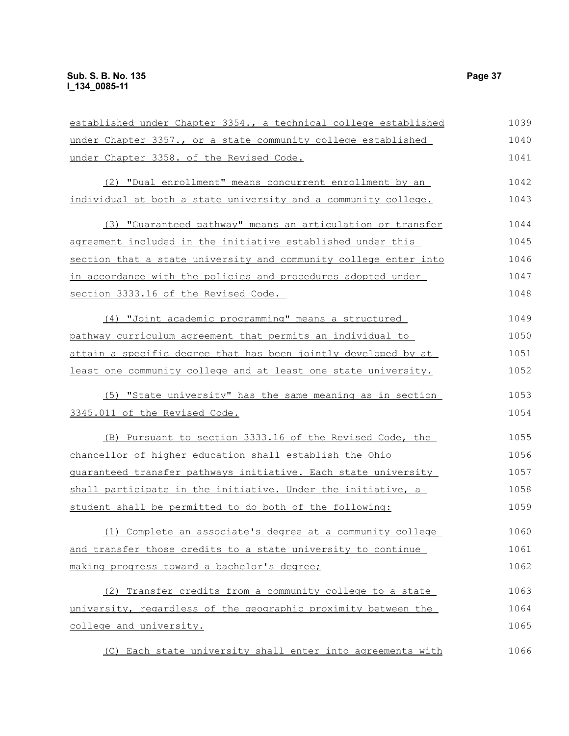established under Chapter 3354., a technical college established under Chapter 3357., or a state community college established under Chapter 3358. of the Revised Code.

(2) "Dual enrollment" means concurrent enrollment by an individual at both a state university and a community college.

(3) "Guaranteed pathway" means an articulation or transfer agreement included in the initiative established under this section that a state university and community college enter into in accordance with the policies and procedures adopted under section 3333.16 of the Revised Code.

(4) "Joint academic programming" means a structured pathway curriculum agreement that permits an individual to attain a specific degree that has been jointly developed by at least one community college and at least one state university.

(5) "State university" has the same meaning as in section 3345.011 of the Revised Code.

(B) Pursuant to section 3333.16 of the Revised Code, the chancellor of higher education shall establish the Ohio guaranteed transfer pathways initiative. Each state university shall participate in the initiative. Under the initiative, a student shall be permitted to do both of the following:

(1) Complete an associate's degree at a community college and transfer those credits to a state university to continue making progress toward a bachelor's degree;

(2) Transfer credits from a community college to a state university, regardless of the geographic proximity between the college and university.

(C) Each state university shall enter into agreements with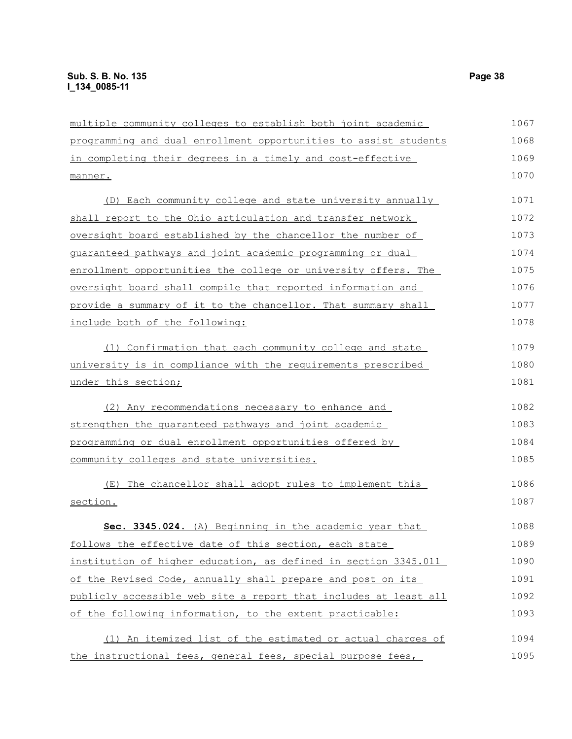multiple community colleges to establish both joint academic programming and dual enrollment opportunities to assist students in completing their degrees in a timely and cost-effective manner.

(D) Each community college and state university annually shall report to the Ohio articulation and transfer network oversight board established by the chancellor the number of guaranteed pathways and joint academic programming or dual enrollment opportunities the college or university offers. The oversight board shall compile that reported information and provide a summary of it to the chancellor. That summary shall include both of the following:

(1) Confirmation that each community college and state university is in compliance with the requirements prescribed under this section;

(2) Any recommendations necessary to enhance and strengthen the guaranteed pathways and joint academic programming or dual enrollment opportunities offered by community colleges and state universities.

(E) The chancellor shall adopt rules to implement this section.

**Sec. 3345.024.** (A) Beginning in the academic year that follows the effective date of this section, each state institution of higher education, as defined in section 3345.011 of the Revised Code, annually shall prepare and post on its publicly accessible web site a report that includes at least all of the following information, to the extent practicable:

(1) An itemized list of the estimated or actual charges of the instructional fees, general fees, special purpose fees,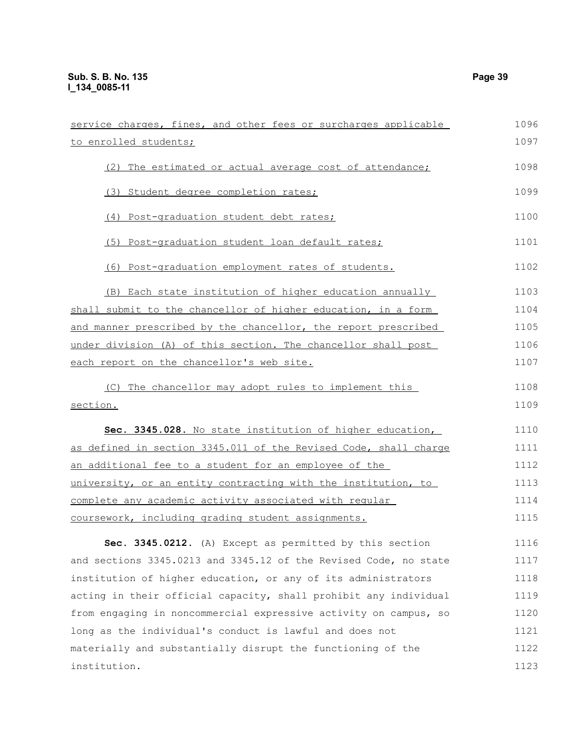service charges, fines, and other fees or surcharges applicable to enrolled students;

(2) The estimated or actual average cost of attendance;

(3) Student degree completion rates;

(4) Post-graduation student debt rates;

(5) Post-graduation student loan default rates;

(6) Post-graduation employment rates of students.

(B) Each state institution of higher education annually shall submit to the chancellor of higher education, in a form and manner prescribed by the chancellor, the report prescribed under division (A) of this section. The chancellor shall post each report on the chancellor's web site.

(C) The chancellor may adopt rules to implement this section.

**Sec. 3345.028.** No state institution of higher education, as defined in section 3345.011 of the Revised Code, shall charge an additional fee to a student for an employee of the university, or an entity contracting with the institution, to complete any academic activity associated with regular coursework, including grading student assignments.

**Sec. 3345.0212.** (A) Except as permitted by this section and sections 3345.0213 and 3345.12 of the Revised Code, no state institution of higher education, or any of its administrators acting in their official capacity, shall prohibit any individual from engaging in noncommercial expressive activity on campus, so long as the individual's conduct is lawful and does not materially and substantially disrupt the functioning of the institution.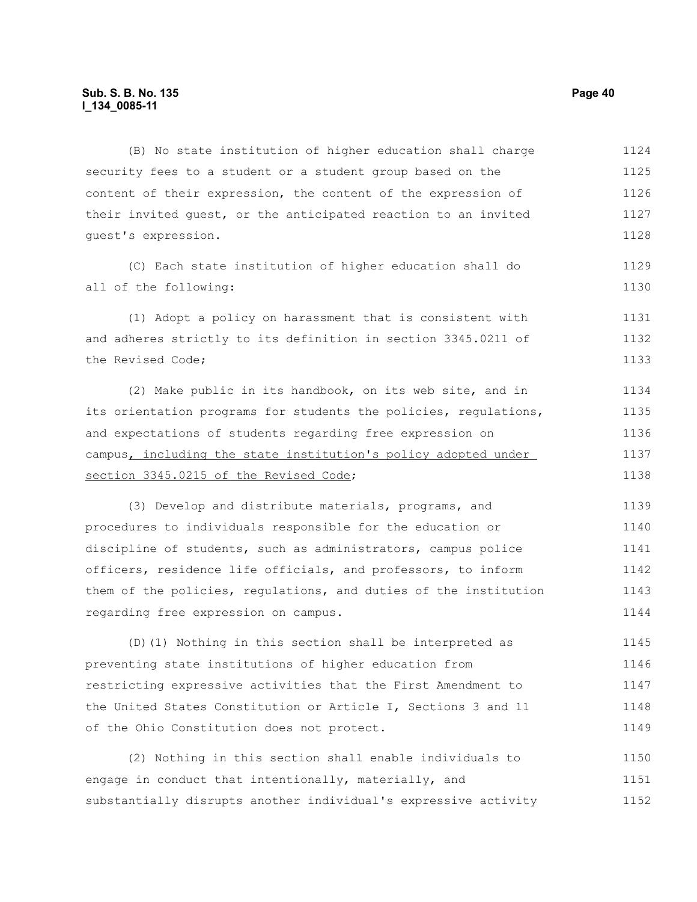(B) No state institution of higher education shall charge security fees to a student or a student group based on the content of their expression, the content of the expression of their invited guest, or the anticipated reaction to an invited guest's expression.

(C) Each state institution of higher education shall do all of the following:

(1) Adopt a policy on harassment that is consistent with and adheres strictly to its definition in section 3345.0211 of the Revised Code;

(2) Make public in its handbook, on its web site, and in its orientation programs for students the policies, regulations, and expectations of students regarding free expression on campus, including the state institution's policy adopted under section 3345.0215 of the Revised Code;

(3) Develop and distribute materials, programs, and procedures to individuals responsible for the education or discipline of students, such as administrators, campus police officers, residence life officials, and professors, to inform them of the policies, regulations, and duties of the institution regarding free expression on campus.

(D)(1) Nothing in this section shall be interpreted as preventing state institutions of higher education from restricting expressive activities that the First Amendment to the United States Constitution or Article I, Sections 3 and 11 of the Ohio Constitution does not protect.

(2) Nothing in this section shall enable individuals to engage in conduct that intentionally, materially, and substantially disrupts another individual's expressive activity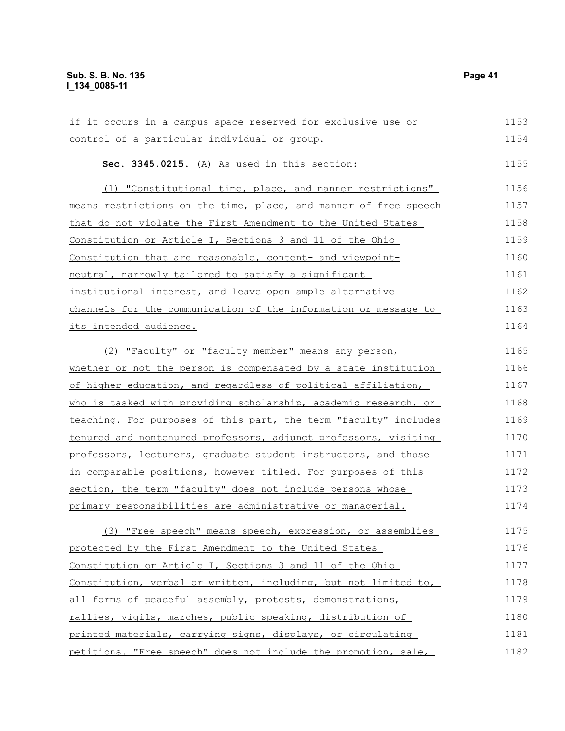if it occurs in a campus space reserved for exclusive use or control of a particular individual or group.

**Sec. 3345.0215.** (A) As used in this section:

(1) "Constitutional time, place, and manner restrictions" means restrictions on the time, place, and manner of free speech that do not violate the First Amendment to the United States Constitution or Article I, Sections 3 and 11 of the Ohio Constitution that are reasonable, content- and viewpoint-neutral, narrowly tailored to satisfy a significant institutional interest, and leave open ample alternative channels for the communication of the information or message to its intended audience.

(2) "Faculty" or "faculty member" means any person, whether or not the person is compensated by a state institution of higher education, and regardless of political affiliation, who is tasked with providing scholarship, academic research, or teaching. For purposes of this part, the term "faculty" includes tenured and nontenured professors, adjunct professors, visiting professors, lecturers, graduate student instructors, and those in comparable positions, however titled. For purposes of this section, the term "faculty" does not include persons whose primary responsibilities are administrative or managerial.

(3) "Free speech" means speech, expression, or assemblies protected by the First Amendment to the United States Constitution or Article I, Sections 3 and 11 of the Ohio Constitution, verbal or written, including, but not limited to, all forms of peaceful assembly, protests, demonstrations, rallies, vigils, marches, public speaking, distribution of printed materials, carrying signs, displays, or circulating petitions. "Free speech" does not include the promotion, sale,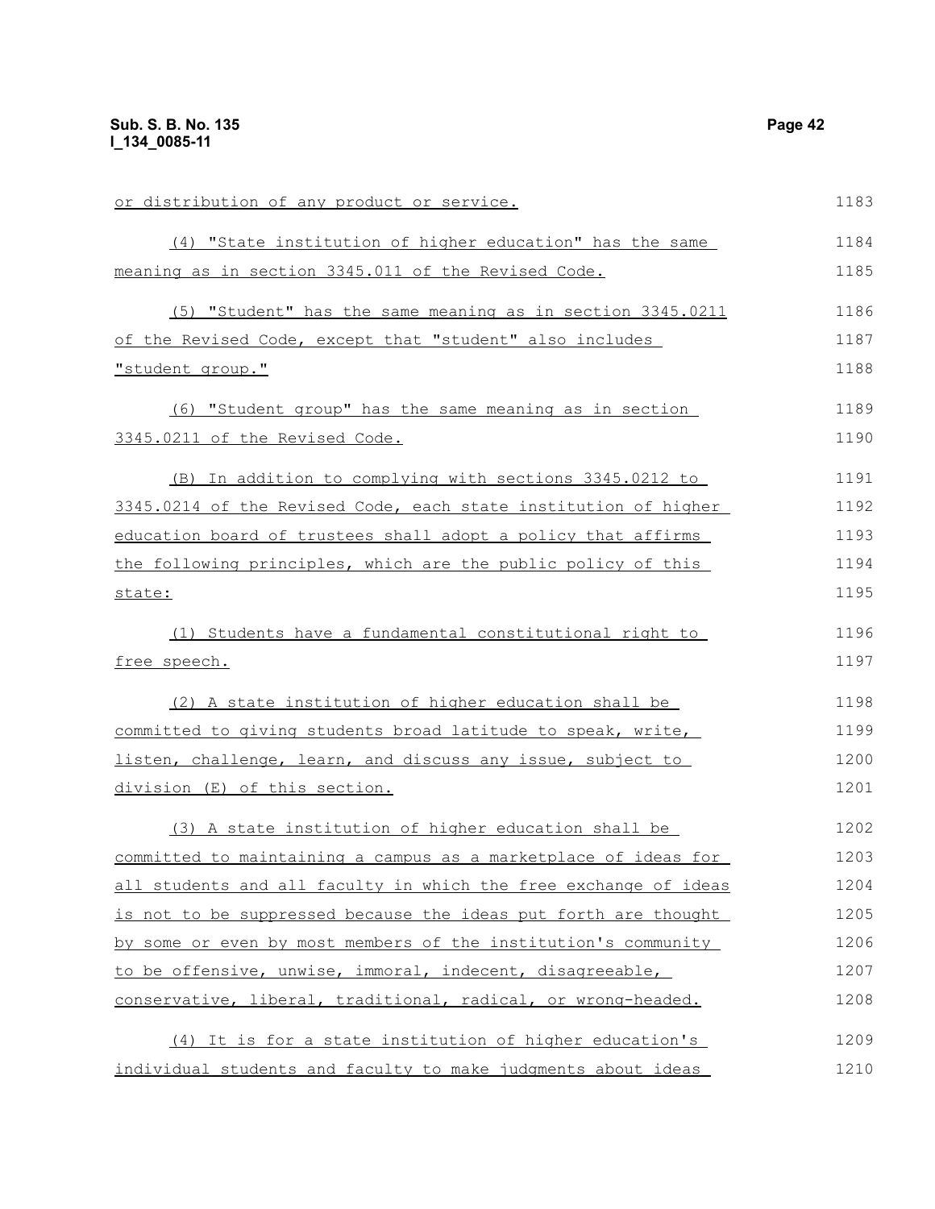or distribution of any product or service.

(4) "State institution of higher education" has the same meaning as in section 3345.011 of the Revised Code.

(5) "Student" has the same meaning as in section 3345.0211 of the Revised Code, except that "student" also includes "student group."

(6) "Student group" has the same meaning as in section 3345.0211 of the Revised Code.

(B) In addition to complying with sections 3345.0212 to 3345.0214 of the Revised Code, each state institution of higher education board of trustees shall adopt a policy that affirms the following principles, which are the public policy of this state:

(1) Students have a fundamental constitutional right to free speech.

(2) A state institution of higher education shall be committed to giving students broad latitude to speak, write, listen, challenge, learn, and discuss any issue, subject to division (E) of this section.

(3) A state institution of higher education shall be committed to maintaining a campus as a marketplace of ideas for all students and all faculty in which the free exchange of ideas is not to be suppressed because the ideas put forth are thought by some or even by most members of the institution's community to be offensive, unwise, immoral, indecent, disagreeable, conservative, liberal, traditional, radical, or wrong-headed.

(4) It is for a state institution of higher education's individual students and faculty to make judgments about ideas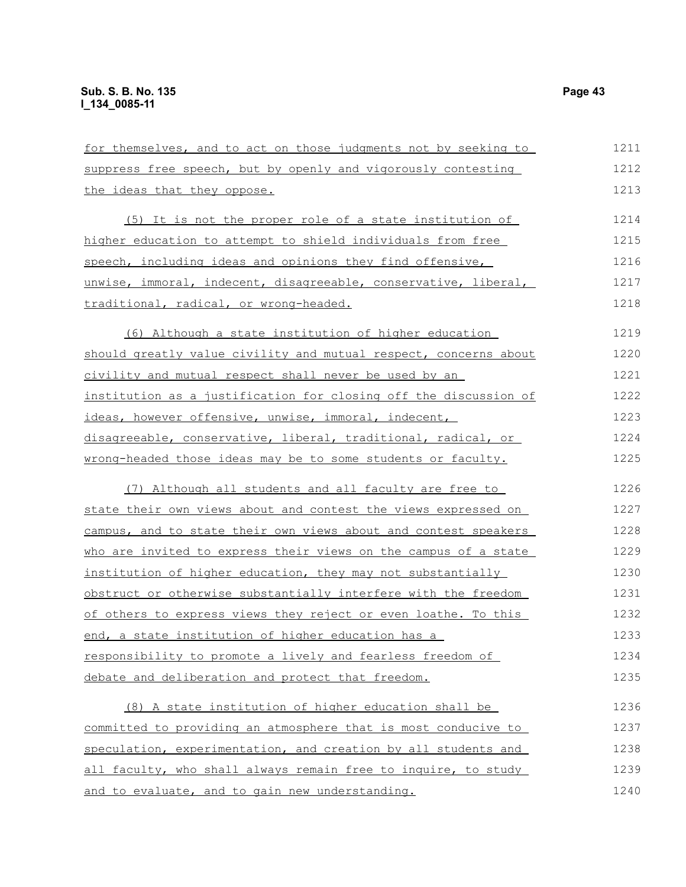for themselves, and to act on those judgments not by seeking to suppress free speech, but by openly and vigorously contesting the ideas that they oppose.

(5) It is not the proper role of a state institution of higher education to attempt to shield individuals from free speech, including ideas and opinions they find offensive, unwise, immoral, indecent, disagreeable, conservative, liberal, traditional, radical, or wrong-headed.

(6) Although a state institution of higher education should greatly value civility and mutual respect, concerns about civility and mutual respect shall never be used by an institution as a justification for closing off the discussion of ideas, however offensive, unwise, immoral, indecent, disagreeable, conservative, liberal, traditional, radical, or wrong-headed those ideas may be to some students or faculty.

(7) Although all students and all faculty are free to state their own views about and contest the views expressed on campus, and to state their own views about and contest speakers who are invited to express their views on the campus of a state institution of higher education, they may not substantially obstruct or otherwise substantially interfere with the freedom of others to express views they reject or even loathe. To this end, a state institution of higher education has a responsibility to promote a lively and fearless freedom of debate and deliberation and protect that freedom.

(8) A state institution of higher education shall be committed to providing an atmosphere that is most conducive to speculation, experimentation, and creation by all students and all faculty, who shall always remain free to inquire, to study and to evaluate, and to gain new understanding.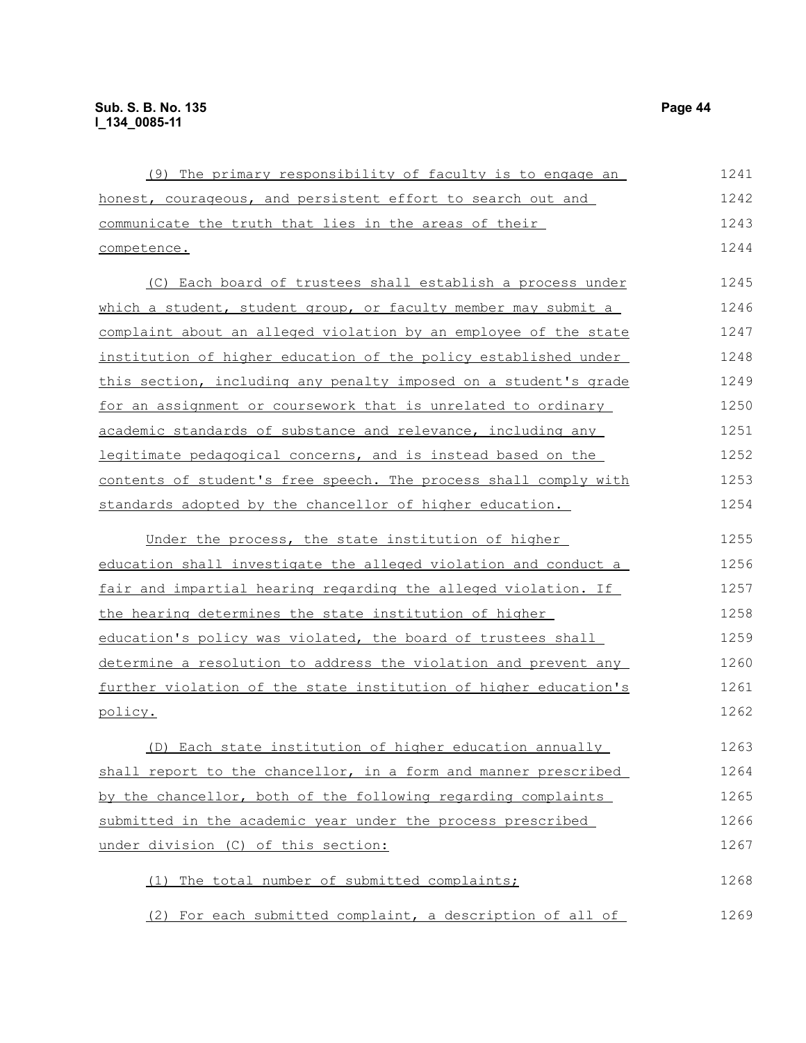(9) The primary responsibility of faculty is to engage an honest, courageous, and persistent effort to search out and communicate the truth that lies in the areas of their competence.

(C) Each board of trustees shall establish a process under which a student, student group, or faculty member may submit a complaint about an alleged violation by an employee of the state institution of higher education of the policy established under this section, including any penalty imposed on a student's grade for an assignment or coursework that is unrelated to ordinary academic standards of substance and relevance, including any legitimate pedagogical concerns, and is instead based on the contents of student's free speech. The process shall comply with standards adopted by the chancellor of higher education.

Under the process, the state institution of higher education shall investigate the alleged violation and conduct a fair and impartial hearing regarding the alleged violation. If the hearing determines the state institution of higher education's policy was violated, the board of trustees shall determine a resolution to address the violation and prevent any further violation of the state institution of higher education's policy.

(D) Each state institution of higher education annually shall report to the chancellor, in a form and manner prescribed by the chancellor, both of the following regarding complaints submitted in the academic year under the process prescribed under division (C) of this section:

(1) The total number of submitted complaints;

(2) For each submitted complaint, a description of all of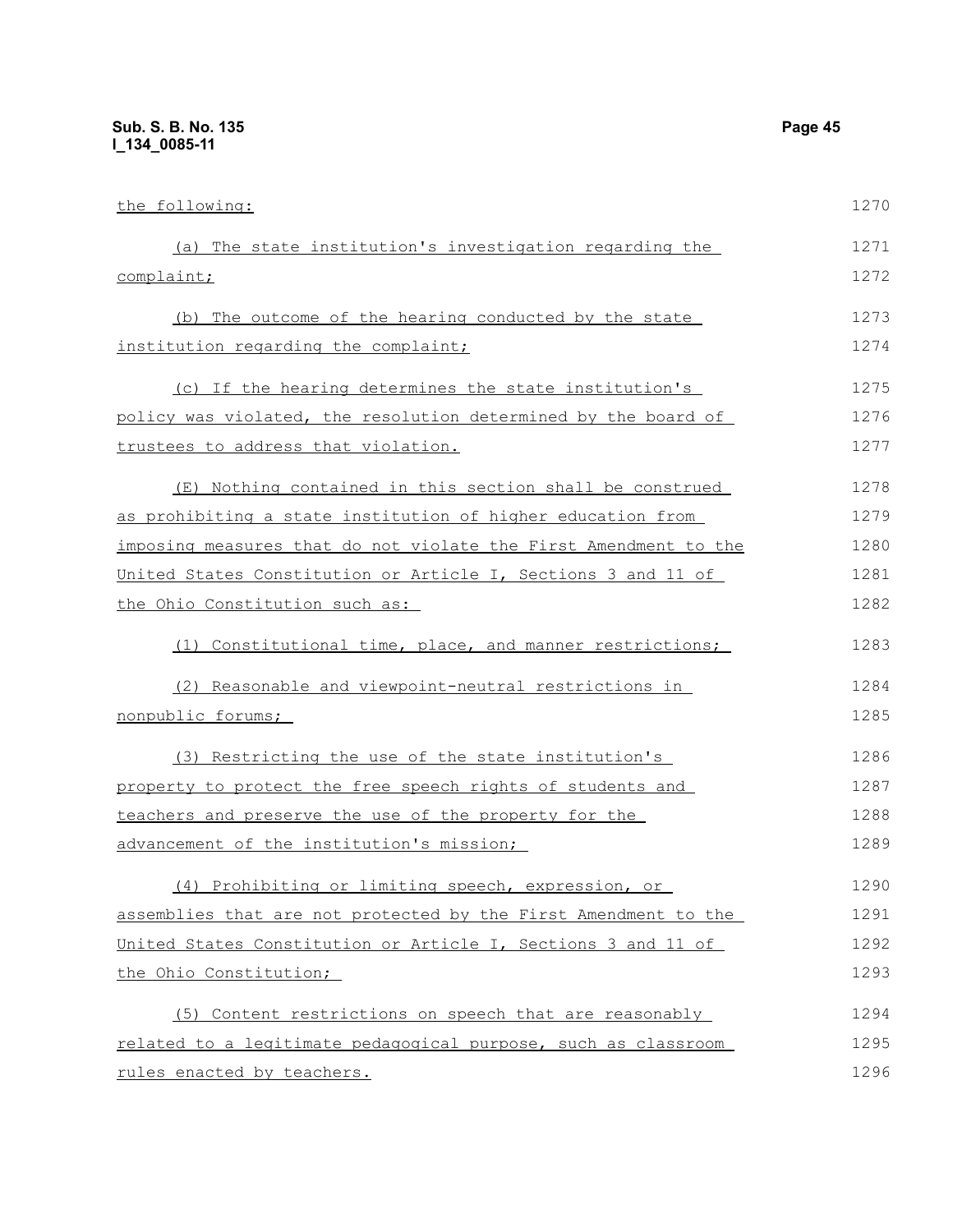the following:

(a) The state institution's investigation regarding the complaint;

(b) The outcome of the hearing conducted by the state institution regarding the complaint;

(c) If the hearing determines the state institution's policy was violated, the resolution determined by the board of trustees to address that violation.

(E) Nothing contained in this section shall be construed as prohibiting a state institution of higher education from imposing measures that do not violate the First Amendment to the United States Constitution or Article I, Sections 3 and 11 of the Ohio Constitution such as:

(1) Constitutional time, place, and manner restrictions;

(2) Reasonable and viewpoint-neutral restrictions in nonpublic forums;

(3) Restricting the use of the state institution's property to protect the free speech rights of students and teachers and preserve the use of the property for the advancement of the institution's mission;

(4) Prohibiting or limiting speech, expression, or assemblies that are not protected by the First Amendment to the United States Constitution or Article I, Sections 3 and 11 of the Ohio Constitution;

(5) Content restrictions on speech that are reasonably related to a legitimate pedagogical purpose, such as classroom rules enacted by teachers.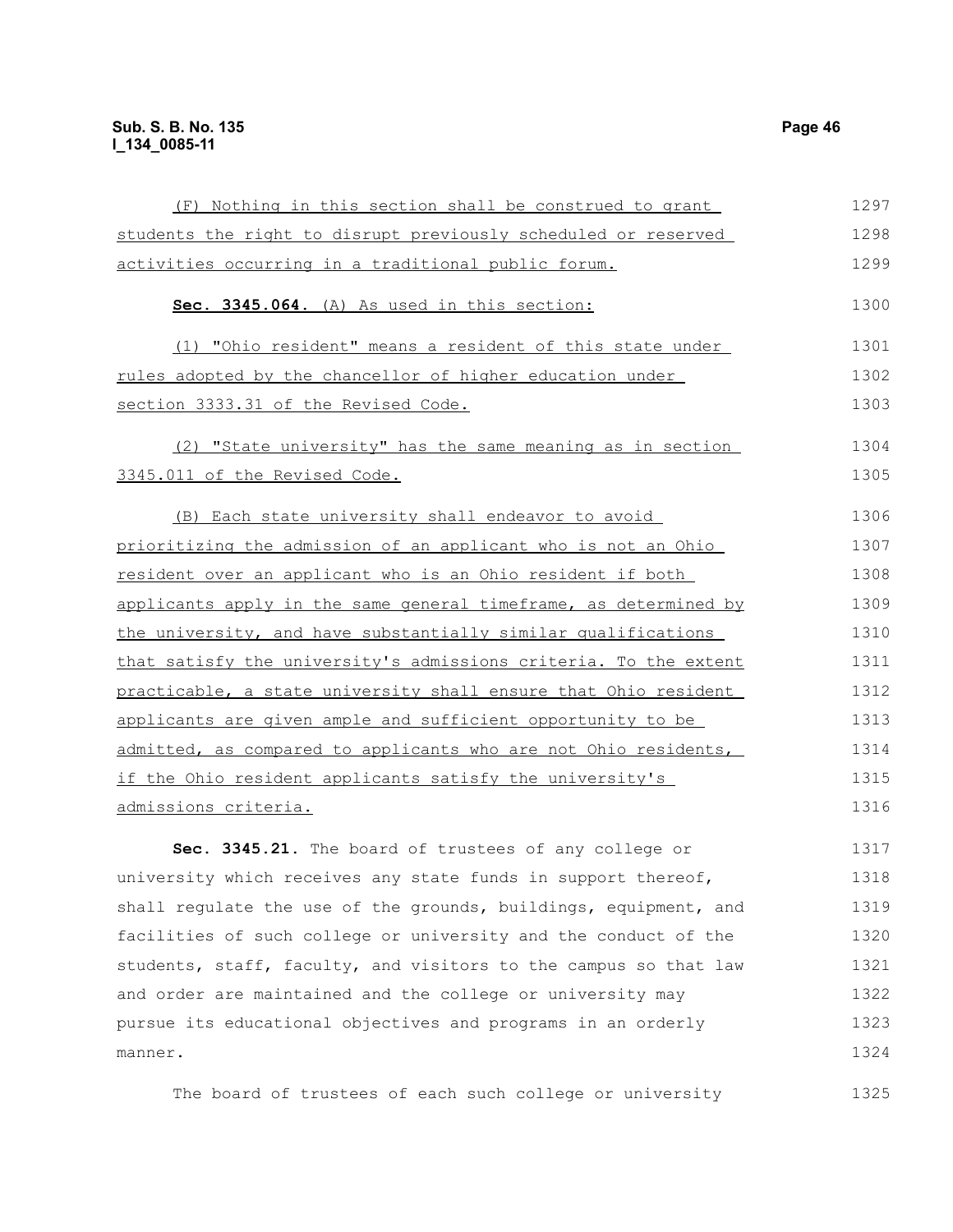(F) Nothing in this section shall be construed to grant students the right to disrupt previously scheduled or reserved activities occurring in a traditional public forum.

**Sec. 3345.064.** (A) As used in this section:

(1) "Ohio resident" means a resident of this state under rules adopted by the chancellor of higher education under section 3333.31 of the Revised Code.

(2) "State university" has the same meaning as in section 3345.011 of the Revised Code.

(B) Each state university shall endeavor to avoid prioritizing the admission of an applicant who is not an Ohio resident over an applicant who is an Ohio resident if both applicants apply in the same general timeframe, as determined by the university, and have substantially similar qualifications that satisfy the university's admissions criteria. To the extent practicable, a state university shall ensure that Ohio resident applicants are given ample and sufficient opportunity to be admitted, as compared to applicants who are not Ohio residents, if the Ohio resident applicants satisfy the university's admissions criteria.

**Sec. 3345.21.** The board of trustees of any college or university which receives any state funds in support thereof, shall regulate the use of the grounds, buildings, equipment, and facilities of such college or university and the conduct of the students, staff, faculty, and visitors to the campus so that law and order are maintained and the college or university may pursue its educational objectives and programs in an orderly manner.

The board of trustees of each such college or university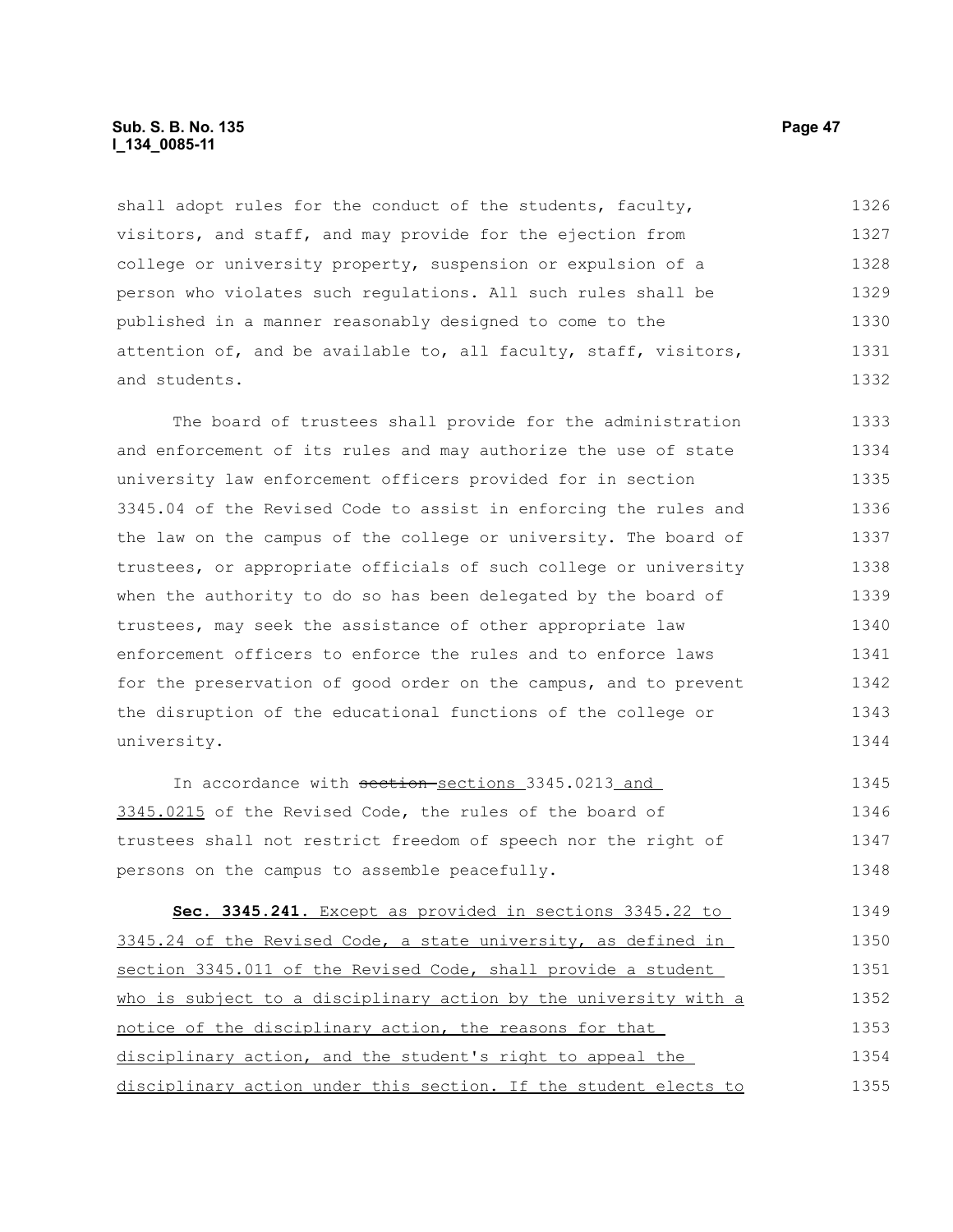shall adopt rules for the conduct of the students, faculty, visitors, and staff, and may provide for the ejection from college or university property, suspension or expulsion of a person who violates such regulations. All such rules shall be published in a manner reasonably designed to come to the attention of, and be available to, all faculty, staff, visitors, and students.

The board of trustees shall provide for the administration and enforcement of its rules and may authorize the use of state university law enforcement officers provided for in section 3345.04 of the Revised Code to assist in enforcing the rules and the law on the campus of the college or university. The board of trustees, or appropriate officials of such college or university when the authority to do so has been delegated by the board of trustees, may seek the assistance of other appropriate law enforcement officers to enforce the rules and to enforce laws for the preservation of good order on the campus, and to prevent the disruption of the educational functions of the college or university.

In accordance with ~~section~~ sections 3345.0213 and 3345.0215 of the Revised Code, the rules of the board of trustees shall not restrict freedom of speech nor the right of persons on the campus to assemble peacefully.

**Sec. 3345.241.** Except as provided in sections 3345.22 to 3345.24 of the Revised Code, a state university, as defined in section 3345.011 of the Revised Code, shall provide a student who is subject to a disciplinary action by the university with a notice of the disciplinary action, the reasons for that disciplinary action, and the student's right to appeal the disciplinary action under this section. If the student elects to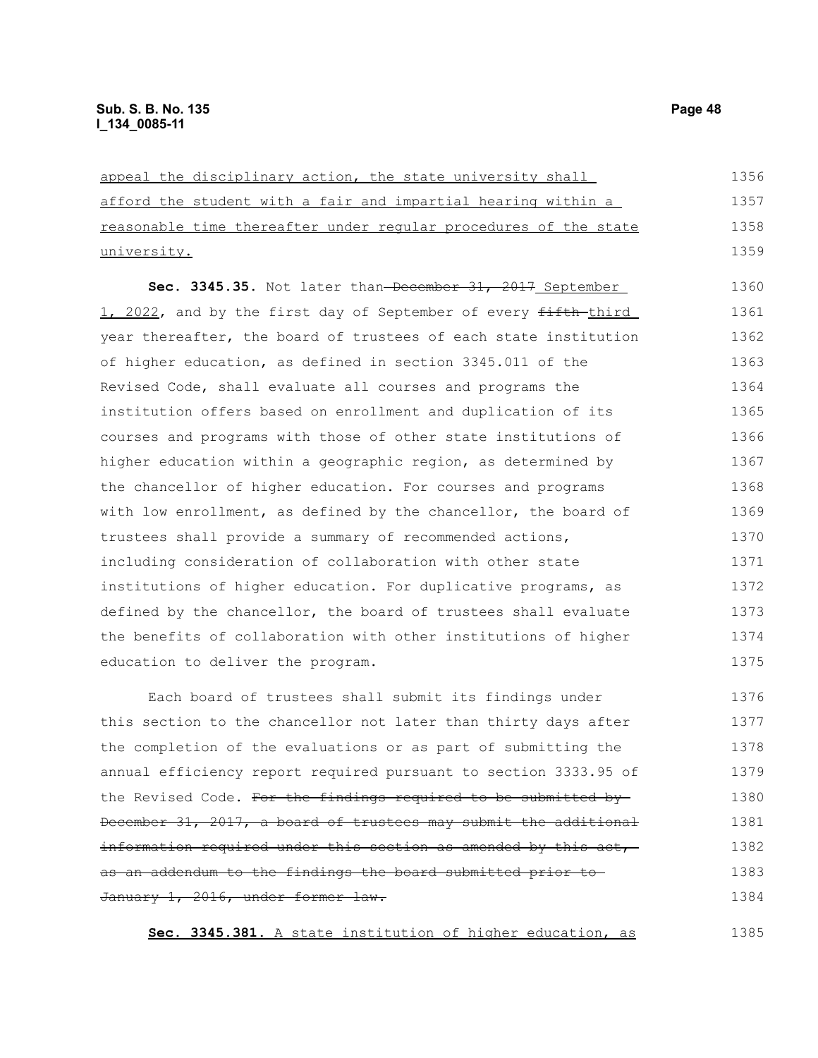appeal the disciplinary action, the state university shall afford the student with a fair and impartial hearing within a reasonable time thereafter under regular procedures of the state university.

**Sec. 3345.35.** Not later than ~~December 31, 2017~~ September 1, 2022, and by the first day of September of every ~~fifth~~ third year thereafter, the board of trustees of each state institution of higher education, as defined in section 3345.011 of the Revised Code, shall evaluate all courses and programs the institution offers based on enrollment and duplication of its courses and programs with those of other state institutions of higher education within a geographic region, as determined by the chancellor of higher education. For courses and programs with low enrollment, as defined by the chancellor, the board of trustees shall provide a summary of recommended actions, including consideration of collaboration with other state institutions of higher education. For duplicative programs, as defined by the chancellor, the board of trustees shall evaluate the benefits of collaboration with other institutions of higher education to deliver the program.

Each board of trustees shall submit its findings under this section to the chancellor not later than thirty days after the completion of the evaluations or as part of submitting the annual efficiency report required pursuant to section 3333.95 of the Revised Code. ~~For the findings required to be submitted by December 31, 2017, a board of trustees may submit the additional information required under this section as amended by this act, as an addendum to the findings the board submitted prior to January 1, 2016, under former law.~~

**Sec. 3345.381.** A state institution of higher education, as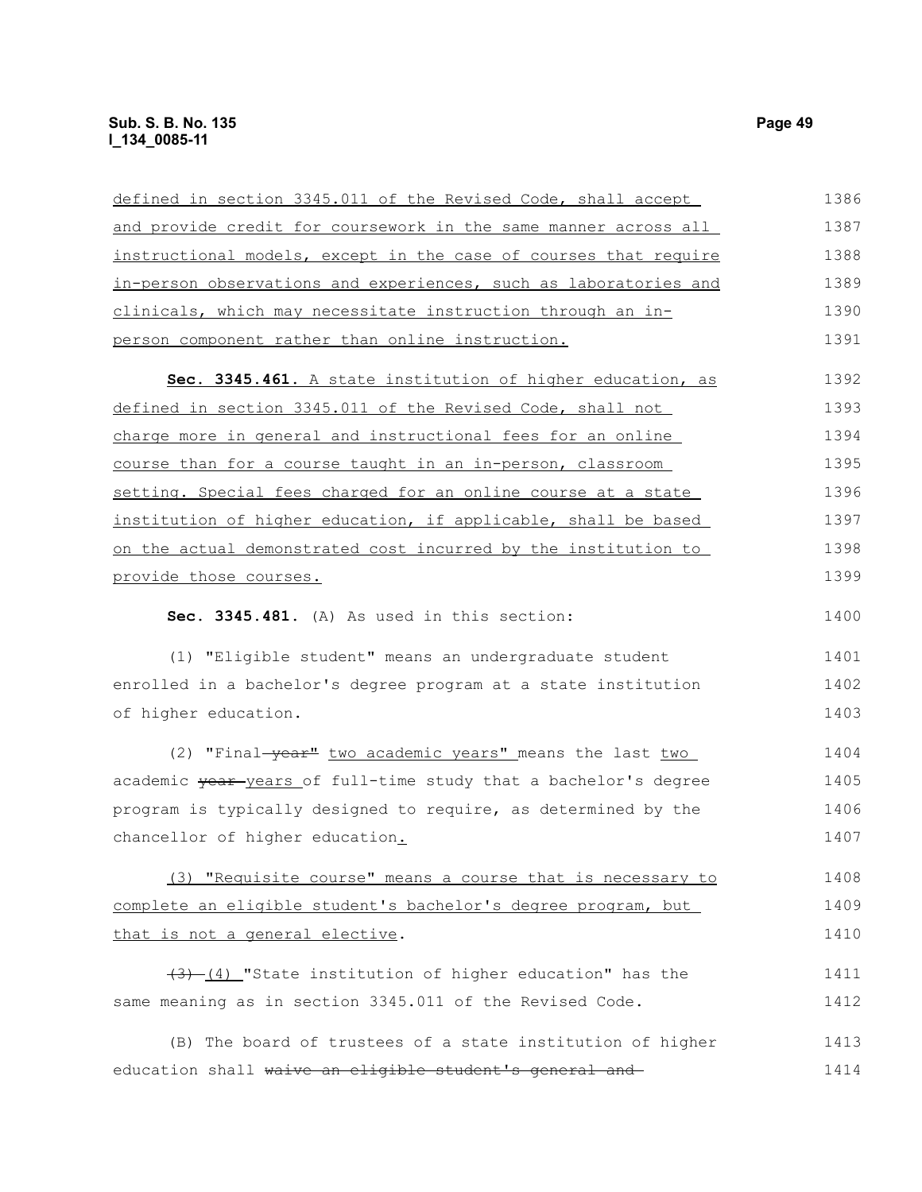defined in section 3345.011 of the Revised Code, shall accept and provide credit for coursework in the same manner across all instructional models, except in the case of courses that require in-person observations and experiences, such as laboratories and clinicals, which may necessitate instruction through an in-person component rather than online instruction.

**Sec. 3345.461.** A state institution of higher education, as defined in section 3345.011 of the Revised Code, shall not charge more in general and instructional fees for an online course than for a course taught in an in-person, classroom setting. Special fees charged for an online course at a state institution of higher education, if applicable, shall be based on the actual demonstrated cost incurred by the institution to provide those courses.

**Sec. 3345.481.** (A) As used in this section:

(1) "Eligible student" means an undergraduate student enrolled in a bachelor's degree program at a state institution of higher education.

(2) "Final ~~year"~~ two academic years" means the last two academic ~~year~~ years of full-time study that a bachelor's degree program is typically designed to require, as determined by the chancellor of higher education.

(3) "Requisite course" means a course that is necessary to complete an eligible student's bachelor's degree program, but that is not a general elective.

~~(3)~~ (4) "State institution of higher education" has the same meaning as in section 3345.011 of the Revised Code.

(B) The board of trustees of a state institution of higher education shall ~~waive an eligible student's general and~~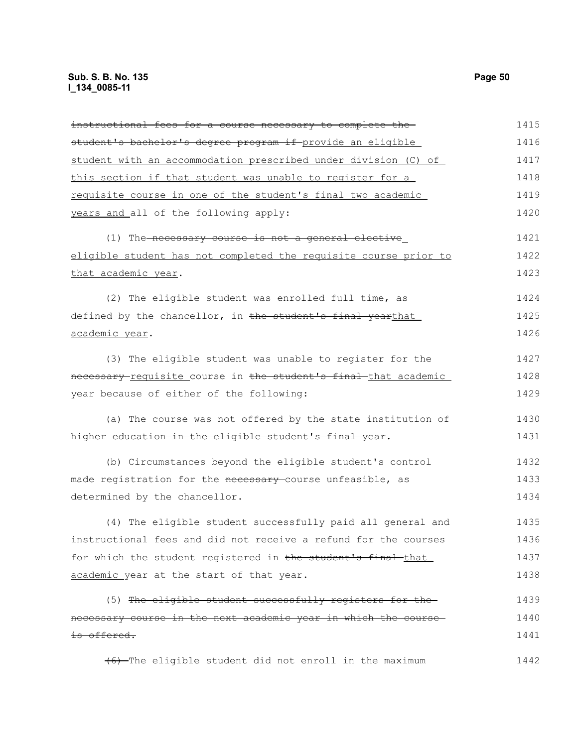~~instructional fees for a course necessary to complete the student's bachelor's degree program if~~ <u>provide an eligible student with an accommodation prescribed under division (C) of this section if that student was unable to register for a requisite course in one of the student's final two academic years and</u> all of the following apply:

(1) The ~~necessary course is not a general elective~~ <u>eligible student has not completed the requisite course prior to that academic year</u>.

(2) The eligible student was enrolled full time, as defined by the chancellor, in ~~the student's final year~~<u>that academic year</u>.

(3) The eligible student was unable to register for the ~~necessary~~ <u>requisite</u> course in ~~the student's final~~ <u>that academic</u> year because of either of the following:

(a) The course was not offered by the state institution of higher education ~~in the eligible student's final year~~.

(b) Circumstances beyond the eligible student's control made registration for the ~~necessary~~ course unfeasible, as determined by the chancellor.

(4) The eligible student successfully paid all general and instructional fees and did not receive a refund for the courses for which the student registered in ~~the student's final~~ <u>that academic</u> year at the start of that year.

(5) ~~The eligible student successfully registers for the necessary course in the next academic year in which the course is offered.~~

~~(6)~~ The eligible student did not enroll in the maximum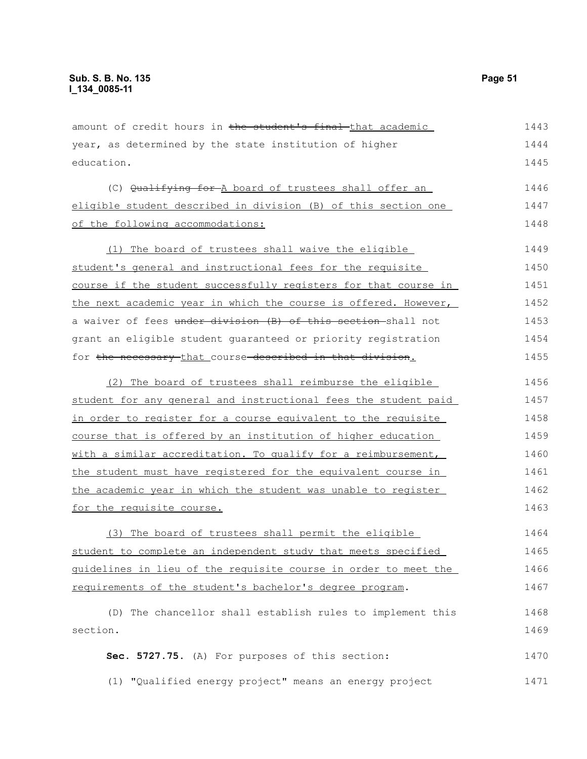amount of credit hours in ~~the student's final~~ that academic year, as determined by the state institution of higher education.

(C) ~~Qualifying for~~ A board of trustees shall offer an eligible student described in division (B) of this section one of the following accommodations:

(1) The board of trustees shall waive the eligible student's general and instructional fees for the requisite course if the student successfully registers for that course in the next academic year in which the course is offered. However, a waiver of fees ~~under division (B) of this section~~ shall not grant an eligible student guaranteed or priority registration for ~~the necessary~~ that course ~~described in that division~~.

(2) The board of trustees shall reimburse the eligible student for any general and instructional fees the student paid in order to register for a course equivalent to the requisite course that is offered by an institution of higher education with a similar accreditation. To qualify for a reimbursement, the student must have registered for the equivalent course in the academic year in which the student was unable to register for the requisite course.

(3) The board of trustees shall permit the eligible student to complete an independent study that meets specified guidelines in lieu of the requisite course in order to meet the requirements of the student's bachelor's degree program.

(D) The chancellor shall establish rules to implement this section.

**Sec. 5727.75.** (A) For purposes of this section:

(1) "Qualified energy project" means an energy project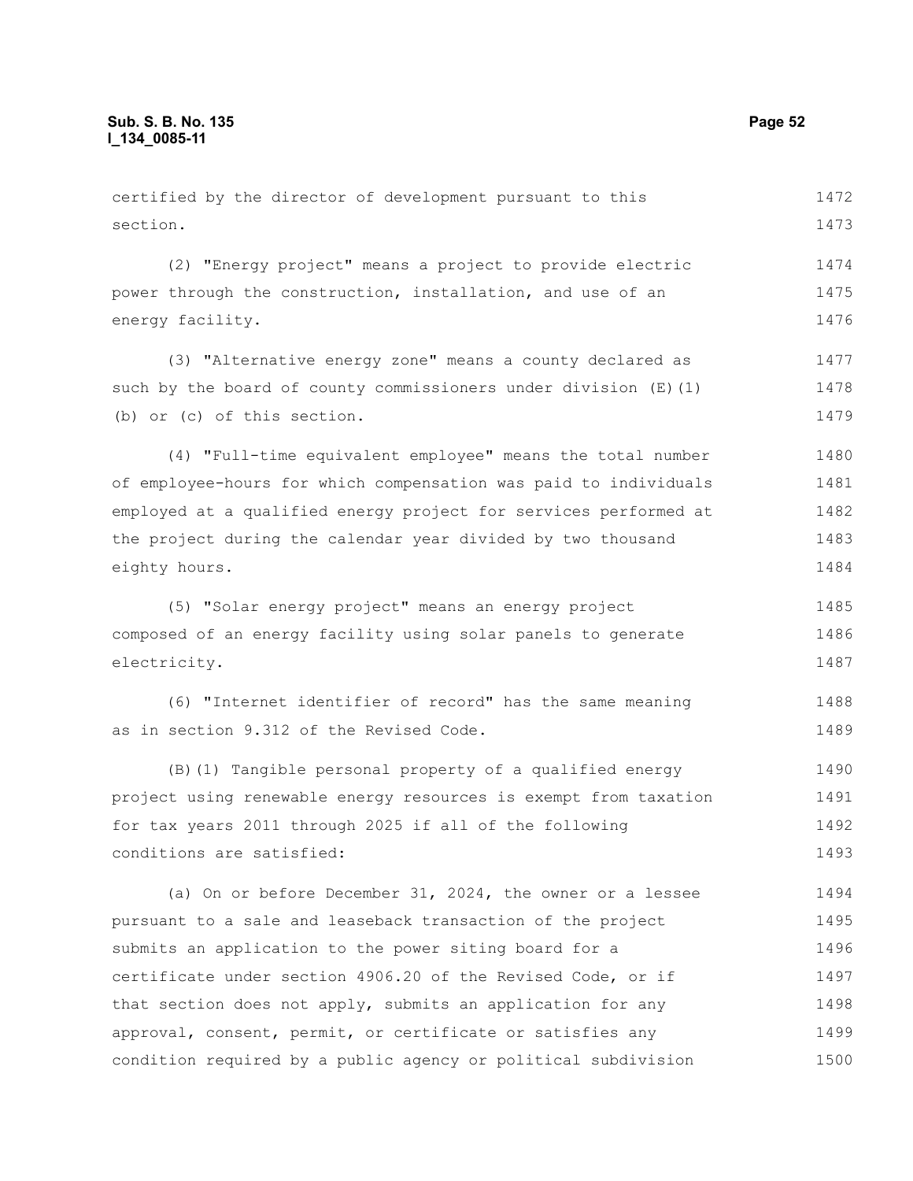certified by the director of development pursuant to this section.

(2) "Energy project" means a project to provide electric power through the construction, installation, and use of an energy facility.

(3) "Alternative energy zone" means a county declared as such by the board of county commissioners under division (E)(1)(b) or (c) of this section.

(4) "Full-time equivalent employee" means the total number of employee-hours for which compensation was paid to individuals employed at a qualified energy project for services performed at the project during the calendar year divided by two thousand eighty hours.

(5) "Solar energy project" means an energy project composed of an energy facility using solar panels to generate electricity.

(6) "Internet identifier of record" has the same meaning as in section 9.312 of the Revised Code.

(B)(1) Tangible personal property of a qualified energy project using renewable energy resources is exempt from taxation for tax years 2011 through 2025 if all of the following conditions are satisfied:

(a) On or before December 31, 2024, the owner or a lessee pursuant to a sale and leaseback transaction of the project submits an application to the power siting board for a certificate under section 4906.20 of the Revised Code, or if that section does not apply, submits an application for any approval, consent, permit, or certificate or satisfies any condition required by a public agency or political subdivision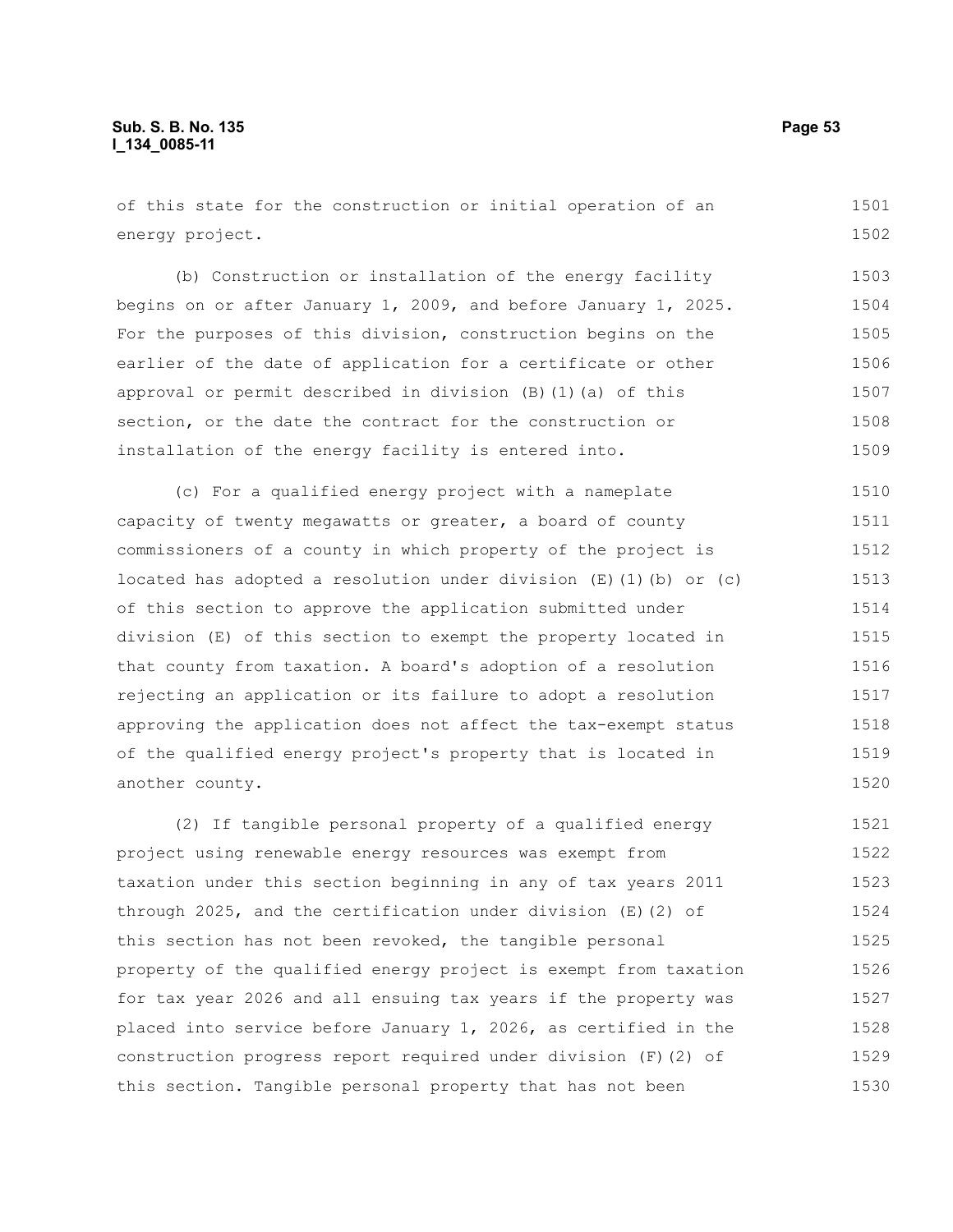of this state for the construction or initial operation of an energy project.

(b) Construction or installation of the energy facility begins on or after January 1, 2009, and before January 1, 2025. For the purposes of this division, construction begins on the earlier of the date of application for a certificate or other approval or permit described in division (B)(1)(a) of this section, or the date the contract for the construction or installation of the energy facility is entered into.

(c) For a qualified energy project with a nameplate capacity of twenty megawatts or greater, a board of county commissioners of a county in which property of the project is located has adopted a resolution under division (E)(1)(b) or (c) of this section to approve the application submitted under division (E) of this section to exempt the property located in that county from taxation. A board's adoption of a resolution rejecting an application or its failure to adopt a resolution approving the application does not affect the tax-exempt status of the qualified energy project's property that is located in another county.

(2) If tangible personal property of a qualified energy project using renewable energy resources was exempt from taxation under this section beginning in any of tax years 2011 through 2025, and the certification under division (E)(2) of this section has not been revoked, the tangible personal property of the qualified energy project is exempt from taxation for tax year 2026 and all ensuing tax years if the property was placed into service before January 1, 2026, as certified in the construction progress report required under division (F)(2) of this section. Tangible personal property that has not been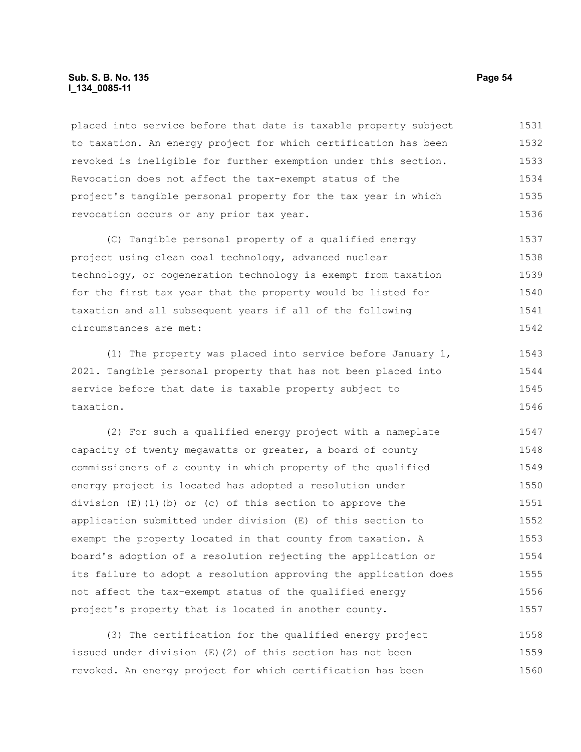placed into service before that date is taxable property subject to taxation. An energy project for which certification has been revoked is ineligible for further exemption under this section. Revocation does not affect the tax-exempt status of the project's tangible personal property for the tax year in which revocation occurs or any prior tax year.

(C) Tangible personal property of a qualified energy project using clean coal technology, advanced nuclear technology, or cogeneration technology is exempt from taxation for the first tax year that the property would be listed for taxation and all subsequent years if all of the following circumstances are met:

(1) The property was placed into service before January 1, 2021. Tangible personal property that has not been placed into service before that date is taxable property subject to taxation.

(2) For such a qualified energy project with a nameplate capacity of twenty megawatts or greater, a board of county commissioners of a county in which property of the qualified energy project is located has adopted a resolution under division (E)(1)(b) or (c) of this section to approve the application submitted under division (E) of this section to exempt the property located in that county from taxation. A board's adoption of a resolution rejecting the application or its failure to adopt a resolution approving the application does not affect the tax-exempt status of the qualified energy project's property that is located in another county.

(3) The certification for the qualified energy project issued under division (E)(2) of this section has not been revoked. An energy project for which certification has been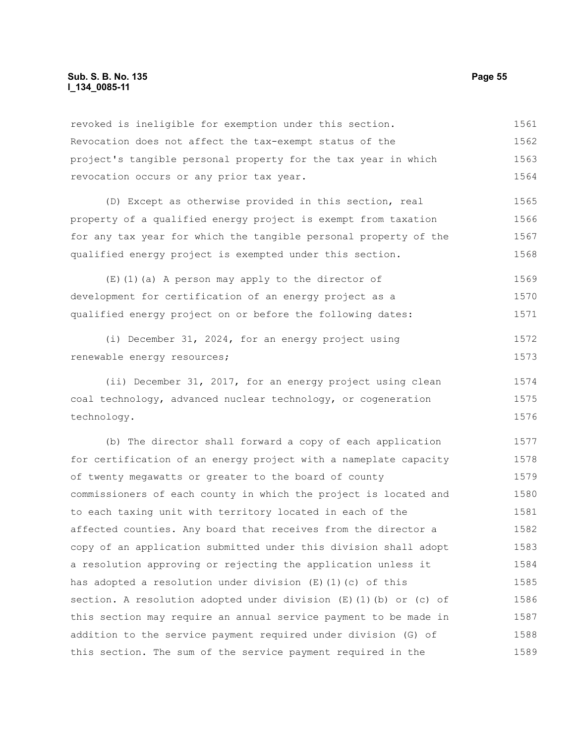revoked is ineligible for exemption under this section. Revocation does not affect the tax-exempt status of the project's tangible personal property for the tax year in which revocation occurs or any prior tax year.

(D) Except as otherwise provided in this section, real property of a qualified energy project is exempt from taxation for any tax year for which the tangible personal property of the qualified energy project is exempted under this section.

(E)(1)(a) A person may apply to the director of development for certification of an energy project as a qualified energy project on or before the following dates:

(i) December 31, 2024, for an energy project using renewable energy resources;

(ii) December 31, 2017, for an energy project using clean coal technology, advanced nuclear technology, or cogeneration technology.

(b) The director shall forward a copy of each application for certification of an energy project with a nameplate capacity of twenty megawatts or greater to the board of county commissioners of each county in which the project is located and to each taxing unit with territory located in each of the affected counties. Any board that receives from the director a copy of an application submitted under this division shall adopt a resolution approving or rejecting the application unless it has adopted a resolution under division (E)(1)(c) of this section. A resolution adopted under division (E)(1)(b) or (c) of this section may require an annual service payment to be made in addition to the service payment required under division (G) of this section. The sum of the service payment required in the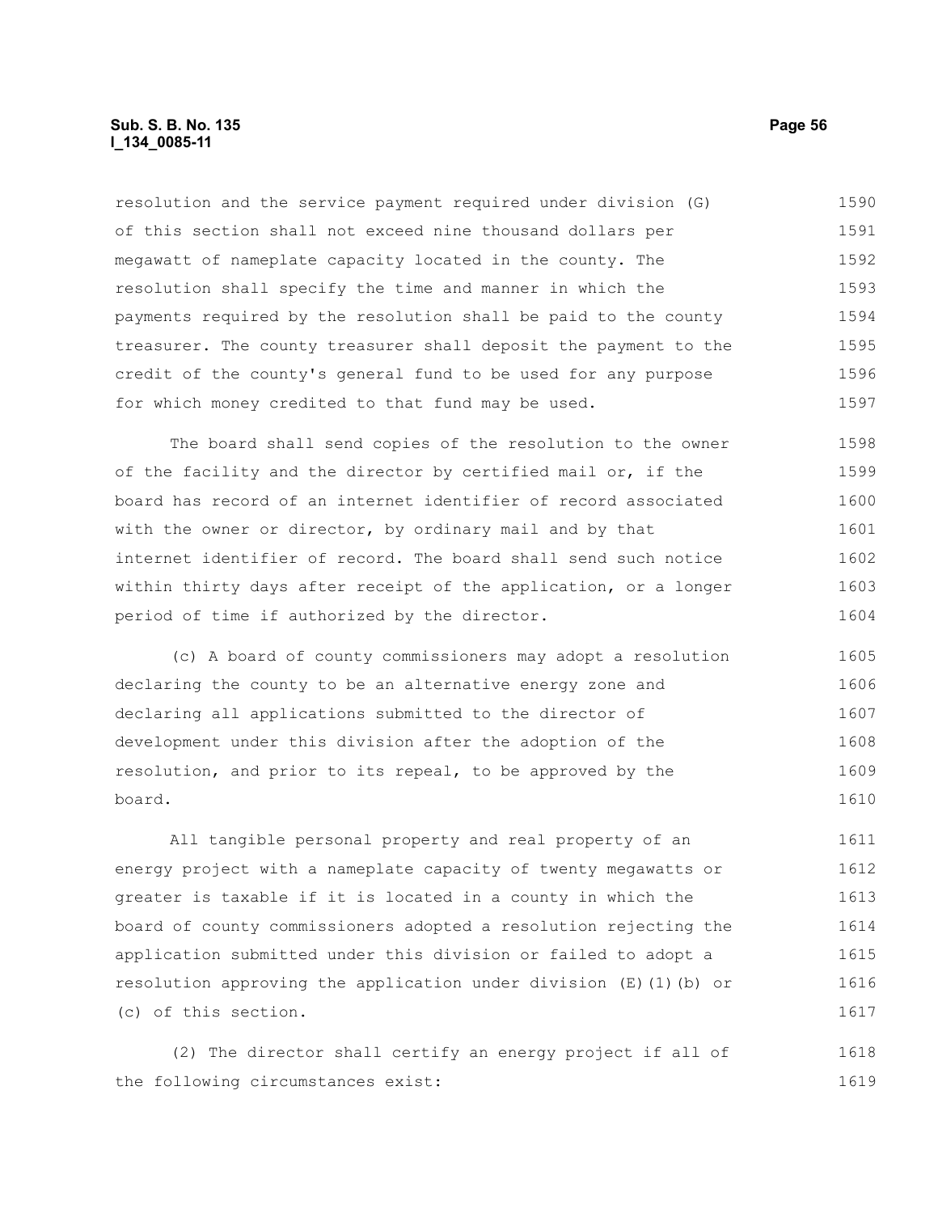resolution and the service payment required under division (G) of this section shall not exceed nine thousand dollars per megawatt of nameplate capacity located in the county. The resolution shall specify the time and manner in which the payments required by the resolution shall be paid to the county treasurer. The county treasurer shall deposit the payment to the credit of the county's general fund to be used for any purpose for which money credited to that fund may be used.

The board shall send copies of the resolution to the owner of the facility and the director by certified mail or, if the board has record of an internet identifier of record associated with the owner or director, by ordinary mail and by that internet identifier of record. The board shall send such notice within thirty days after receipt of the application, or a longer period of time if authorized by the director.

(c) A board of county commissioners may adopt a resolution declaring the county to be an alternative energy zone and declaring all applications submitted to the director of development under this division after the adoption of the resolution, and prior to its repeal, to be approved by the board.

All tangible personal property and real property of an energy project with a nameplate capacity of twenty megawatts or greater is taxable if it is located in a county in which the board of county commissioners adopted a resolution rejecting the application submitted under this division or failed to adopt a resolution approving the application under division (E)(1)(b) or (c) of this section.

(2) The director shall certify an energy project if all of the following circumstances exist: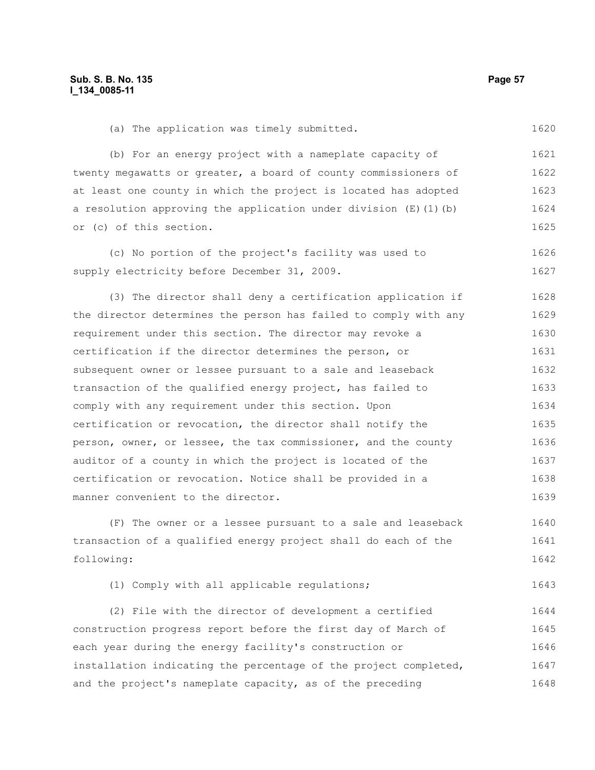(a) The application was timely submitted.

(b) For an energy project with a nameplate capacity of twenty megawatts or greater, a board of county commissioners of at least one county in which the project is located has adopted a resolution approving the application under division (E)(1)(b) or (c) of this section.

(c) No portion of the project's facility was used to supply electricity before December 31, 2009.

(3) The director shall deny a certification application if the director determines the person has failed to comply with any requirement under this section. The director may revoke a certification if the director determines the person, or subsequent owner or lessee pursuant to a sale and leaseback transaction of the qualified energy project, has failed to comply with any requirement under this section. Upon certification or revocation, the director shall notify the person, owner, or lessee, the tax commissioner, and the county auditor of a county in which the project is located of the certification or revocation. Notice shall be provided in a manner convenient to the director.

(F) The owner or a lessee pursuant to a sale and leaseback transaction of a qualified energy project shall do each of the following:

(1) Comply with all applicable regulations;

(2) File with the director of development a certified construction progress report before the first day of March of each year during the energy facility's construction or installation indicating the percentage of the project completed, and the project's nameplate capacity, as of the preceding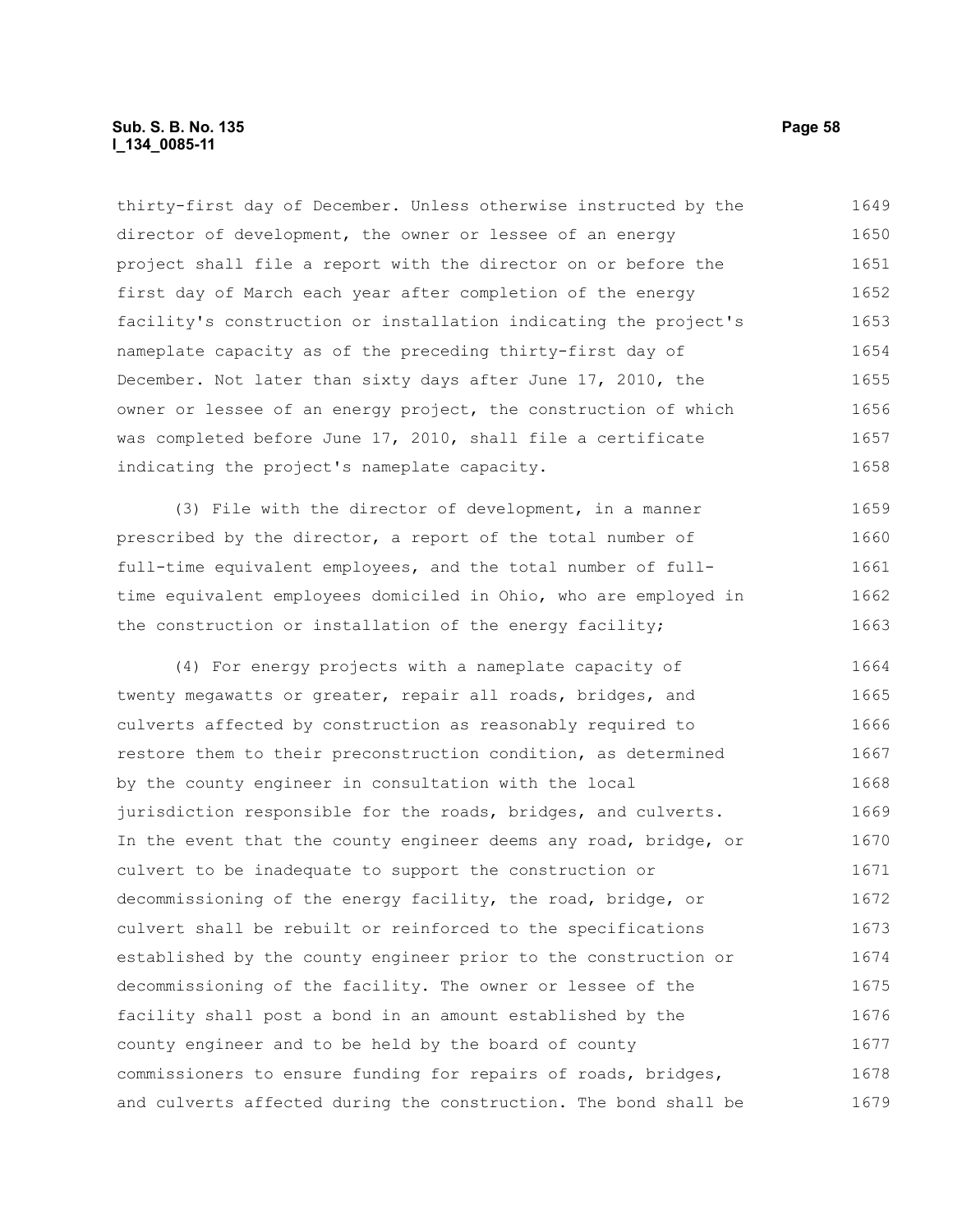thirty-first day of December. Unless otherwise instructed by the director of development, the owner or lessee of an energy project shall file a report with the director on or before the first day of March each year after completion of the energy facility's construction or installation indicating the project's nameplate capacity as of the preceding thirty-first day of December. Not later than sixty days after June 17, 2010, the owner or lessee of an energy project, the construction of which was completed before June 17, 2010, shall file a certificate indicating the project's nameplate capacity.

(3) File with the director of development, in a manner prescribed by the director, a report of the total number of full-time equivalent employees, and the total number of full-time equivalent employees domiciled in Ohio, who are employed in the construction or installation of the energy facility;

(4) For energy projects with a nameplate capacity of twenty megawatts or greater, repair all roads, bridges, and culverts affected by construction as reasonably required to restore them to their preconstruction condition, as determined by the county engineer in consultation with the local jurisdiction responsible for the roads, bridges, and culverts. In the event that the county engineer deems any road, bridge, or culvert to be inadequate to support the construction or decommissioning of the energy facility, the road, bridge, or culvert shall be rebuilt or reinforced to the specifications established by the county engineer prior to the construction or decommissioning of the facility. The owner or lessee of the facility shall post a bond in an amount established by the county engineer and to be held by the board of county commissioners to ensure funding for repairs of roads, bridges, and culverts affected during the construction. The bond shall be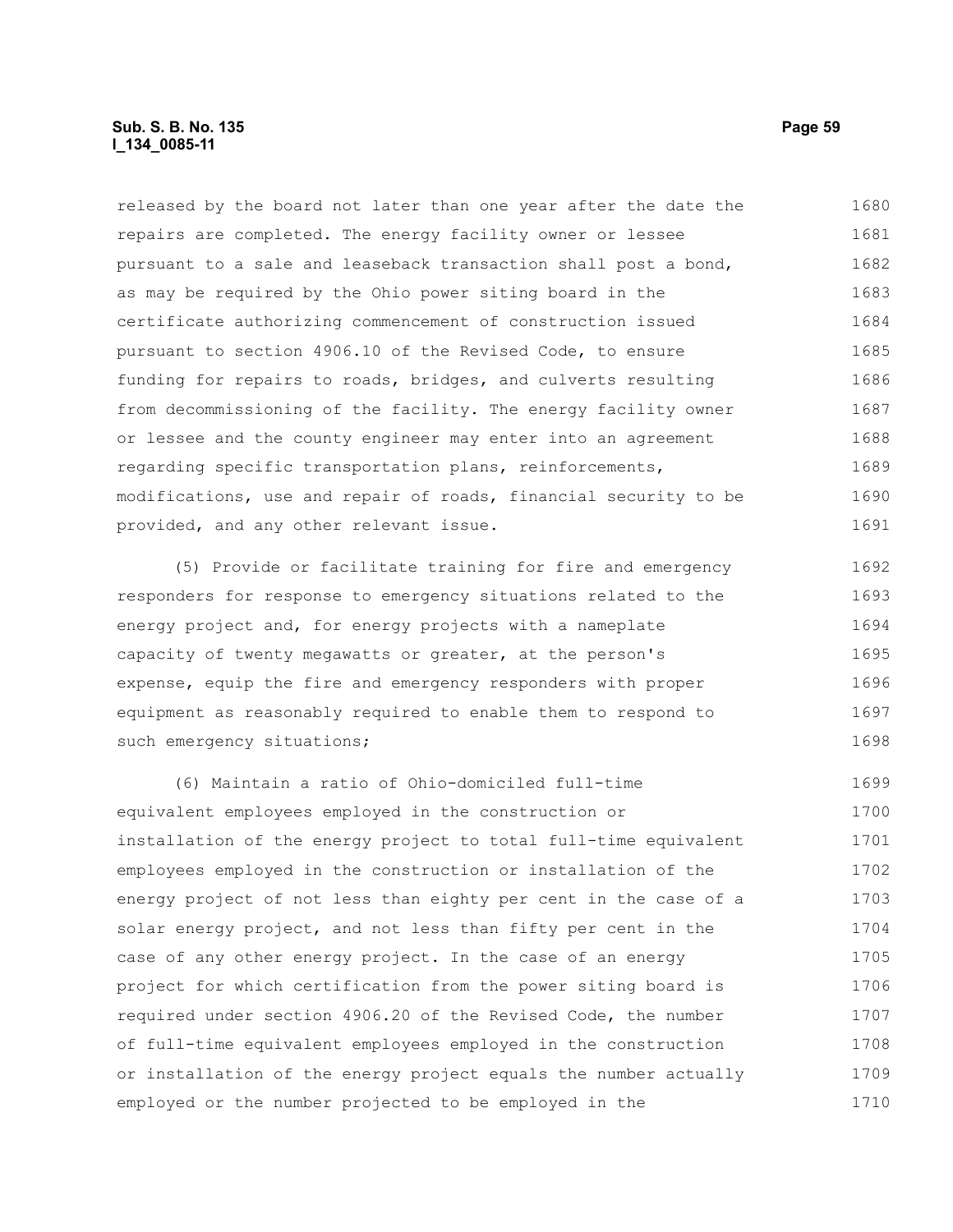released by the board not later than one year after the date the repairs are completed. The energy facility owner or lessee pursuant to a sale and leaseback transaction shall post a bond, as may be required by the Ohio power siting board in the certificate authorizing commencement of construction issued pursuant to section 4906.10 of the Revised Code, to ensure funding for repairs to roads, bridges, and culverts resulting from decommissioning of the facility. The energy facility owner or lessee and the county engineer may enter into an agreement regarding specific transportation plans, reinforcements, modifications, use and repair of roads, financial security to be provided, and any other relevant issue.

(5) Provide or facilitate training for fire and emergency responders for response to emergency situations related to the energy project and, for energy projects with a nameplate capacity of twenty megawatts or greater, at the person's expense, equip the fire and emergency responders with proper equipment as reasonably required to enable them to respond to such emergency situations;

(6) Maintain a ratio of Ohio-domiciled full-time equivalent employees employed in the construction or installation of the energy project to total full-time equivalent employees employed in the construction or installation of the energy project of not less than eighty per cent in the case of a solar energy project, and not less than fifty per cent in the case of any other energy project. In the case of an energy project for which certification from the power siting board is required under section 4906.20 of the Revised Code, the number of full-time equivalent employees employed in the construction or installation of the energy project equals the number actually employed or the number projected to be employed in the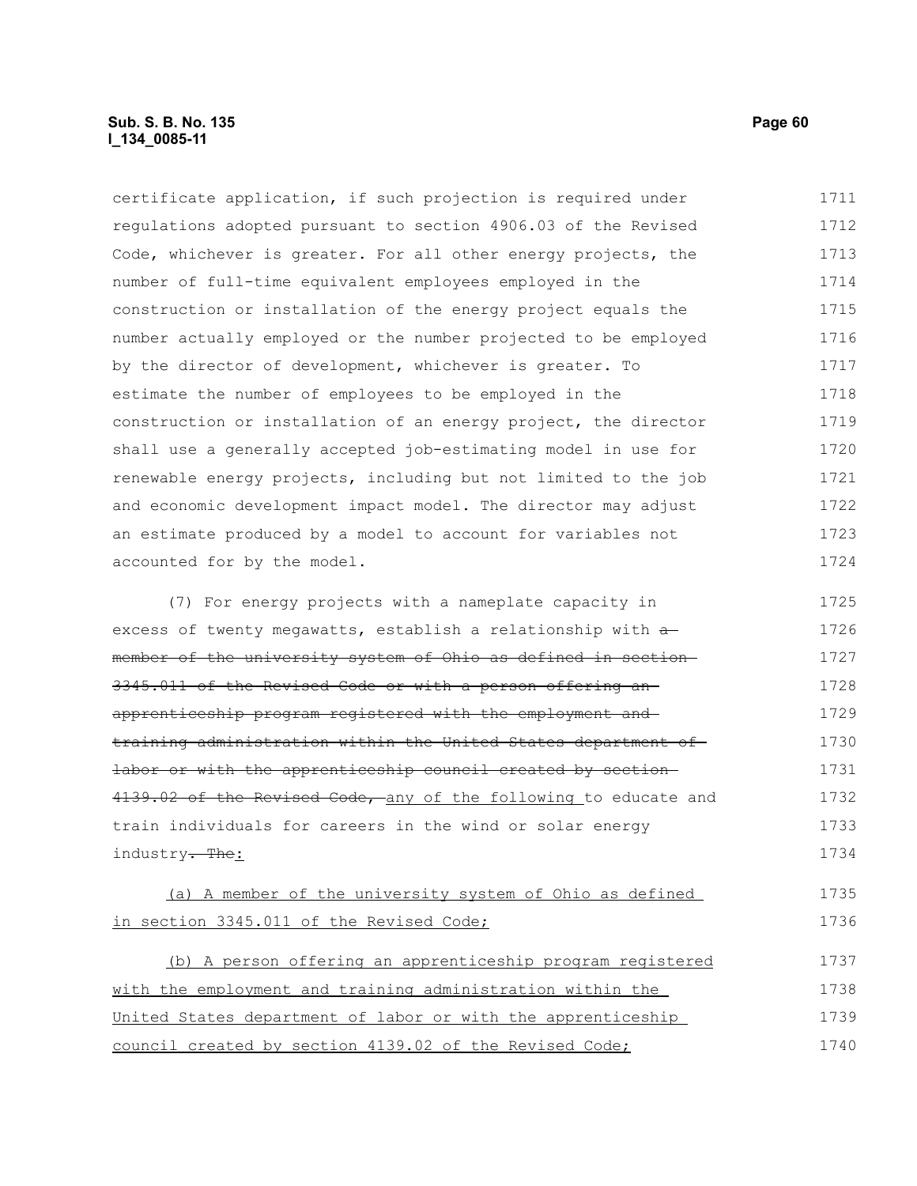certificate application, if such projection is required under regulations adopted pursuant to section 4906.03 of the Revised Code, whichever is greater. For all other energy projects, the number of full-time equivalent employees employed in the construction or installation of the energy project equals the number actually employed or the number projected to be employed by the director of development, whichever is greater. To estimate the number of employees to be employed in the construction or installation of an energy project, the director shall use a generally accepted job-estimating model in use for renewable energy projects, including but not limited to the job and economic development impact model. The director may adjust an estimate produced by a model to account for variables not accounted for by the model.

(7) For energy projects with a nameplate capacity in excess of twenty megawatts, establish a relationship with ~~a member of the university system of Ohio as defined in section 3345.011 of the Revised Code or with a person offering an apprenticeship program registered with the employment and training administration within the United States department of labor or with the apprenticeship council created by section 4139.02 of the Revised Code,~~ <u>any of the following</u> to educate and train individuals for careers in the wind or solar energy industry~~. The~~<u>:</u>

<u>(a) A member of the university system of Ohio as defined in section 3345.011 of the Revised Code;</u>

<u>(b) A person offering an apprenticeship program registered with the employment and training administration within the United States department of labor or with the apprenticeship council created by section 4139.02 of the Revised Code;</u>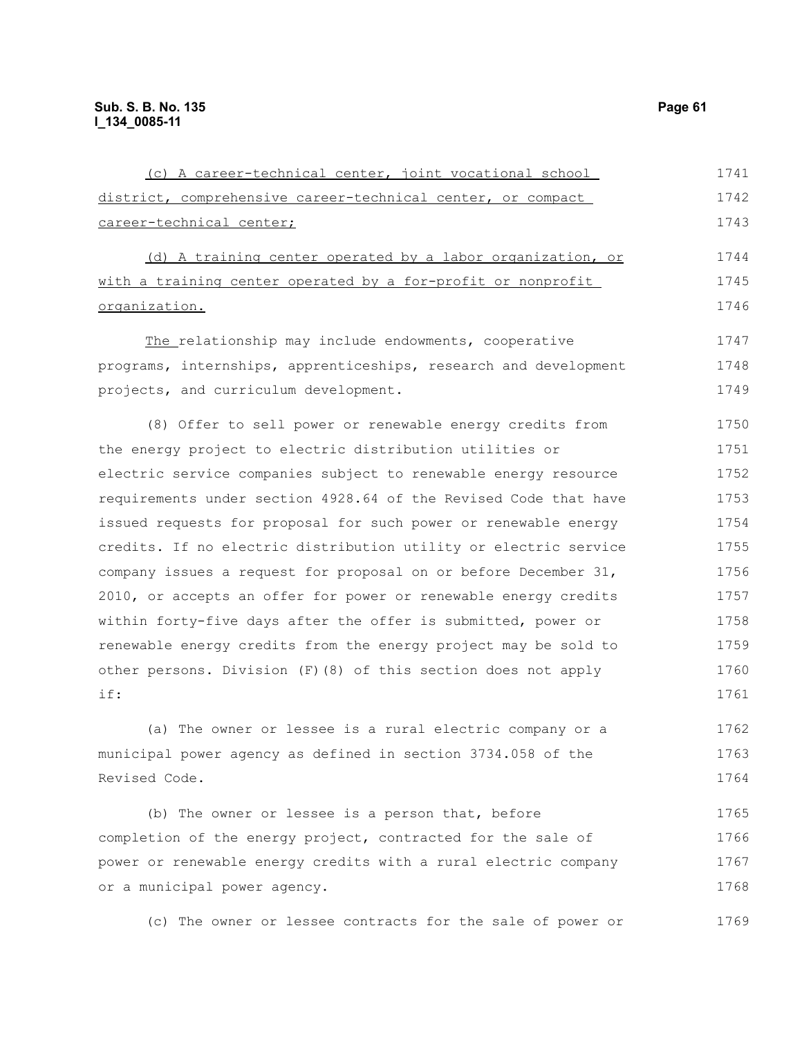(c) A career-technical center, joint vocational school district, comprehensive career-technical center, or compact career-technical center;

(d) A training center operated by a labor organization, or with a training center operated by a for-profit or nonprofit organization.

The relationship may include endowments, cooperative programs, internships, apprenticeships, research and development projects, and curriculum development.

(8) Offer to sell power or renewable energy credits from the energy project to electric distribution utilities or electric service companies subject to renewable energy resource requirements under section 4928.64 of the Revised Code that have issued requests for proposal for such power or renewable energy credits. If no electric distribution utility or electric service company issues a request for proposal on or before December 31, 2010, or accepts an offer for power or renewable energy credits within forty-five days after the offer is submitted, power or renewable energy credits from the energy project may be sold to other persons. Division (F)(8) of this section does not apply if:

(a) The owner or lessee is a rural electric company or a municipal power agency as defined in section 3734.058 of the Revised Code.

(b) The owner or lessee is a person that, before completion of the energy project, contracted for the sale of power or renewable energy credits with a rural electric company or a municipal power agency.

(c) The owner or lessee contracts for the sale of power or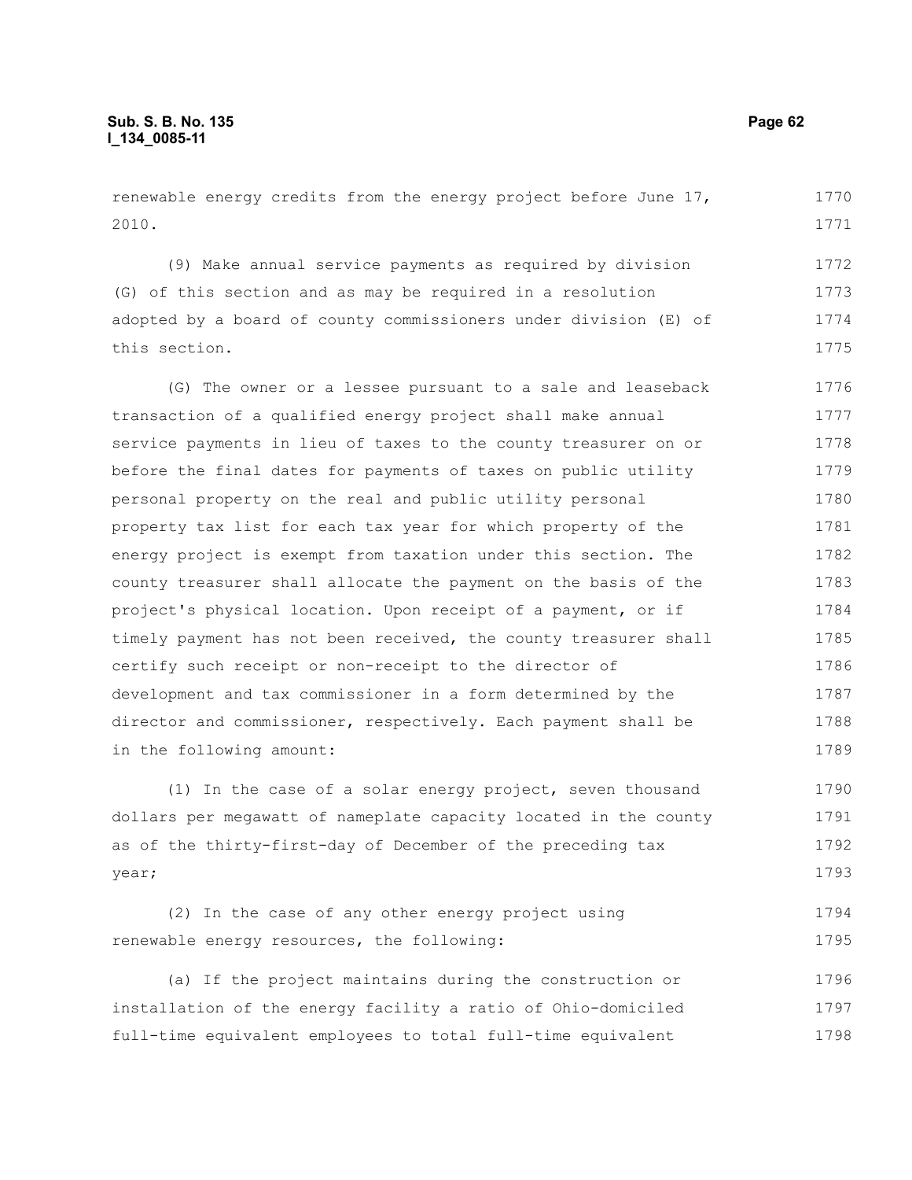renewable energy credits from the energy project before June 17, 2010.

(9) Make annual service payments as required by division (G) of this section and as may be required in a resolution adopted by a board of county commissioners under division (E) of this section.

(G) The owner or a lessee pursuant to a sale and leaseback transaction of a qualified energy project shall make annual service payments in lieu of taxes to the county treasurer on or before the final dates for payments of taxes on public utility personal property on the real and public utility personal property tax list for each tax year for which property of the energy project is exempt from taxation under this section. The county treasurer shall allocate the payment on the basis of the project's physical location. Upon receipt of a payment, or if timely payment has not been received, the county treasurer shall certify such receipt or non-receipt to the director of development and tax commissioner in a form determined by the director and commissioner, respectively. Each payment shall be in the following amount:

(1) In the case of a solar energy project, seven thousand dollars per megawatt of nameplate capacity located in the county as of the thirty-first-day of December of the preceding tax year;

(2) In the case of any other energy project using renewable energy resources, the following:

(a) If the project maintains during the construction or installation of the energy facility a ratio of Ohio-domiciled full-time equivalent employees to total full-time equivalent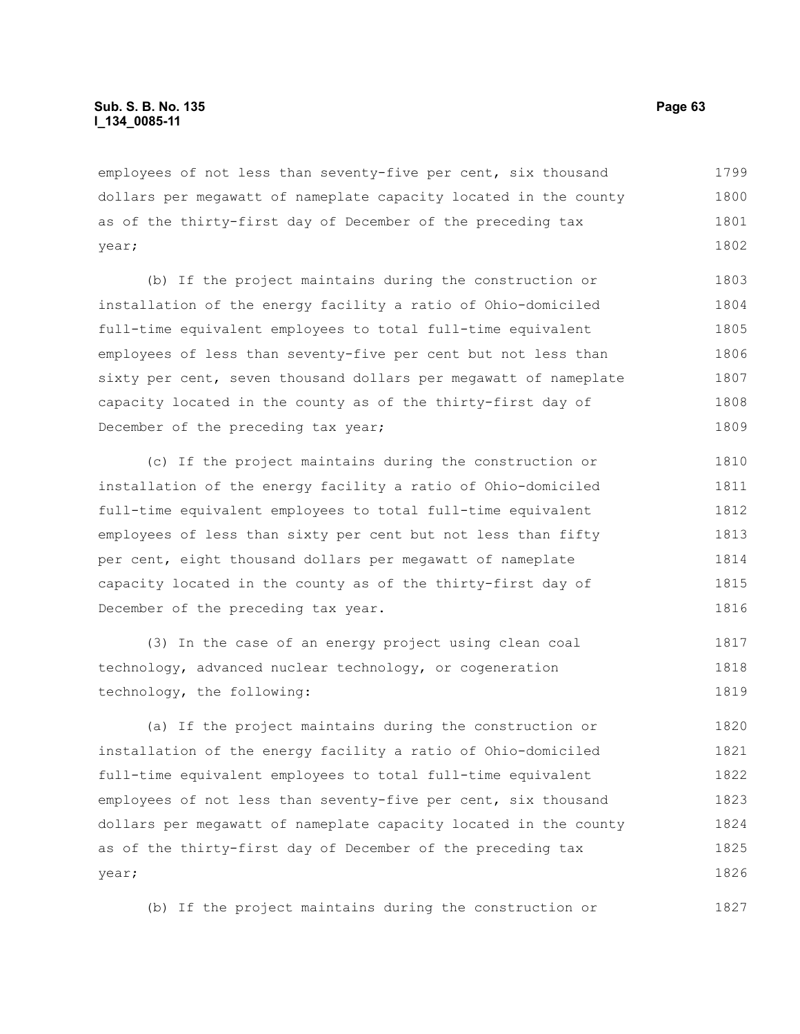employees of not less than seventy-five per cent, six thousand dollars per megawatt of nameplate capacity located in the county as of the thirty-first day of December of the preceding tax year;

(b) If the project maintains during the construction or installation of the energy facility a ratio of Ohio-domiciled full-time equivalent employees to total full-time equivalent employees of less than seventy-five per cent but not less than sixty per cent, seven thousand dollars per megawatt of nameplate capacity located in the county as of the thirty-first day of December of the preceding tax year;

(c) If the project maintains during the construction or installation of the energy facility a ratio of Ohio-domiciled full-time equivalent employees to total full-time equivalent employees of less than sixty per cent but not less than fifty per cent, eight thousand dollars per megawatt of nameplate capacity located in the county as of the thirty-first day of December of the preceding tax year.

(3) In the case of an energy project using clean coal technology, advanced nuclear technology, or cogeneration technology, the following:

(a) If the project maintains during the construction or installation of the energy facility a ratio of Ohio-domiciled full-time equivalent employees to total full-time equivalent employees of not less than seventy-five per cent, six thousand dollars per megawatt of nameplate capacity located in the county as of the thirty-first day of December of the preceding tax year;

(b) If the project maintains during the construction or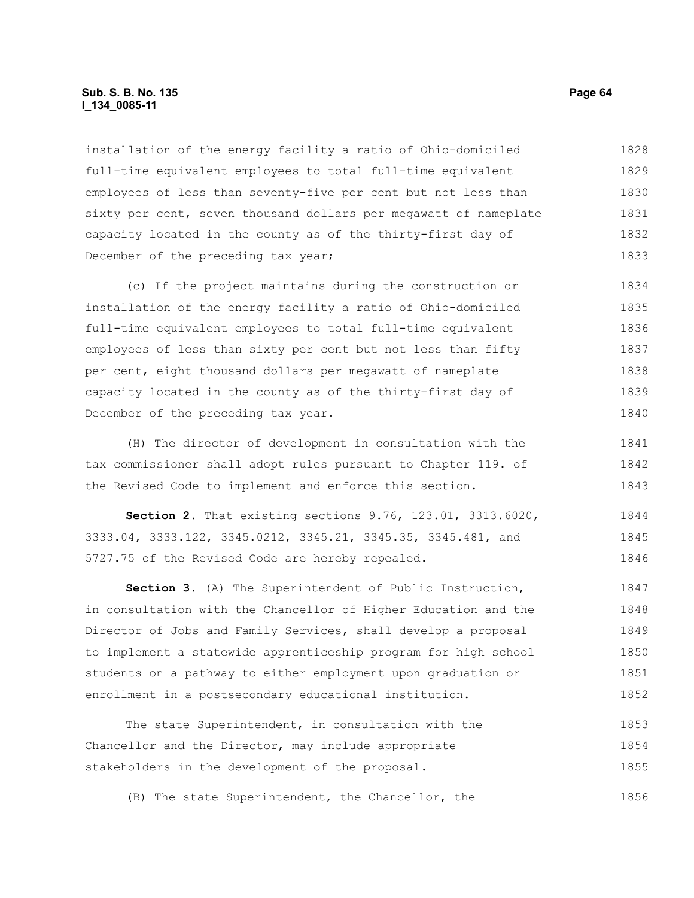installation of the energy facility a ratio of Ohio-domiciled full-time equivalent employees to total full-time equivalent employees of less than seventy-five per cent but not less than sixty per cent, seven thousand dollars per megawatt of nameplate capacity located in the county as of the thirty-first day of December of the preceding tax year;

(c) If the project maintains during the construction or installation of the energy facility a ratio of Ohio-domiciled full-time equivalent employees to total full-time equivalent employees of less than sixty per cent but not less than fifty per cent, eight thousand dollars per megawatt of nameplate capacity located in the county as of the thirty-first day of December of the preceding tax year.

(H) The director of development in consultation with the tax commissioner shall adopt rules pursuant to Chapter 119. of the Revised Code to implement and enforce this section.

**Section 2.** That existing sections 9.76, 123.01, 3313.6020, 3333.04, 3333.122, 3345.0212, 3345.21, 3345.35, 3345.481, and 5727.75 of the Revised Code are hereby repealed.

**Section 3.** (A) The Superintendent of Public Instruction, in consultation with the Chancellor of Higher Education and the Director of Jobs and Family Services, shall develop a proposal to implement a statewide apprenticeship program for high school students on a pathway to either employment upon graduation or enrollment in a postsecondary educational institution.

The state Superintendent, in consultation with the Chancellor and the Director, may include appropriate stakeholders in the development of the proposal.

(B) The state Superintendent, the Chancellor, the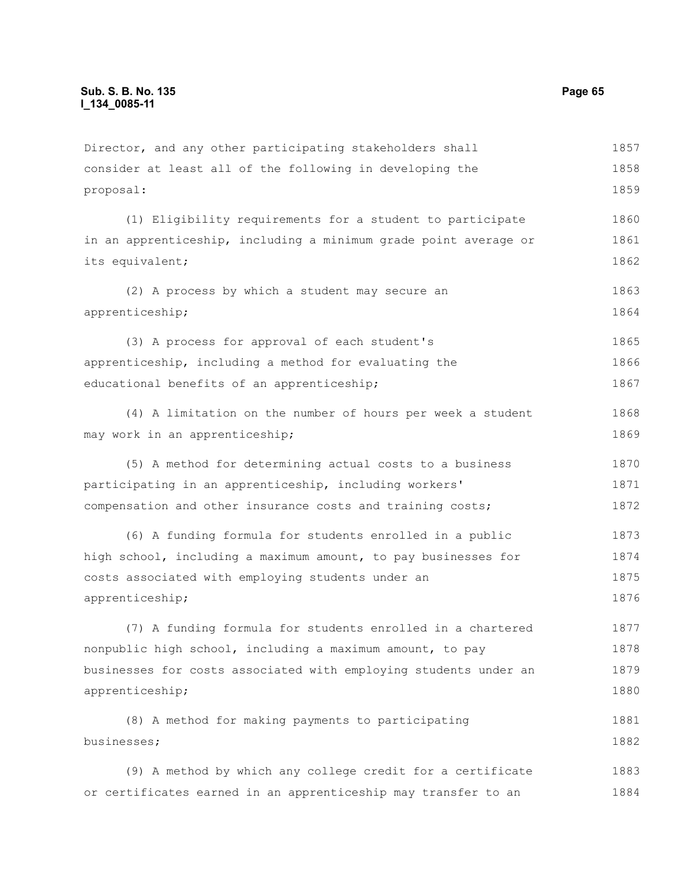Director, and any other participating stakeholders shall consider at least all of the following in developing the proposal:

(1) Eligibility requirements for a student to participate in an apprenticeship, including a minimum grade point average or its equivalent;

(2) A process by which a student may secure an apprenticeship;

(3) A process for approval of each student's apprenticeship, including a method for evaluating the educational benefits of an apprenticeship;

(4) A limitation on the number of hours per week a student may work in an apprenticeship;

(5) A method for determining actual costs to a business participating in an apprenticeship, including workers' compensation and other insurance costs and training costs;

(6) A funding formula for students enrolled in a public high school, including a maximum amount, to pay businesses for costs associated with employing students under an apprenticeship;

(7) A funding formula for students enrolled in a chartered nonpublic high school, including a maximum amount, to pay businesses for costs associated with employing students under an apprenticeship;

(8) A method for making payments to participating businesses;

(9) A method by which any college credit for a certificate or certificates earned in an apprenticeship may transfer to an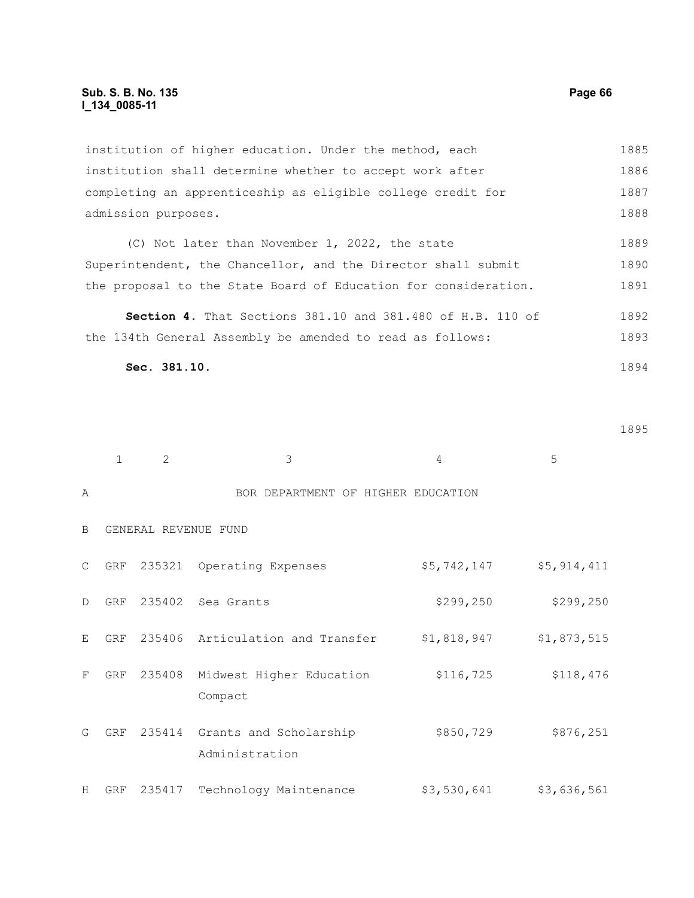institution of higher education. Under the method, each institution shall determine whether to accept work after completing an apprenticeship as eligible college credit for admission purposes.

(C) Not later than November 1, 2022, the state Superintendent, the Chancellor, and the Director shall submit the proposal to the State Board of Education for consideration.

**Section 4.** That Sections 381.10 and 381.480 of H.B. 110 of the 134th General Assembly be amended to read as follows:

**Sec. 381.10.**

| | 1 | 2 | 3 | 4 | 5 |
|---|---|---|---|---|---|
| A | | | BOR DEPARTMENT OF HIGHER EDUCATION | | |
| B | GENERAL REVENUE FUND | | | | |
| C | GRF | 235321 | Operating Expenses | $5,742,147 | $5,914,411 |
| D | GRF | 235402 | Sea Grants | $299,250 | $299,250 |
| E | GRF | 235406 | Articulation and Transfer | $1,818,947 | $1,873,515 |
| F | GRF | 235408 | Midwest Higher Education Compact | $116,725 | $118,476 |
| G | GRF | 235414 | Grants and Scholarship Administration | $850,729 | $876,251 |
| H | GRF | 235417 | Technology Maintenance | $3,530,641 | $3,636,561 |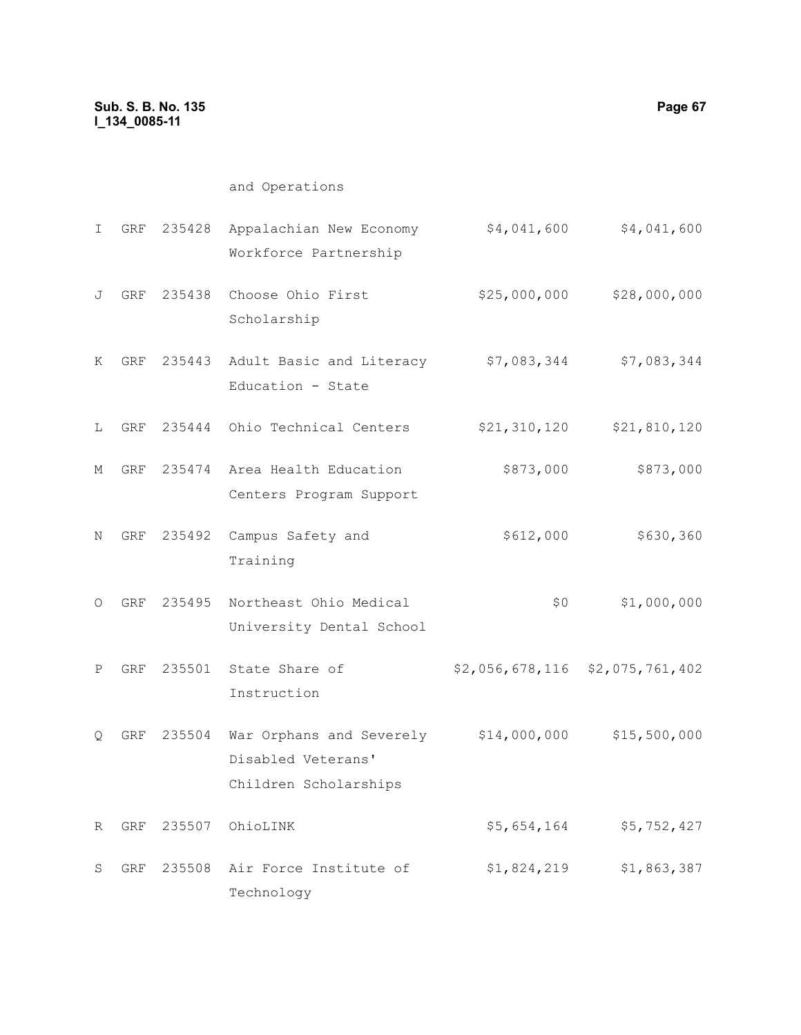| | | | | | |
|---|---|---|---|---|---|
| | | | and Operations | | |
| I | GRF | 235428 | Appalachian New Economy Workforce Partnership | $4,041,600 | $4,041,600 |
| J | GRF | 235438 | Choose Ohio First Scholarship | $25,000,000 | $28,000,000 |
| K | GRF | 235443 | Adult Basic and Literacy Education - State | $7,083,344 | $7,083,344 |
| L | GRF | 235444 | Ohio Technical Centers | $21,310,120 | $21,810,120 |
| M | GRF | 235474 | Area Health Education Centers Program Support | $873,000 | $873,000 |
| N | GRF | 235492 | Campus Safety and Training | $612,000 | $630,360 |
| O | GRF | 235495 | Northeast Ohio Medical University Dental School | $0 | $1,000,000 |
| P | GRF | 235501 | State Share of Instruction | $2,056,678,116 | $2,075,761,402 |
| Q | GRF | 235504 | War Orphans and Severely Disabled Veterans' Children Scholarships | $14,000,000 | $15,500,000 |
| R | GRF | 235507 | OhioLINK | $5,654,164 | $5,752,427 |
| S | GRF | 235508 | Air Force Institute of Technology | $1,824,219 | $1,863,387 |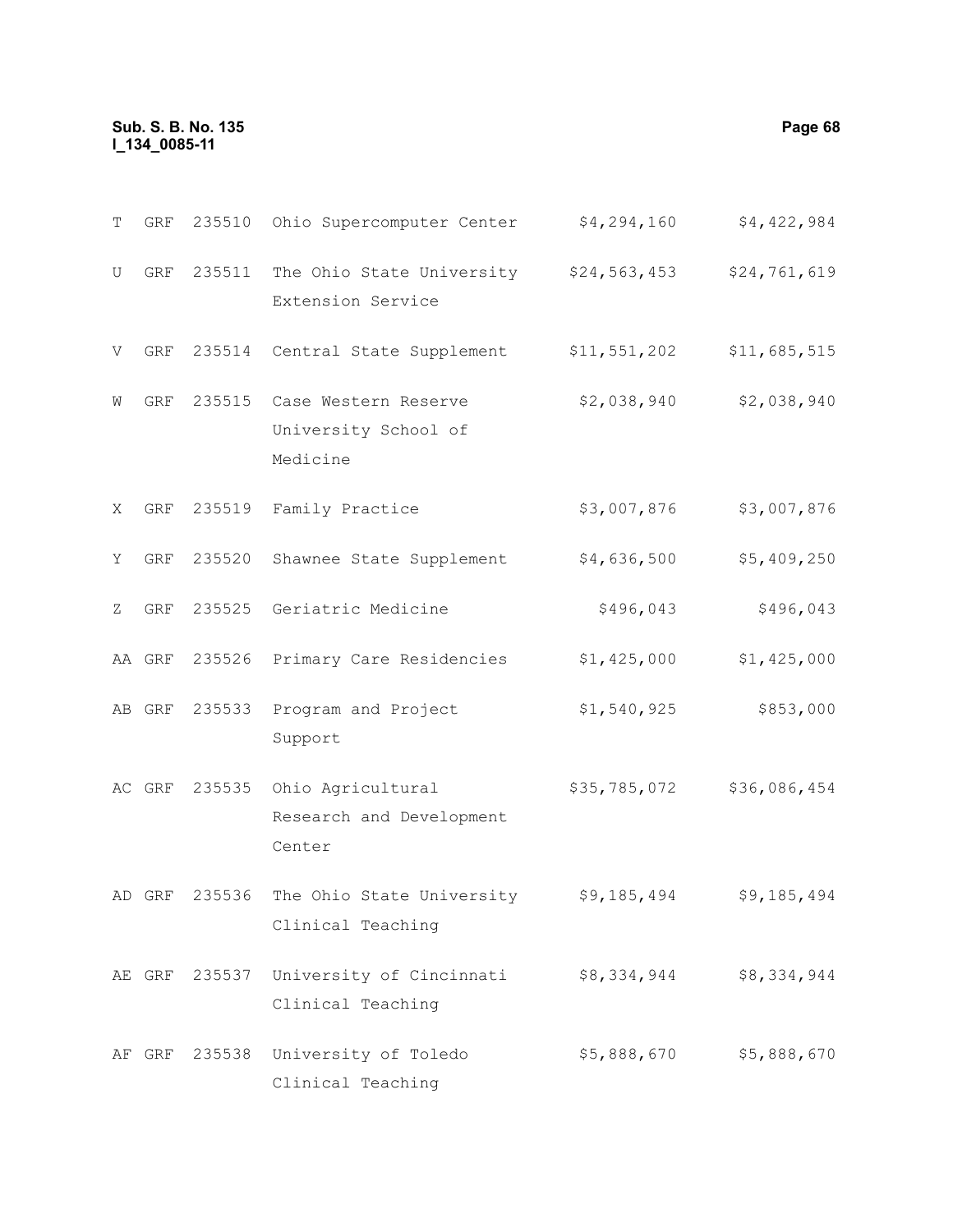| | | | | | |
|---|---|---|---|---|---|
| T | GRF | 235510 | Ohio Supercomputer Center | $4,294,160 | $4,422,984 |
| U | GRF | 235511 | The Ohio State University Extension Service | $24,563,453 | $24,761,619 |
| V | GRF | 235514 | Central State Supplement | $11,551,202 | $11,685,515 |
| W | GRF | 235515 | Case Western Reserve University School of Medicine | $2,038,940 | $2,038,940 |
| X | GRF | 235519 | Family Practice | $3,007,876 | $3,007,876 |
| Y | GRF | 235520 | Shawnee State Supplement | $4,636,500 | $5,409,250 |
| Z | GRF | 235525 | Geriatric Medicine | $496,043 | $496,043 |
| AA | GRF | 235526 | Primary Care Residencies | $1,425,000 | $1,425,000 |
| AB | GRF | 235533 | Program and Project Support | $1,540,925 | $853,000 |
| AC | GRF | 235535 | Ohio Agricultural Research and Development Center | $35,785,072 | $36,086,454 |
| AD | GRF | 235536 | The Ohio State University Clinical Teaching | $9,185,494 | $9,185,494 |
| AE | GRF | 235537 | University of Cincinnati Clinical Teaching | $8,334,944 | $8,334,944 |
| AF | GRF | 235538 | University of Toledo Clinical Teaching | $5,888,670 | $5,888,670 |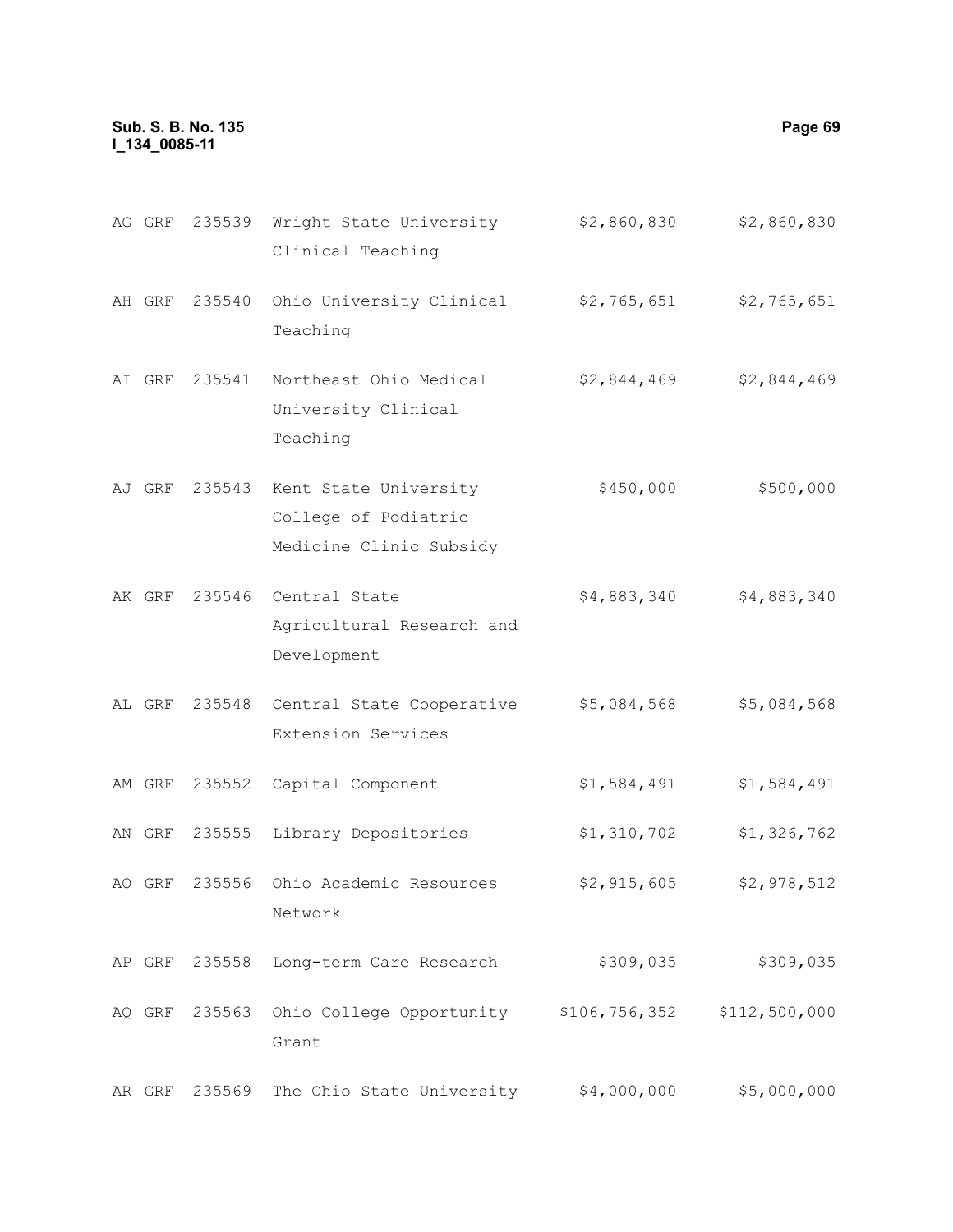| | | | | | |
|---|---|---|---|---|---|
| AG | GRF | 235539 | Wright State University Clinical Teaching | $2,860,830 | $2,860,830 |
| AH | GRF | 235540 | Ohio University Clinical Teaching | $2,765,651 | $2,765,651 |
| AI | GRF | 235541 | Northeast Ohio Medical University Clinical Teaching | $2,844,469 | $2,844,469 |
| AJ | GRF | 235543 | Kent State University College of Podiatric Medicine Clinic Subsidy | $450,000 | $500,000 |
| AK | GRF | 235546 | Central State Agricultural Research and Development | $4,883,340 | $4,883,340 |
| AL | GRF | 235548 | Central State Cooperative Extension Services | $5,084,568 | $5,084,568 |
| AM | GRF | 235552 | Capital Component | $1,584,491 | $1,584,491 |
| AN | GRF | 235555 | Library Depositories | $1,310,702 | $1,326,762 |
| AO | GRF | 235556 | Ohio Academic Resources Network | $2,915,605 | $2,978,512 |
| AP | GRF | 235558 | Long-term Care Research | $309,035 | $309,035 |
| AQ | GRF | 235563 | Ohio College Opportunity Grant | $106,756,352 | $112,500,000 |
| AR | GRF | 235569 | The Ohio State University | $4,000,000 | $5,000,000 |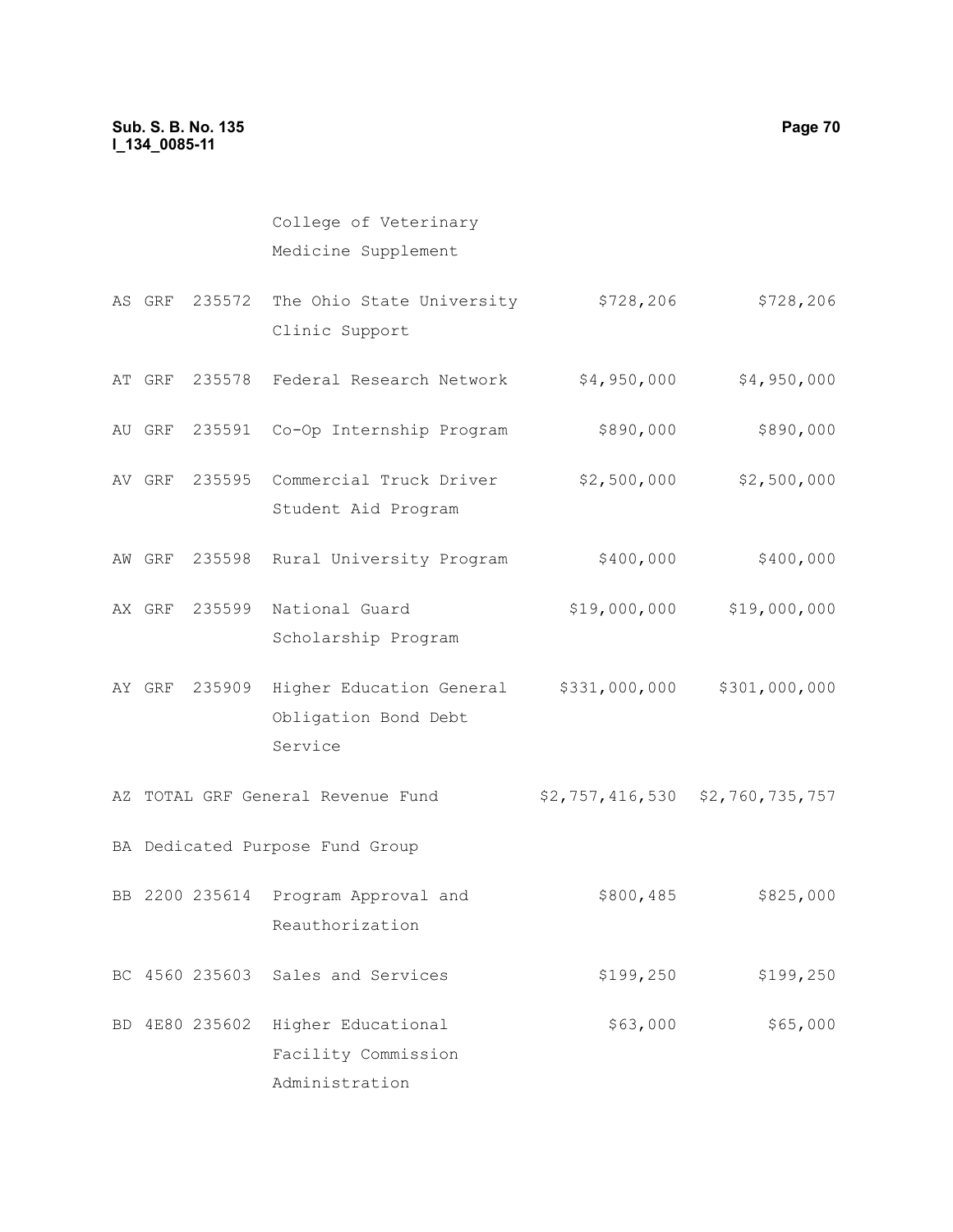| | | | | | |
|---|---|---|---|---|---|
| | | | College of Veterinary Medicine Supplement | | |
| AS | GRF | 235572 | The Ohio State University Clinic Support | $728,206 | $728,206 |
| AT | GRF | 235578 | Federal Research Network | $4,950,000 | $4,950,000 |
| AU | GRF | 235591 | Co-Op Internship Program | $890,000 | $890,000 |
| AV | GRF | 235595 | Commercial Truck Driver Student Aid Program | $2,500,000 | $2,500,000 |
| AW | GRF | 235598 | Rural University Program | $400,000 | $400,000 |
| AX | GRF | 235599 | National Guard Scholarship Program | $19,000,000 | $19,000,000 |
| AY | GRF | 235909 | Higher Education General Obligation Bond Debt Service | $331,000,000 | $301,000,000 |
| AZ | TOTAL GRF General Revenue Fund | | | $2,757,416,530 | $2,760,735,757 |
| BA | Dedicated Purpose Fund Group | | | | |
| BB | 2200 | 235614 | Program Approval and Reauthorization | $800,485 | $825,000 |
| BC | 4560 | 235603 | Sales and Services | $199,250 | $199,250 |
| BD | 4E80 | 235602 | Higher Educational Facility Commission Administration | $63,000 | $65,000 |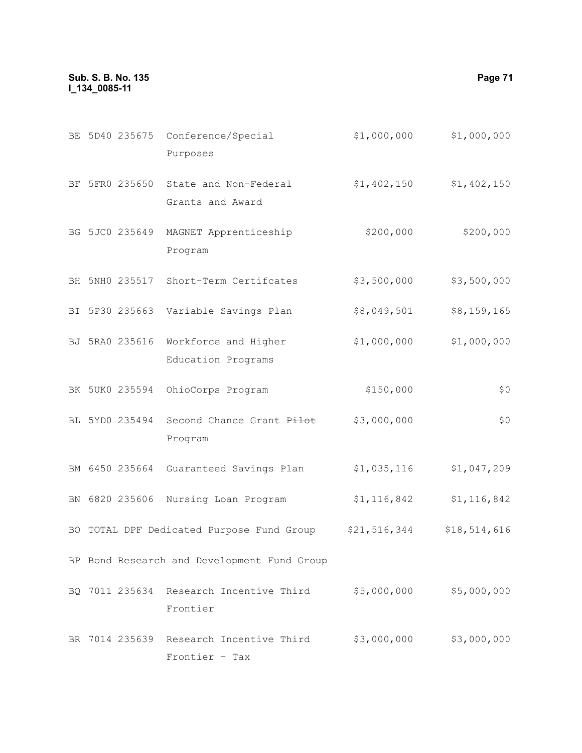| | | | | | |
|---|---|---|---|---|---|
| BE | 5D40 | 235675 | Conference/Special Purposes | $1,000,000 | $1,000,000 |
| BF | 5FR0 | 235650 | State and Non-Federal Grants and Award | $1,402,150 | $1,402,150 |
| BG | 5JC0 | 235649 | MAGNET Apprenticeship Program | $200,000 | $200,000 |
| BH | 5NH0 | 235517 | Short-Term Certifcates | $3,500,000 | $3,500,000 |
| BI | 5P30 | 235663 | Variable Savings Plan | $8,049,501 | $8,159,165 |
| BJ | 5RA0 | 235616 | Workforce and Higher Education Programs | $1,000,000 | $1,000,000 |
| BK | 5UK0 | 235594 | OhioCorps Program | $150,000 | $0 |
| BL | 5YD0 | 235494 | Second Chance Grant ~~Pilot~~ Program | $3,000,000 | $0 |
| BM | 6450 | 235664 | Guaranteed Savings Plan | $1,035,116 | $1,047,209 |
| BN | 6820 | 235606 | Nursing Loan Program | $1,116,842 | $1,116,842 |
| BO | TOTAL DPF Dedicated Purpose Fund Group | | | $21,516,344 | $18,514,616 |
| BP | Bond Research and Development Fund Group | | | | |
| BQ | 7011 | 235634 | Research Incentive Third Frontier | $5,000,000 | $5,000,000 |
| BR | 7014 | 235639 | Research Incentive Third Frontier - Tax | $3,000,000 | $3,000,000 |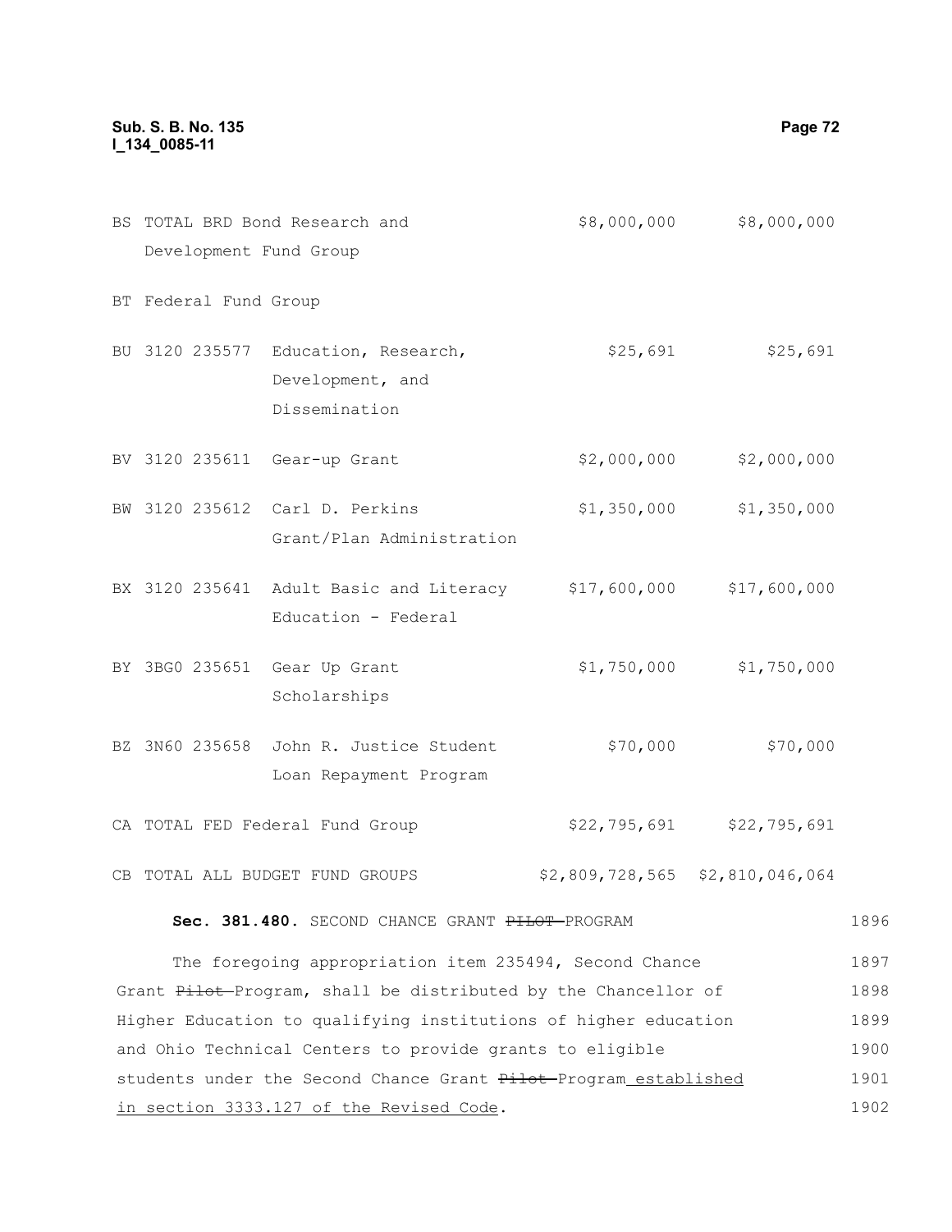| | | | | |
|---|---|---|---|---|
| BS TOTAL BRD Bond Research and Development Fund Group | | | $8,000,000 | $8,000,000 |
| BT Federal Fund Group | | | | |
| BU 3120 | 235577 | Education, Research, Development, and Dissemination | $25,691 | $25,691 |
| BV 3120 | 235611 | Gear-up Grant | $2,000,000 | $2,000,000 |
| BW 3120 | 235612 | Carl D. Perkins Grant/Plan Administration | $1,350,000 | $1,350,000 |
| BX 3120 | 235641 | Adult Basic and Literacy Education - Federal | $17,600,000 | $17,600,000 |
| BY 3BG0 | 235651 | Gear Up Grant Scholarships | $1,750,000 | $1,750,000 |
| BZ 3N60 | 235658 | John R. Justice Student Loan Repayment Program | $70,000 | $70,000 |
| CA TOTAL FED Federal Fund Group | | | $22,795,691 | $22,795,691 |
| CB TOTAL ALL BUDGET FUND GROUPS | | | $2,809,728,565 | $2,810,046,064 |

**Sec. 381.480.** SECOND CHANCE GRANT ~~PILOT~~ PROGRAM

The foregoing appropriation item 235494, Second Chance Grant ~~Pilot~~ Program, shall be distributed by the Chancellor of Higher Education to qualifying institutions of higher education and Ohio Technical Centers to provide grants to eligible students under the Second Chance Grant ~~Pilot~~ Program established in section 3333.127 of the Revised Code.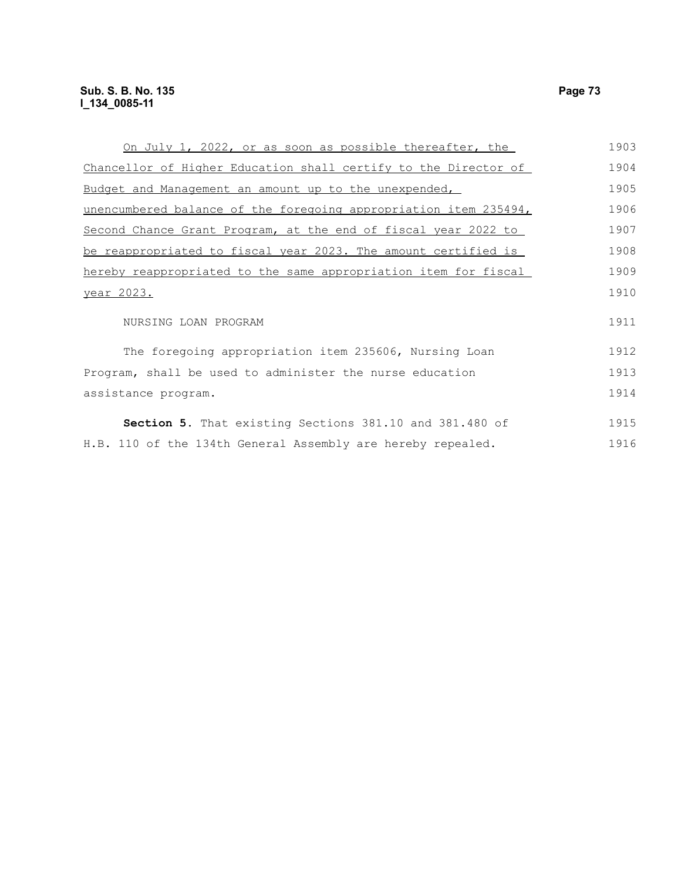On July 1, 2022, or as soon as possible thereafter, the Chancellor of Higher Education shall certify to the Director of Budget and Management an amount up to the unexpended, unencumbered balance of the foregoing appropriation item 235494, Second Chance Grant Program, at the end of fiscal year 2022 to be reappropriated to fiscal year 2023. The amount certified is hereby reappropriated to the same appropriation item for fiscal year 2023.

NURSING LOAN PROGRAM

The foregoing appropriation item 235606, Nursing Loan Program, shall be used to administer the nurse education assistance program.

**Section 5.** That existing Sections 381.10 and 381.480 of H.B. 110 of the 134th General Assembly are hereby repealed.